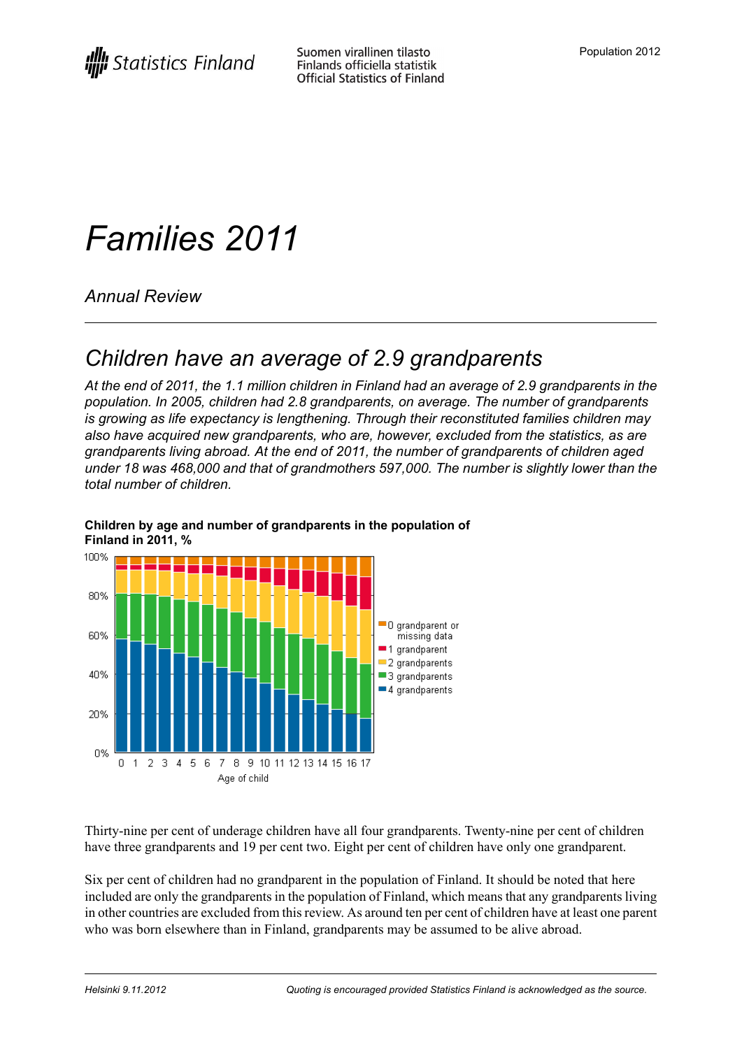Suomen virallinen tilasto
Finlands officiella statistik
Official Statistics of Finland

Population 2012

# Families 2011

*Annual Review*

## Children have an average of 2.9 grandparents

*At the end of 2011, the 1.1 million children in Finland had an average of 2.9 grandparents in the population. In 2005, children had 2.8 grandparents, on average. The number of grandparents is growing as life expectancy is lengthening. Through their reconstituted families children may also have acquired new grandparents, who are, however, excluded from the statistics, as are grandparents living abroad. At the end of 2011, the number of grandparents of children aged under 18 was 468,000 and that of grandmothers 597,000. The number is slightly lower than the total number of children.*

**Children by age and number of grandparents in the population of Finland in 2011, %**

Thirty-nine per cent of underage children have all four grandparents. Twenty-nine per cent of children have three grandparents and 19 per cent two. Eight per cent of children have only one grandparent.

Six per cent of children had no grandparent in the population of Finland. It should be noted that here included are only the grandparents in the population of Finland, which means that any grandparents living in other countries are excluded from this review. As around ten per cent of children have at least one parent who was born elsewhere than in Finland, grandparents may be assumed to be alive abroad.

*Helsinki 9.11.2012* *Quoting is encouraged provided Statistics Finland is acknowledged as the source.*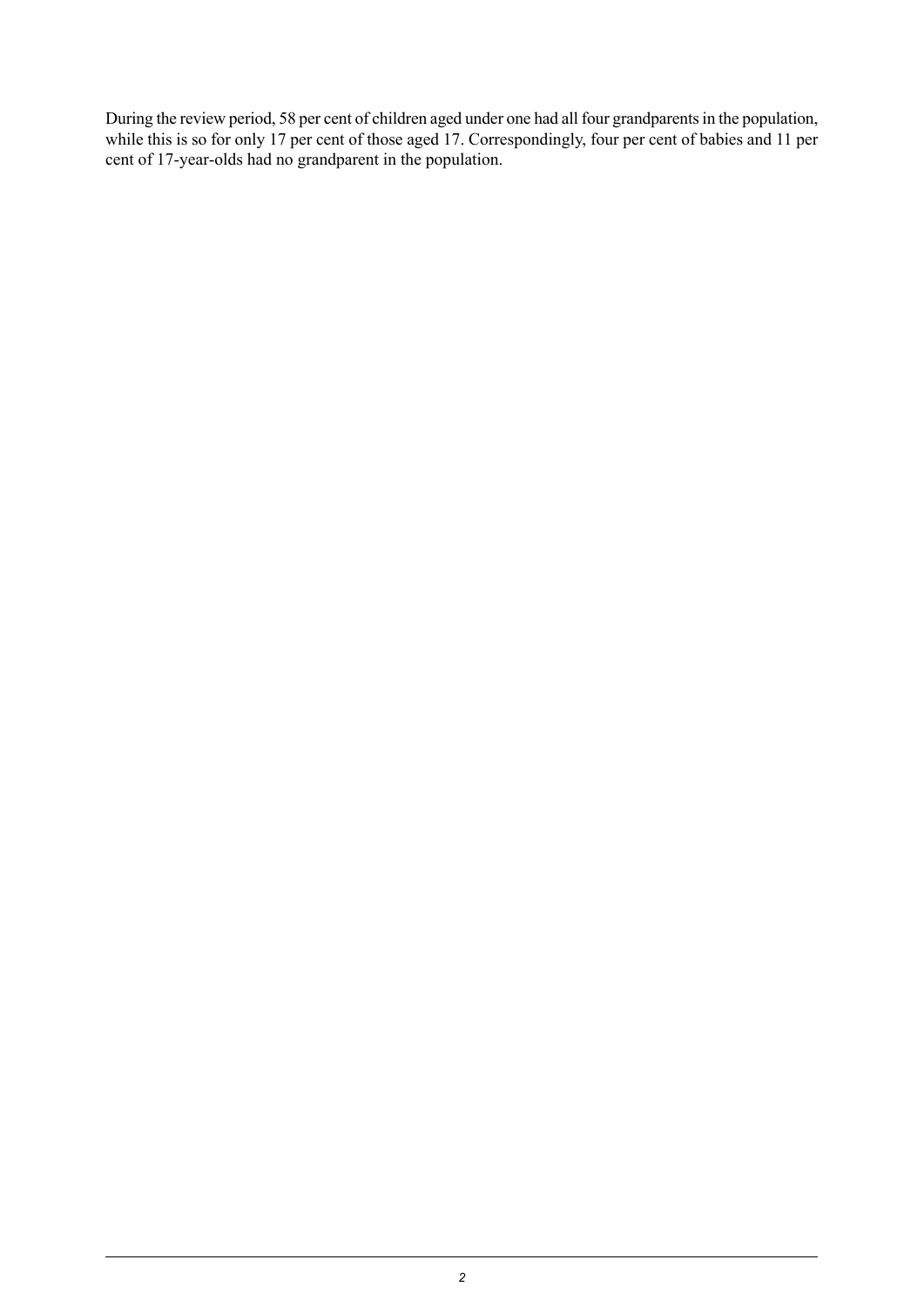During the review period, 58 per cent of children aged under one had all four grandparents in the population, while this is so for only 17 per cent of those aged 17. Correspondingly, four per cent of babies and 11 per cent of 17-year-olds had no grandparent in the population.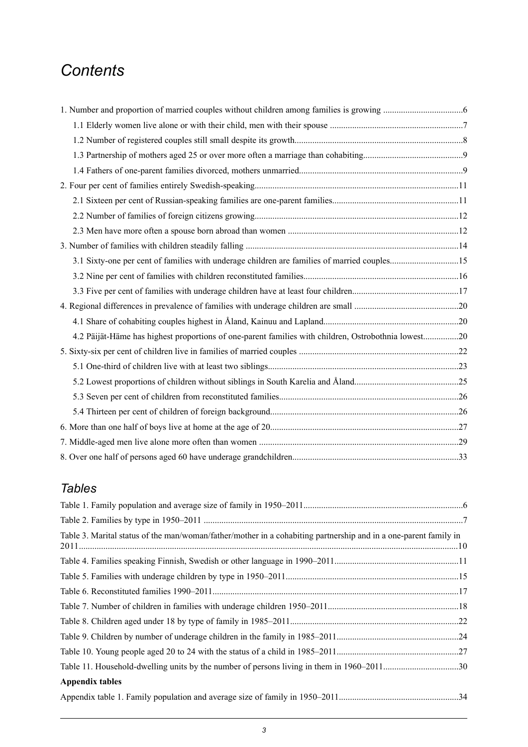# *Contents*

1. Number and proportion of married couples without children among families is growing ....................................6
   - 1.1 Elderly women live alone or with their child, men with their spouse ............................................................7
   - 1.2 Number of registered couples still small despite its growth............................................................................8
   - 1.3 Partnership of mothers aged 25 or over more often a marriage than cohabiting.............................................9
   - 1.4 Fathers of one-parent families divorced, mothers unmarried..........................................................................9
2. Four per cent of families entirely Swedish-speaking...........................................................................................11
   - 2.1 Sixteen per cent of Russian-speaking families are one-parent families.........................................................11
   - 2.2 Number of families of foreign citizens growing...........................................................................................12
   - 2.3 Men have more often a spouse born abroad than women ............................................................................12
3. Number of families with children steadily falling ...............................................................................................14
   - 3.1 Sixty-one per cent of families with underage children are families of married couples...............................15
   - 3.2 Nine per cent of families with children reconstituted families.....................................................................16
   - 3.3 Five per cent of families with underage children have at least four children................................................17
4. Regional differences in prevalence of families with underage children are small ...............................................20
   - 4.1 Share of cohabiting couples highest in Åland, Kainuu and Lapland............................................................20
   - 4.2 Päijät-Häme has highest proportions of one-parent families with children, Ostrobothnia lowest................20
5. Sixty-six per cent of children live in families of married couples .......................................................................22
   - 5.1 One-third of children live with at least two siblings.....................................................................................23
   - 5.2 Lowest proportions of children without siblings in South Karelia and Åland..............................................25
   - 5.3 Seven per cent of children from reconstituted families................................................................................26
   - 5.4 Thirteen per cent of children of foreign background....................................................................................26
6. More than one half of boys live at home at the age of 20....................................................................................27
7. Middle-aged men live alone more often than women .........................................................................................29
8. Over one half of persons aged 60 have underage grandchildren..........................................................................33

## *Tables*

Table 1. Family population and average size of family in 1950–2011.......................................................................6

Table 2. Families by type in 1950–2011 ....................................................................................................................7

Table 3. Marital status of the man/woman/father/mother in a cohabiting partnership and in a one-parent family in 2011..........................................................................................................................................................10

Table 4. Families speaking Finnish, Swedish or other language in 1990–2011........................................................11

Table 5. Families with underage children by type in 1950–2011.............................................................................15

Table 6. Reconstituted families 1990–2011..............................................................................................................17

Table 7. Number of children in families with underage children 1950–2011...........................................................18

Table 8. Children aged under 18 by type of family in 1985–2011...........................................................................22

Table 9. Children by number of underage children in the family in 1985–2011.......................................................24

Table 10. Young people aged 20 to 24 with the status of a child in 1985–2011.......................................................27

Table 11. Household-dwelling units by the number of persons living in them in 1960–2011..................................30

**Appendix tables**

Appendix table 1. Family population and average size of family in 1950–2011......................................................34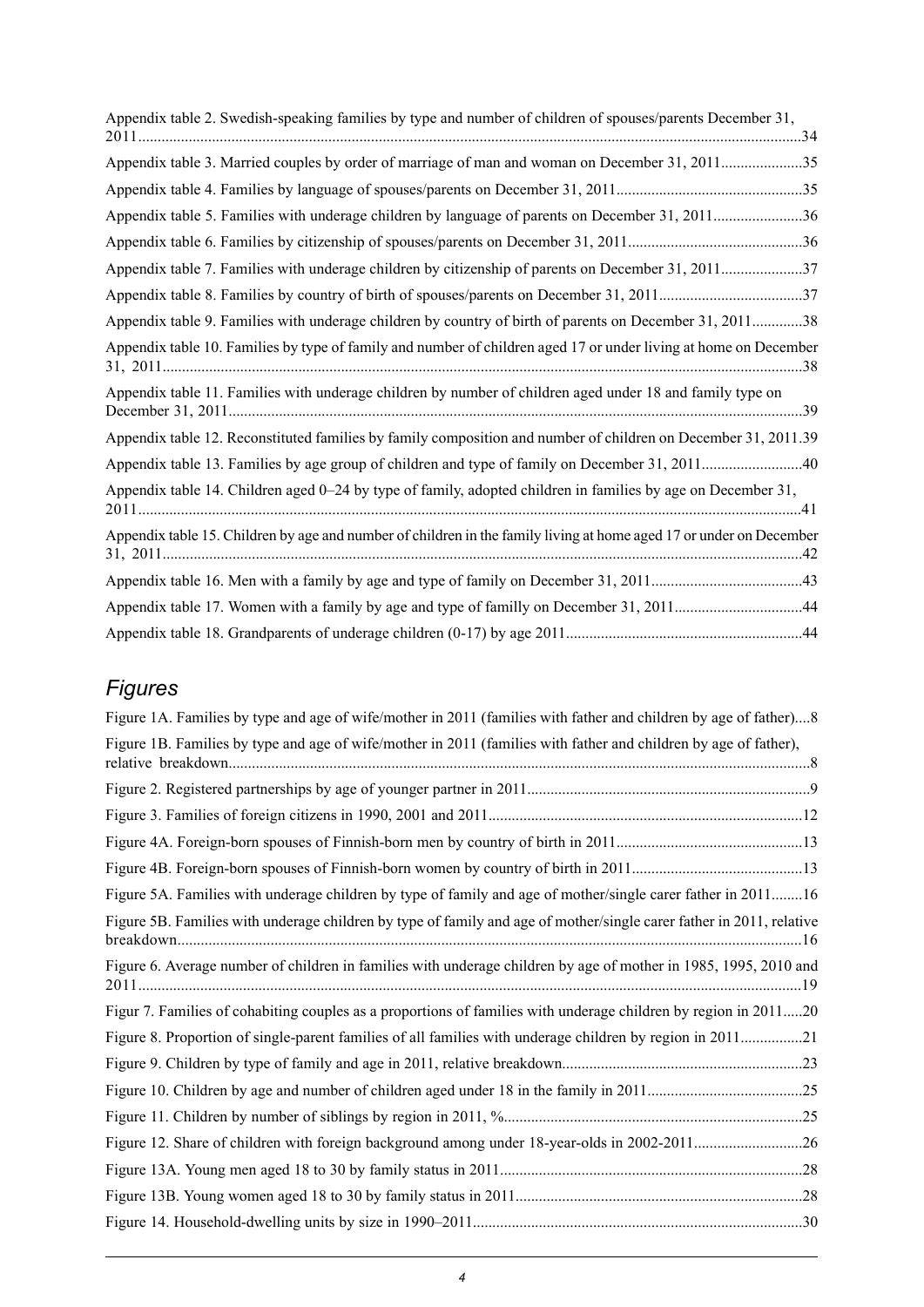Appendix table 2. Swedish-speaking families by type and number of children of spouses/parents December 31, 2011 ....................................................................................................................................................34

Appendix table 3. Married couples by order of marriage of man and woman on December 31, 2011.....................35

Appendix table 4. Families by language of spouses/parents on December 31, 2011................................................35

Appendix table 5. Families with underage children by language of parents on December 31, 2011.......................36

Appendix table 6. Families by citizenship of spouses/parents on December 31, 2011.............................................36

Appendix table 7. Families with underage children by citizenship of parents on December 31, 2011.....................37

Appendix table 8. Families by country of birth of spouses/parents on December 31, 2011.....................................37

Appendix table 9. Families with underage children by country of birth of parents on December 31, 2011.............38

Appendix table 10. Families by type of family and number of children aged 17 or under living at home on December 31, 2011 ..................................................................................................................................................38

Appendix table 11. Families with underage children by number of children aged under 18 and family type on December 31, 2011.................................................................................................................................................39

Appendix table 12. Reconstituted families by family composition and number of children on December 31, 2011.39

Appendix table 13. Families by age group of children and type of family on December 31, 2011..........................40

Appendix table 14. Children aged 0–24 by type of family, adopted children in families by age on December 31, 2011 ....................................................................................................................................................41

Appendix table 15. Children by age and number of children in the family living at home aged 17 or under on December 31, 2011 ..................................................................................................................................................42

Appendix table 16. Men with a family by age and type of family on December 31, 2011.......................................43

Appendix table 17. Women with a family by age and type of familly on December 31, 2011.................................44

Appendix table 18. Grandparents of underage children (0-17) by age 2011............................................................44

## *Figures*

Figure 1A. Families by type and age of wife/mother in 2011 (families with father and children by age of father)....8

Figure 1B. Families by type and age of wife/mother in 2011 (families with father and children by age of father), relative breakdown....................................................................................................................................................8

Figure 2. Registered partnerships by age of younger partner in 2011........................................................................9

Figure 3. Families of foreign citizens in 1990, 2001 and 2011................................................................................12

Figure 4A. Foreign-born spouses of Finnish-born men by country of birth in 2011................................................13

Figure 4B. Foreign-born spouses of Finnish-born women by country of birth in 2011............................................13

Figure 5A. Families with underage children by type of family and age of mother/single carer father in 2011........16

Figure 5B. Families with underage children by type of family and age of mother/single carer father in 2011, relative breakdown...............................................................................................................................................16

Figure 6. Average number of children in families with underage children by age of mother in 1985, 1995, 2010 and 2011 ....................................................................................................................................................19

Figur 7. Families of cohabiting couples as a proportions of families with underage children by region in 2011.....20

Figure 8. Proportion of single-parent families of all families with underage children by region in 2011................21

Figure 9. Children by type of family and age in 2011, relative breakdown.............................................................23

Figure 10. Children by age and number of children aged under 18 in the family in 2011........................................25

Figure 11. Children by number of siblings by region in 2011, %............................................................................25

Figure 12. Share of children with foreign background among under 18-year-olds in 2002-2011............................26

Figure 13A. Young men aged 18 to 30 by family status in 2011.............................................................................28

Figure 13B. Young women aged 18 to 30 by family status in 2011.........................................................................28

Figure 14. Household-dwelling units by size in 1990–2011....................................................................................30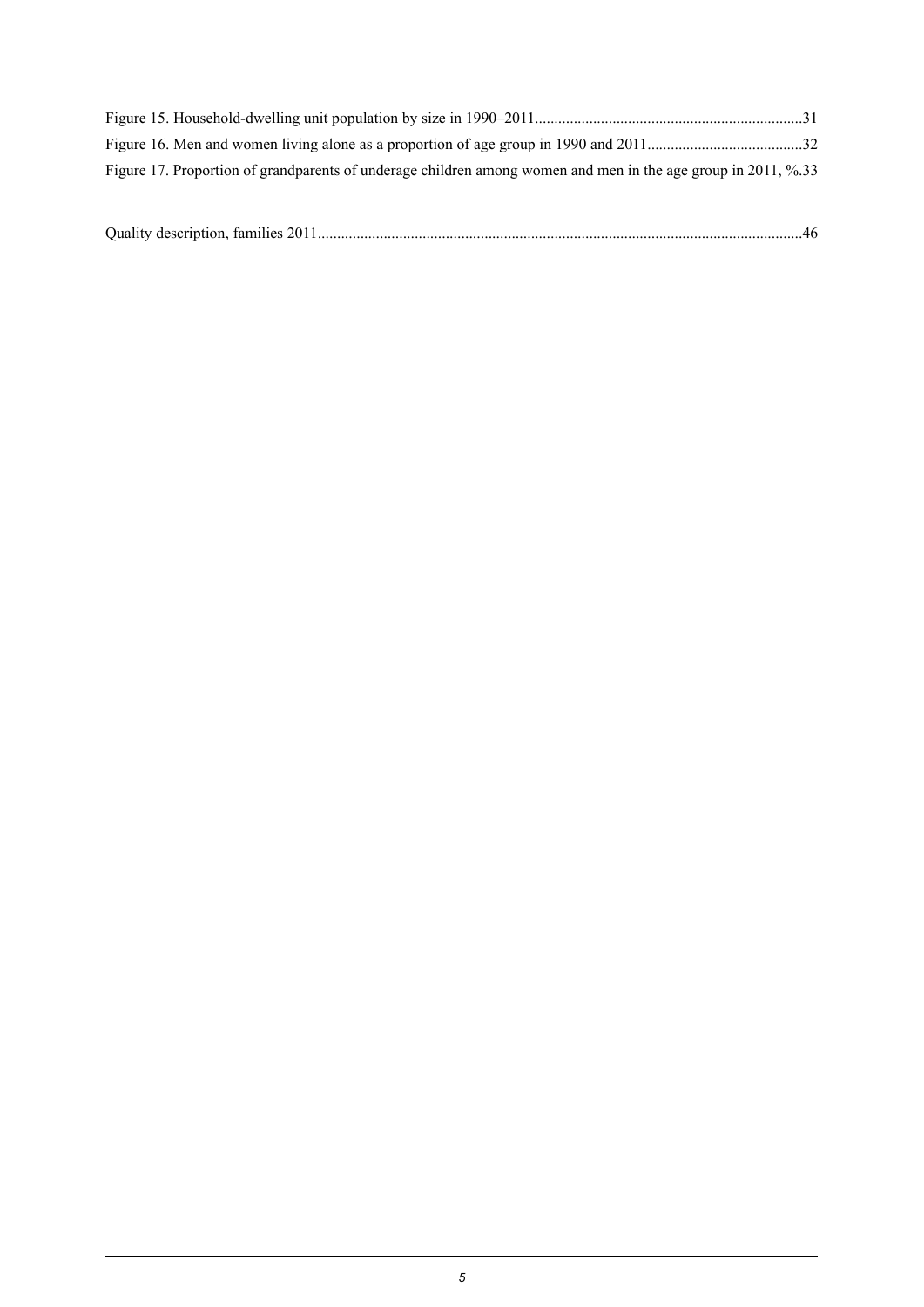Figure 15. Household-dwelling unit population by size in 1990–2011....................................................................31

Figure 16. Men and women living alone as a proportion of age group in 1990 and 2011........................................32

Figure 17. Proportion of grandparents of underage children among women and men in the age group in 2011, %.33

Quality description, families 2011...........................................................................................................................46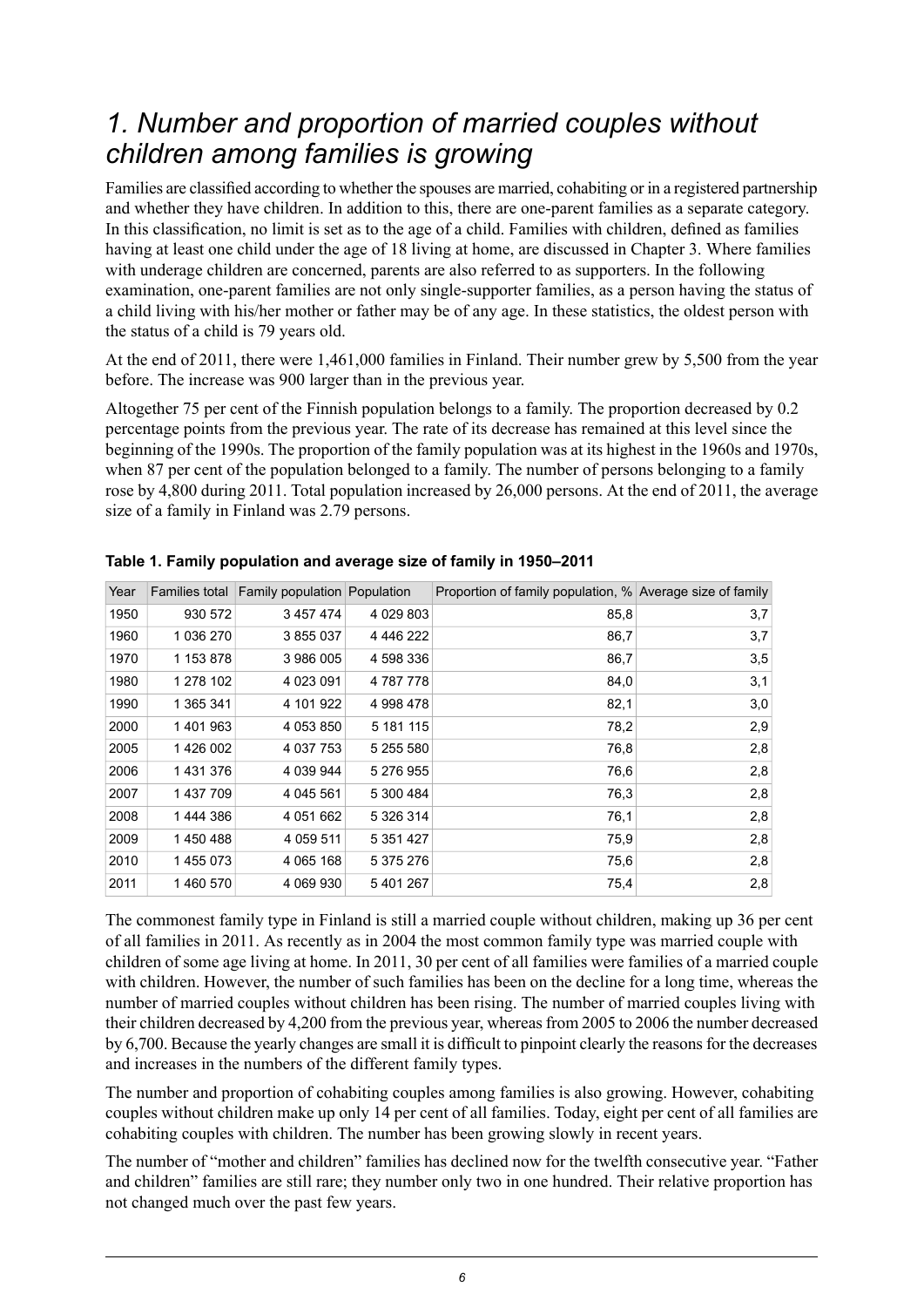# *1. Number and proportion of married couples without children among families is growing*

Families are classified according to whether the spouses are married, cohabiting or in a registered partnership and whether they have children. In addition to this, there are one-parent families as a separate category. In this classification, no limit is set as to the age of a child. Families with children, defined as families having at least one child under the age of 18 living at home, are discussed in Chapter 3. Where families with underage children are concerned, parents are also referred to as supporters. In the following examination, one-parent families are not only single-supporter families, as a person having the status of a child living with his/her mother or father may be of any age. In these statistics, the oldest person with the status of a child is 79 years old.

At the end of 2011, there were 1,461,000 families in Finland. Their number grew by 5,500 from the year before. The increase was 900 larger than in the previous year.

Altogether 75 per cent of the Finnish population belongs to a family. The proportion decreased by 0.2 percentage points from the previous year. The rate of its decrease has remained at this level since the beginning of the 1990s. The proportion of the family population was at its highest in the 1960s and 1970s, when 87 per cent of the population belonged to a family. The number of persons belonging to a family rose by 4,800 during 2011. Total population increased by 26,000 persons. At the end of 2011, the average size of a family in Finland was 2.79 persons.

**Table 1. Family population and average size of family in 1950–2011**

| Year | Families total | Family population | Population | Proportion of family population, % | Average size of family |
|---|---|---|---|---|---|
| 1950 | 930 572 | 3 457 474 | 4 029 803 | 85,8 | 3,7 |
| 1960 | 1 036 270 | 3 855 037 | 4 446 222 | 86,7 | 3,7 |
| 1970 | 1 153 878 | 3 986 005 | 4 598 336 | 86,7 | 3,5 |
| 1980 | 1 278 102 | 4 023 091 | 4 787 778 | 84,0 | 3,1 |
| 1990 | 1 365 341 | 4 101 922 | 4 998 478 | 82,1 | 3,0 |
| 2000 | 1 401 963 | 4 053 850 | 5 181 115 | 78,2 | 2,9 |
| 2005 | 1 426 002 | 4 037 753 | 5 255 580 | 76,8 | 2,8 |
| 2006 | 1 431 376 | 4 039 944 | 5 276 955 | 76,6 | 2,8 |
| 2007 | 1 437 709 | 4 045 561 | 5 300 484 | 76,3 | 2,8 |
| 2008 | 1 444 386 | 4 051 662 | 5 326 314 | 76,1 | 2,8 |
| 2009 | 1 450 488 | 4 059 511 | 5 351 427 | 75,9 | 2,8 |
| 2010 | 1 455 073 | 4 065 168 | 5 375 276 | 75,6 | 2,8 |
| 2011 | 1 460 570 | 4 069 930 | 5 401 267 | 75,4 | 2,8 |

The commonest family type in Finland is still a married couple without children, making up 36 per cent of all families in 2011. As recently as in 2004 the most common family type was married couple with children of some age living at home. In 2011, 30 per cent of all families were families of a married couple with children. However, the number of such families has been on the decline for a long time, whereas the number of married couples without children has been rising. The number of married couples living with their children decreased by 4,200 from the previous year, whereas from 2005 to 2006 the number decreased by 6,700. Because the yearly changes are small it is difficult to pinpoint clearly the reasons for the decreases and increases in the numbers of the different family types.

The number and proportion of cohabiting couples among families is also growing. However, cohabiting couples without children make up only 14 per cent of all families. Today, eight per cent of all families are cohabiting couples with children. The number has been growing slowly in recent years.

The number of "mother and children" families has declined now for the twelfth consecutive year. "Father and children" families are still rare; they number only two in one hundred. Their relative proportion has not changed much over the past few years.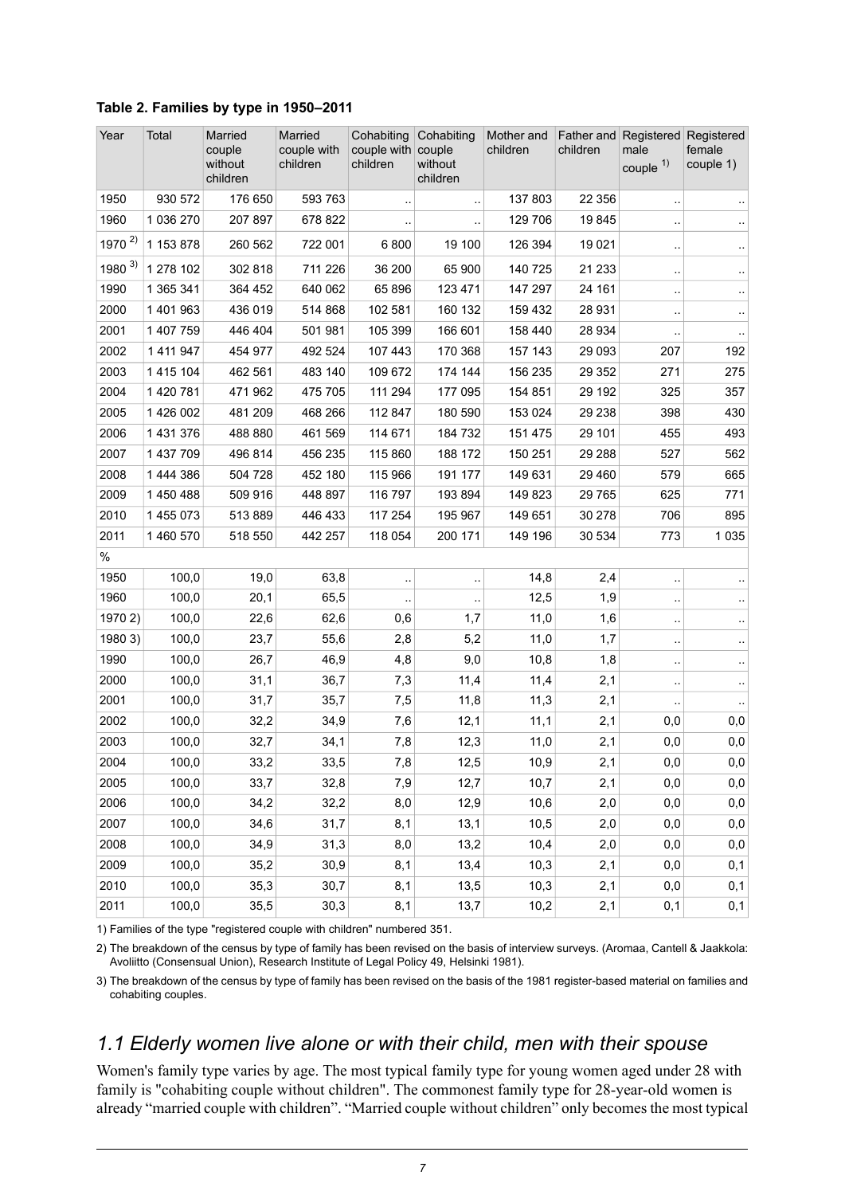**Table 2. Families by type in 1950–2011**

| Year | Total | Married couple without children | Married couple with children | Cohabiting couple with children | Cohabiting couple without children | Mother and children | Father and children | Registered male couple [1)] | Registered female couple 1) |
|---|---|---|---|---|---|---|---|---|---|
| 1950 | 930 572 | 176 650 | 593 763 | .. | .. | 137 803 | 22 356 | .. | .. |
| 1960 | 1 036 270 | 207 897 | 678 822 | .. | .. | 129 706 | 19 845 | .. | .. |
| 1970 [2)] | 1 153 878 | 260 562 | 722 001 | 6 800 | 19 100 | 126 394 | 19 021 | .. | .. |
| 1980 [3)] | 1 278 102 | 302 818 | 711 226 | 36 200 | 65 900 | 140 725 | 21 233 | .. | .. |
| 1990 | 1 365 341 | 364 452 | 640 062 | 65 896 | 123 471 | 147 297 | 24 161 | .. | .. |
| 2000 | 1 401 963 | 436 019 | 514 868 | 102 581 | 160 132 | 159 432 | 28 931 | .. | .. |
| 2001 | 1 407 759 | 446 404 | 501 981 | 105 399 | 166 601 | 158 440 | 28 934 | .. | .. |
| 2002 | 1 411 947 | 454 977 | 492 524 | 107 443 | 170 368 | 157 143 | 29 093 | 207 | 192 |
| 2003 | 1 415 104 | 462 561 | 483 140 | 109 672 | 174 144 | 156 235 | 29 352 | 271 | 275 |
| 2004 | 1 420 781 | 471 962 | 475 705 | 111 294 | 177 095 | 154 851 | 29 192 | 325 | 357 |
| 2005 | 1 426 002 | 481 209 | 468 266 | 112 847 | 180 590 | 153 024 | 29 238 | 398 | 430 |
| 2006 | 1 431 376 | 488 880 | 461 569 | 114 671 | 184 732 | 151 475 | 29 101 | 455 | 493 |
| 2007 | 1 437 709 | 496 814 | 456 235 | 115 860 | 188 172 | 150 251 | 29 288 | 527 | 562 |
| 2008 | 1 444 386 | 504 728 | 452 180 | 115 966 | 191 177 | 149 631 | 29 460 | 579 | 665 |
| 2009 | 1 450 488 | 509 916 | 448 897 | 116 797 | 193 894 | 149 823 | 29 765 | 625 | 771 |
| 2010 | 1 455 073 | 513 889 | 446 433 | 117 254 | 195 967 | 149 651 | 30 278 | 706 | 895 |
| 2011 | 1 460 570 | 518 550 | 442 257 | 118 054 | 200 171 | 149 196 | 30 534 | 773 | 1 035 |
| % | | | | | | | | | |
| 1950 | 100,0 | 19,0 | 63,8 | .. | .. | 14,8 | 2,4 | .. | .. |
| 1960 | 100,0 | 20,1 | 65,5 | .. | .. | 12,5 | 1,9 | .. | .. |
| 1970 2) | 100,0 | 22,6 | 62,6 | 0,6 | 1,7 | 11,0 | 1,6 | .. | .. |
| 1980 3) | 100,0 | 23,7 | 55,6 | 2,8 | 5,2 | 11,0 | 1,7 | .. | .. |
| 1990 | 100,0 | 26,7 | 46,9 | 4,8 | 9,0 | 10,8 | 1,8 | .. | .. |
| 2000 | 100,0 | 31,1 | 36,7 | 7,3 | 11,4 | 11,4 | 2,1 | .. | .. |
| 2001 | 100,0 | 31,7 | 35,7 | 7,5 | 11,8 | 11,3 | 2,1 | .. | .. |
| 2002 | 100,0 | 32,2 | 34,9 | 7,6 | 12,1 | 11,1 | 2,1 | 0,0 | 0,0 |
| 2003 | 100,0 | 32,7 | 34,1 | 7,8 | 12,3 | 11,0 | 2,1 | 0,0 | 0,0 |
| 2004 | 100,0 | 33,2 | 33,5 | 7,8 | 12,5 | 10,9 | 2,1 | 0,0 | 0,0 |
| 2005 | 100,0 | 33,7 | 32,8 | 7,9 | 12,7 | 10,7 | 2,1 | 0,0 | 0,0 |
| 2006 | 100,0 | 34,2 | 32,2 | 8,0 | 12,9 | 10,6 | 2,0 | 0,0 | 0,0 |
| 2007 | 100,0 | 34,6 | 31,7 | 8,1 | 13,1 | 10,5 | 2,0 | 0,0 | 0,0 |
| 2008 | 100,0 | 34,9 | 31,3 | 8,0 | 13,2 | 10,4 | 2,0 | 0,0 | 0,0 |
| 2009 | 100,0 | 35,2 | 30,9 | 8,1 | 13,4 | 10,3 | 2,1 | 0,0 | 0,1 |
| 2010 | 100,0 | 35,3 | 30,7 | 8,1 | 13,5 | 10,3 | 2,1 | 0,0 | 0,1 |
| 2011 | 100,0 | 35,5 | 30,3 | 8,1 | 13,7 | 10,2 | 2,1 | 0,1 | 0,1 |

1) Families of the type "registered couple with children" numbered 351.

2) The breakdown of the census by type of family has been revised on the basis of interview surveys. (Aromaa, Cantell & Jaakkola: Avoliitto (Consensual Union), Research Institute of Legal Policy 49, Helsinki 1981).

3) The breakdown of the census by type of family has been revised on the basis of the 1981 register-based material on families and cohabiting couples.

## *1.1 Elderly women live alone or with their child, men with their spouse*

Women's family type varies by age. The most typical family type for young women aged under 28 with family is "cohabiting couple without children". The commonest family type for 28-year-old women is already "married couple with children". "Married couple without children" only becomes the most typical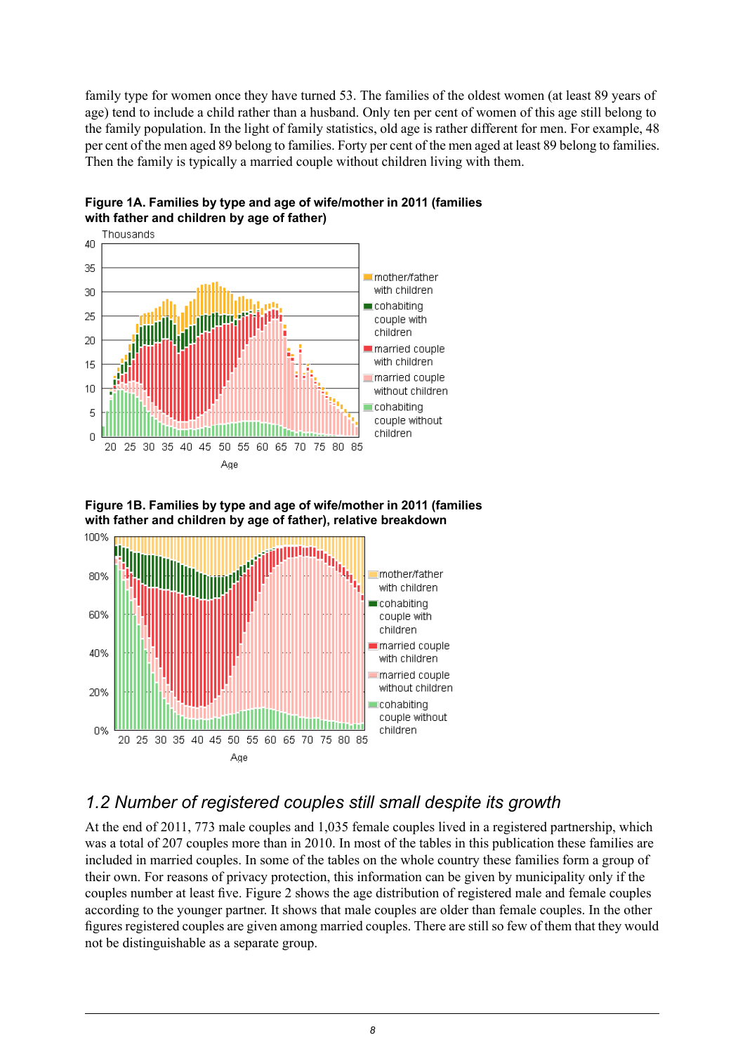family type for women once they have turned 53. The families of the oldest women (at least 89 years of age) tend to include a child rather than a husband. Only ten per cent of women of this age still belong to the family population. In the light of family statistics, old age is rather different for men. For example, 48 per cent of the men aged 89 belong to families. Forty per cent of the men aged at least 89 belong to families. Then the family is typically a married couple without children living with them.

**Figure 1A. Families by type and age of wife/mother in 2011 (families with father and children by age of father)**

**Figure 1B. Families by type and age of wife/mother in 2011 (families with father and children by age of father), relative breakdown**

## *1.2 Number of registered couples still small despite its growth*

At the end of 2011, 773 male couples and 1,035 female couples lived in a registered partnership, which was a total of 207 couples more than in 2010. In most of the tables in this publication these families are included in married couples. In some of the tables on the whole country these families form a group of their own. For reasons of privacy protection, this information can be given by municipality only if the couples number at least five. Figure 2 shows the age distribution of registered male and female couples according to the younger partner. It shows that male couples are older than female couples. In the other figures registered couples are given among married couples. There are still so few of them that they would not be distinguishable as a separate group.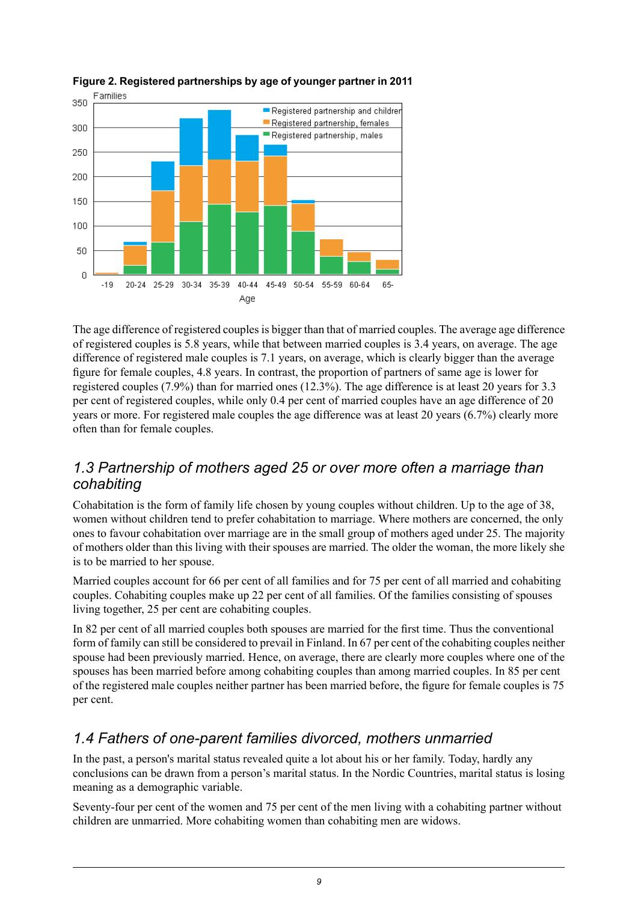**Figure 2. Registered partnerships by age of younger partner in 2011**

The age difference of registered couples is bigger than that of married couples. The average age difference of registered couples is 5.8 years, while that between married couples is 3.4 years, on average. The age difference of registered male couples is 7.1 years, on average, which is clearly bigger than the average figure for female couples, 4.8 years. In contrast, the proportion of partners of same age is lower for registered couples (7.9%) than for married ones (12.3%). The age difference is at least 20 years for 3.3 per cent of registered couples, while only 0.4 per cent of married couples have an age difference of 20 years or more. For registered male couples the age difference was at least 20 years (6.7%) clearly more often than for female couples.

## *1.3 Partnership of mothers aged 25 or over more often a marriage than cohabiting*

Cohabitation is the form of family life chosen by young couples without children. Up to the age of 38, women without children tend to prefer cohabitation to marriage. Where mothers are concerned, the only ones to favour cohabitation over marriage are in the small group of mothers aged under 25. The majority of mothers older than this living with their spouses are married. The older the woman, the more likely she is to be married to her spouse.

Married couples account for 66 per cent of all families and for 75 per cent of all married and cohabiting couples. Cohabiting couples make up 22 per cent of all families. Of the families consisting of spouses living together, 25 per cent are cohabiting couples.

In 82 per cent of all married couples both spouses are married for the first time. Thus the conventional form of family can still be considered to prevail in Finland. In 67 per cent of the cohabiting couples neither spouse had been previously married. Hence, on average, there are clearly more couples where one of the spouses has been married before among cohabiting couples than among married couples. In 85 per cent of the registered male couples neither partner has been married before, the figure for female couples is 75 per cent.

## *1.4 Fathers of one-parent families divorced, mothers unmarried*

In the past, a person's marital status revealed quite a lot about his or her family. Today, hardly any conclusions can be drawn from a person's marital status. In the Nordic Countries, marital status is losing meaning as a demographic variable.

Seventy-four per cent of the women and 75 per cent of the men living with a cohabiting partner without children are unmarried. More cohabiting women than cohabiting men are widows.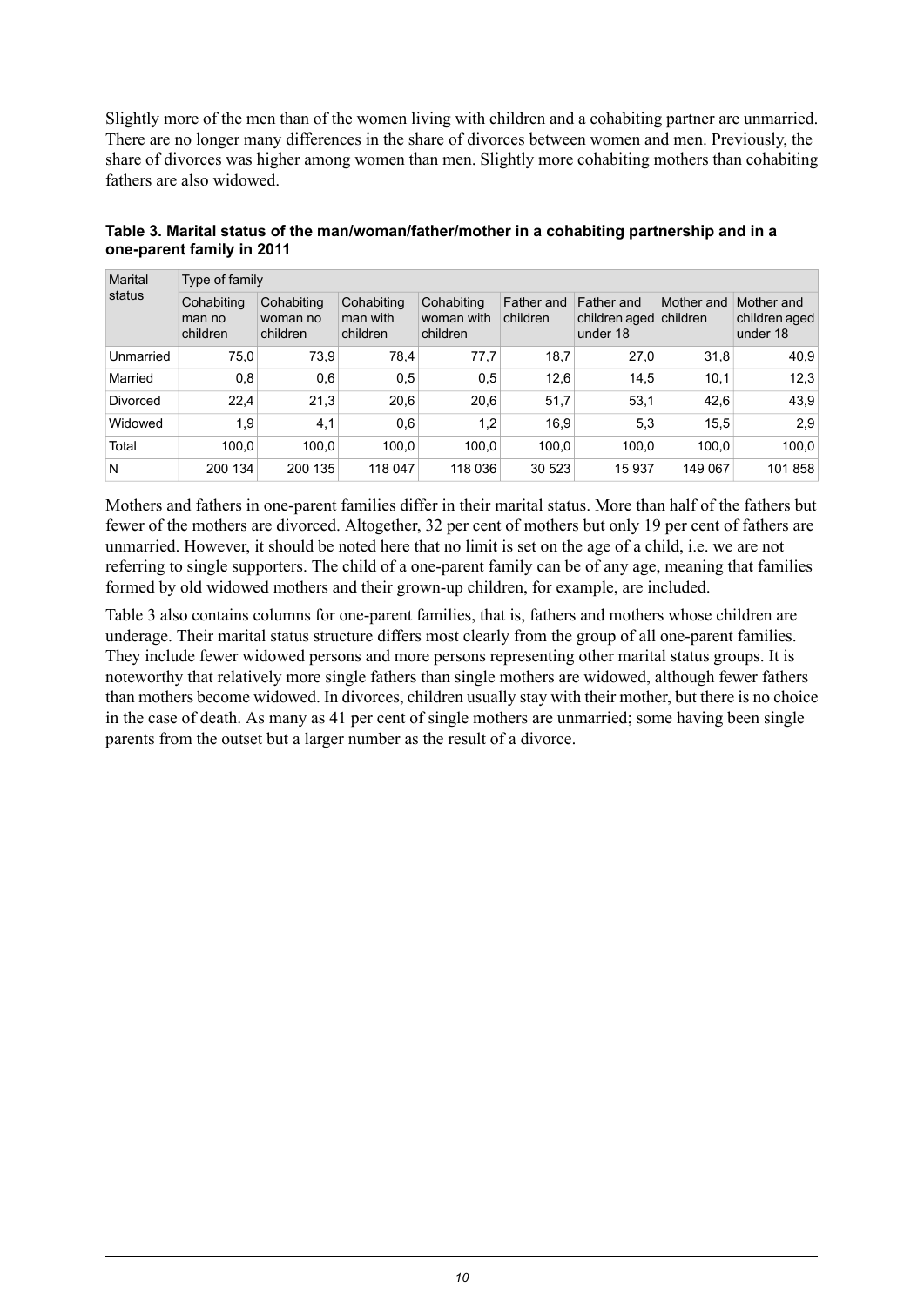Slightly more of the men than of the women living with children and a cohabiting partner are unmarried. There are no longer many differences in the share of divorces between women and men. Previously, the share of divorces was higher among women than men. Slightly more cohabiting mothers than cohabiting fathers are also widowed.

**Table 3. Marital status of the man/woman/father/mother in a cohabiting partnership and in a one-parent family in 2011**

| Marital status | Type of family | | | | | | | |
|---|---|---|---|---|---|---|---|---|
| | Cohabiting man no children | Cohabiting woman no children | Cohabiting man with children | Cohabiting woman with children | Father and children | Father and children aged under 18 | Mother and children | Mother and children aged under 18 |
| Unmarried | 75,0 | 73,9 | 78,4 | 77,7 | 18,7 | 27,0 | 31,8 | 40,9 |
| Married | 0,8 | 0,6 | 0,5 | 0,5 | 12,6 | 14,5 | 10,1 | 12,3 |
| Divorced | 22,4 | 21,3 | 20,6 | 20,6 | 51,7 | 53,1 | 42,6 | 43,9 |
| Widowed | 1,9 | 4,1 | 0,6 | 1,2 | 16,9 | 5,3 | 15,5 | 2,9 |
| Total | 100,0 | 100,0 | 100,0 | 100,0 | 100,0 | 100,0 | 100,0 | 100,0 |
| N | 200 134 | 200 135 | 118 047 | 118 036 | 30 523 | 15 937 | 149 067 | 101 858 |

Mothers and fathers in one-parent families differ in their marital status. More than half of the fathers but fewer of the mothers are divorced. Altogether, 32 per cent of mothers but only 19 per cent of fathers are unmarried. However, it should be noted here that no limit is set on the age of a child, i.e. we are not referring to single supporters. The child of a one-parent family can be of any age, meaning that families formed by old widowed mothers and their grown-up children, for example, are included.

Table 3 also contains columns for one-parent families, that is, fathers and mothers whose children are underage. Their marital status structure differs most clearly from the group of all one-parent families. They include fewer widowed persons and more persons representing other marital status groups. It is noteworthy that relatively more single fathers than single mothers are widowed, although fewer fathers than mothers become widowed. In divorces, children usually stay with their mother, but there is no choice in the case of death. As many as 41 per cent of single mothers are unmarried; some having been single parents from the outset but a larger number as the result of a divorce.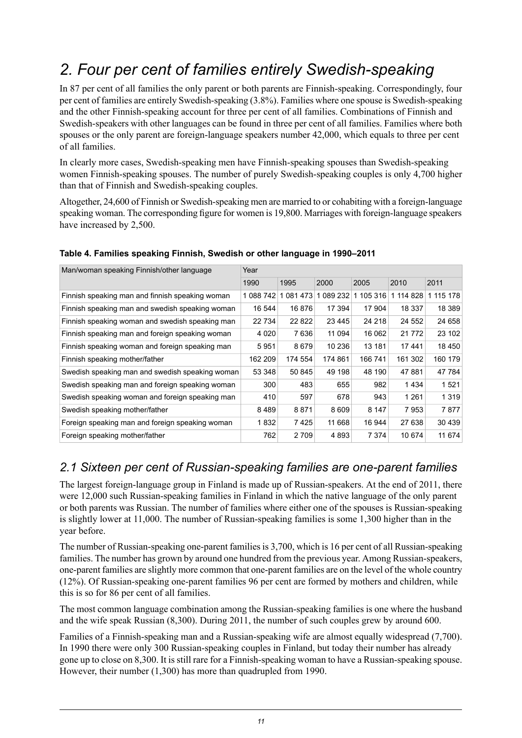# 2. Four per cent of families entirely Swedish-speaking

In 87 per cent of all families the only parent or both parents are Finnish-speaking. Correspondingly, four per cent of families are entirely Swedish-speaking (3.8%). Families where one spouse is Swedish-speaking and the other Finnish-speaking account for three per cent of all families. Combinations of Finnish and Swedish-speakers with other languages can be found in three per cent of all families. Families where both spouses or the only parent are foreign-language speakers number 42,000, which equals to three per cent of all families.

In clearly more cases, Swedish-speaking men have Finnish-speaking spouses than Swedish-speaking women Finnish-speaking spouses. The number of purely Swedish-speaking couples is only 4,700 higher than that of Finnish and Swedish-speaking couples.

Altogether, 24,600 of Finnish or Swedish-speaking men are married to or cohabiting with a foreign-language speaking woman. The corresponding figure for women is 19,800. Marriages with foreign-language speakers have increased by 2,500.

**Table 4. Families speaking Finnish, Swedish or other language in 1990–2011**

| Man/woman speaking Finnish/other language | Year | | | | | |
|---|---|---|---|---|---|---|
| | 1990 | 1995 | 2000 | 2005 | 2010 | 2011 |
| Finnish speaking man and finnish speaking woman | 1 088 742 | 1 081 473 | 1 089 232 | 1 105 316 | 1 114 828 | 1 115 178 |
| Finnish speaking man and swedish speaking woman | 16 544 | 16 876 | 17 394 | 17 904 | 18 337 | 18 389 |
| Finnish speaking woman and swedish speaking man | 22 734 | 22 822 | 23 445 | 24 218 | 24 552 | 24 658 |
| Finnish speaking man and foreign speaking woman | 4 020 | 7 636 | 11 094 | 16 062 | 21 772 | 23 102 |
| Finnish speaking woman and foreign speaking man | 5 951 | 8 679 | 10 236 | 13 181 | 17 441 | 18 450 |
| Finnish speaking mother/father | 162 209 | 174 554 | 174 861 | 166 741 | 161 302 | 160 179 |
| Swedish speaking man and swedish speaking woman | 53 348 | 50 845 | 49 198 | 48 190 | 47 881 | 47 784 |
| Swedish speaking man and foreign speaking woman | 300 | 483 | 655 | 982 | 1 434 | 1 521 |
| Swedish speaking woman and foreign speaking man | 410 | 597 | 678 | 943 | 1 261 | 1 319 |
| Swedish speaking mother/father | 8 489 | 8 871 | 8 609 | 8 147 | 7 953 | 7 877 |
| Foreign speaking man and foreign speaking woman | 1 832 | 7 425 | 11 668 | 16 944 | 27 638 | 30 439 |
| Foreign speaking mother/father | 762 | 2 709 | 4 893 | 7 374 | 10 674 | 11 674 |

## 2.1 Sixteen per cent of Russian-speaking families are one-parent families

The largest foreign-language group in Finland is made up of Russian-speakers. At the end of 2011, there were 12,000 such Russian-speaking families in Finland in which the native language of the only parent or both parents was Russian. The number of families where either one of the spouses is Russian-speaking is slightly lower at 11,000. The number of Russian-speaking families is some 1,300 higher than in the year before.

The number of Russian-speaking one-parent families is 3,700, which is 16 per cent of all Russian-speaking families. The number has grown by around one hundred from the previous year. Among Russian-speakers, one-parent families are slightly more common that one-parent families are on the level of the whole country (12%). Of Russian-speaking one-parent families 96 per cent are formed by mothers and children, while this is so for 86 per cent of all families.

The most common language combination among the Russian-speaking families is one where the husband and the wife speak Russian (8,300). During 2011, the number of such couples grew by around 600.

Families of a Finnish-speaking man and a Russian-speaking wife are almost equally widespread (7,700). In 1990 there were only 300 Russian-speaking couples in Finland, but today their number has already gone up to close on 8,300. It is still rare for a Finnish-speaking woman to have a Russian-speaking spouse. However, their number (1,300) has more than quadrupled from 1990.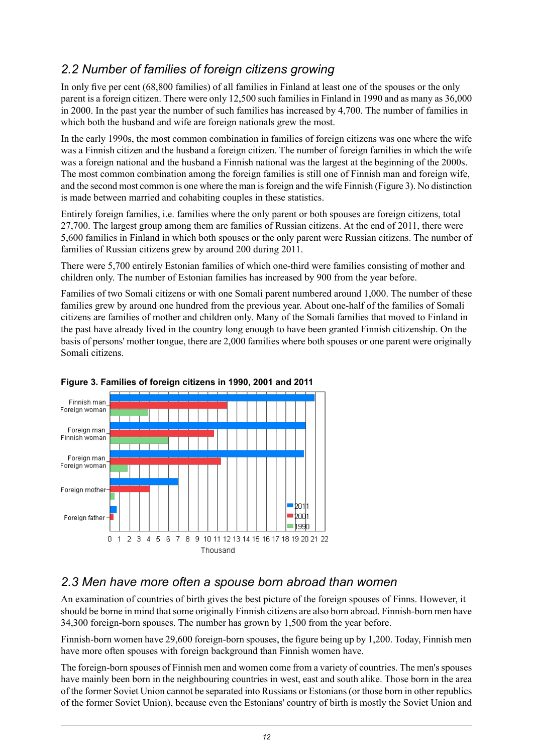## 2.2 Number of families of foreign citizens growing

In only five per cent (68,800 families) of all families in Finland at least one of the spouses or the only parent is a foreign citizen. There were only 12,500 such families in Finland in 1990 and as many as 36,000 in 2000. In the past year the number of such families has increased by 4,700. The number of families in which both the husband and wife are foreign nationals grew the most.

In the early 1990s, the most common combination in families of foreign citizens was one where the wife was a Finnish citizen and the husband a foreign citizen. The number of foreign families in which the wife was a foreign national and the husband a Finnish national was the largest at the beginning of the 2000s. The most common combination among the foreign families is still one of Finnish man and foreign wife, and the second most common is one where the man is foreign and the wife Finnish (Figure 3). No distinction is made between married and cohabiting couples in these statistics.

Entirely foreign families, i.e. families where the only parent or both spouses are foreign citizens, total 27,700. The largest group among them are families of Russian citizens. At the end of 2011, there were 5,600 families in Finland in which both spouses or the only parent were Russian citizens. The number of families of Russian citizens grew by around 200 during 2011.

There were 5,700 entirely Estonian families of which one-third were families consisting of mother and children only. The number of Estonian families has increased by 900 from the year before.

Families of two Somali citizens or with one Somali parent numbered around 1,000. The number of these families grew by around one hundred from the previous year. About one-half of the families of Somali citizens are families of mother and children only. Many of the Somali families that moved to Finland in the past have already lived in the country long enough to have been granted Finnish citizenship. On the basis of persons' mother tongue, there are 2,000 families where both spouses or one parent were originally Somali citizens.

**Figure 3. Families of foreign citizens in 1990, 2001 and 2011**

## 2.3 Men have more often a spouse born abroad than women

An examination of countries of birth gives the best picture of the foreign spouses of Finns. However, it should be borne in mind that some originally Finnish citizens are also born abroad. Finnish-born men have 34,300 foreign-born spouses. The number has grown by 1,500 from the year before.

Finnish-born women have 29,600 foreign-born spouses, the figure being up by 1,200. Today, Finnish men have more often spouses with foreign background than Finnish women have.

The foreign-born spouses of Finnish men and women come from a variety of countries. The men's spouses have mainly been born in the neighbouring countries in west, east and south alike. Those born in the area of the former Soviet Union cannot be separated into Russians or Estonians (or those born in other republics of the former Soviet Union), because even the Estonians' country of birth is mostly the Soviet Union and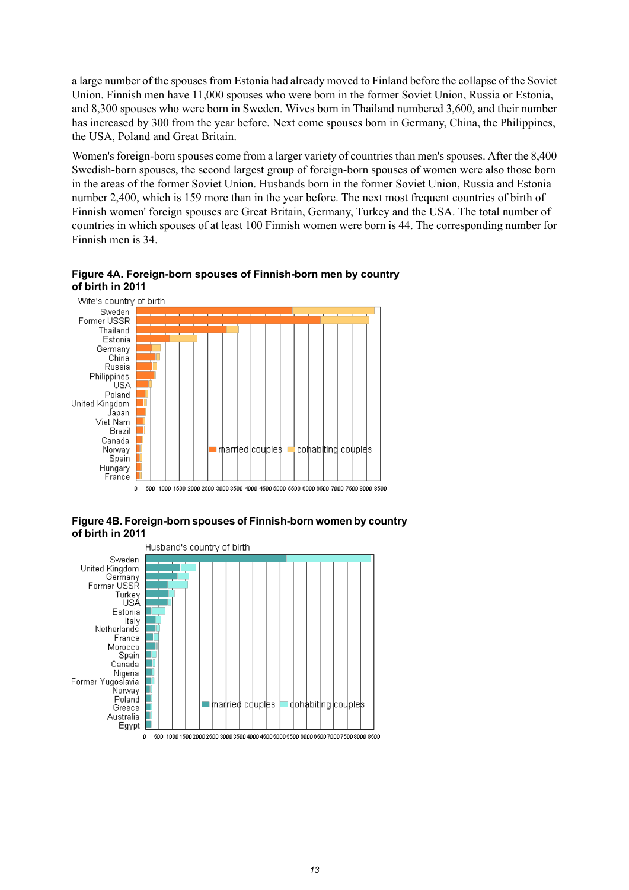a large number of the spouses from Estonia had already moved to Finland before the collapse of the Soviet Union. Finnish men have 11,000 spouses who were born in the former Soviet Union, Russia or Estonia, and 8,300 spouses who were born in Sweden. Wives born in Thailand numbered 3,600, and their number has increased by 300 from the year before. Next come spouses born in Germany, China, the Philippines, the USA, Poland and Great Britain.

Women's foreign-born spouses come from a larger variety of countries than men's spouses. After the 8,400 Swedish-born spouses, the second largest group of foreign-born spouses of women were also those born in the areas of the former Soviet Union. Husbands born in the former Soviet Union, Russia and Estonia number 2,400, which is 159 more than in the year before. The next most frequent countries of birth of Finnish women' foreign spouses are Great Britain, Germany, Turkey and the USA. The total number of countries in which spouses of at least 100 Finnish women were born is 44. The corresponding number for Finnish men is 34.

**Figure 4A. Foreign-born spouses of Finnish-born men by country of birth in 2011**

Wife's country of birth: Sweden, Former USSR, Thailand, Estonia, Germany, China, Russia, Philippines, USA, Poland, United Kingdom, Japan, Viet Nam, Brazil, Canada, Norway, Spain, Hungary, France

Legend: married couples, cohabiting couples

Axis: 0 500 1000 1500 2000 2500 3000 3500 4000 4500 5000 5500 6000 6500 7000 7500 8000 8500

**Figure 4B. Foreign-born spouses of Finnish-born women by country of birth in 2011**

Husband's country of birth: Sweden, United Kingdom, Germany, Former USSR, Turkey, USA, Estonia, Italy, Netherlands, France, Morocco, Spain, Canada, Nigeria, Former Yugoslavia, Norway, Poland, Greece, Australia, Egypt

Legend: married couples, cohabiting couples

Axis: 0 500 1000 1500 2000 2500 3000 3500 4000 4500 5000 5500 6000 6500 7000 7500 8000 8500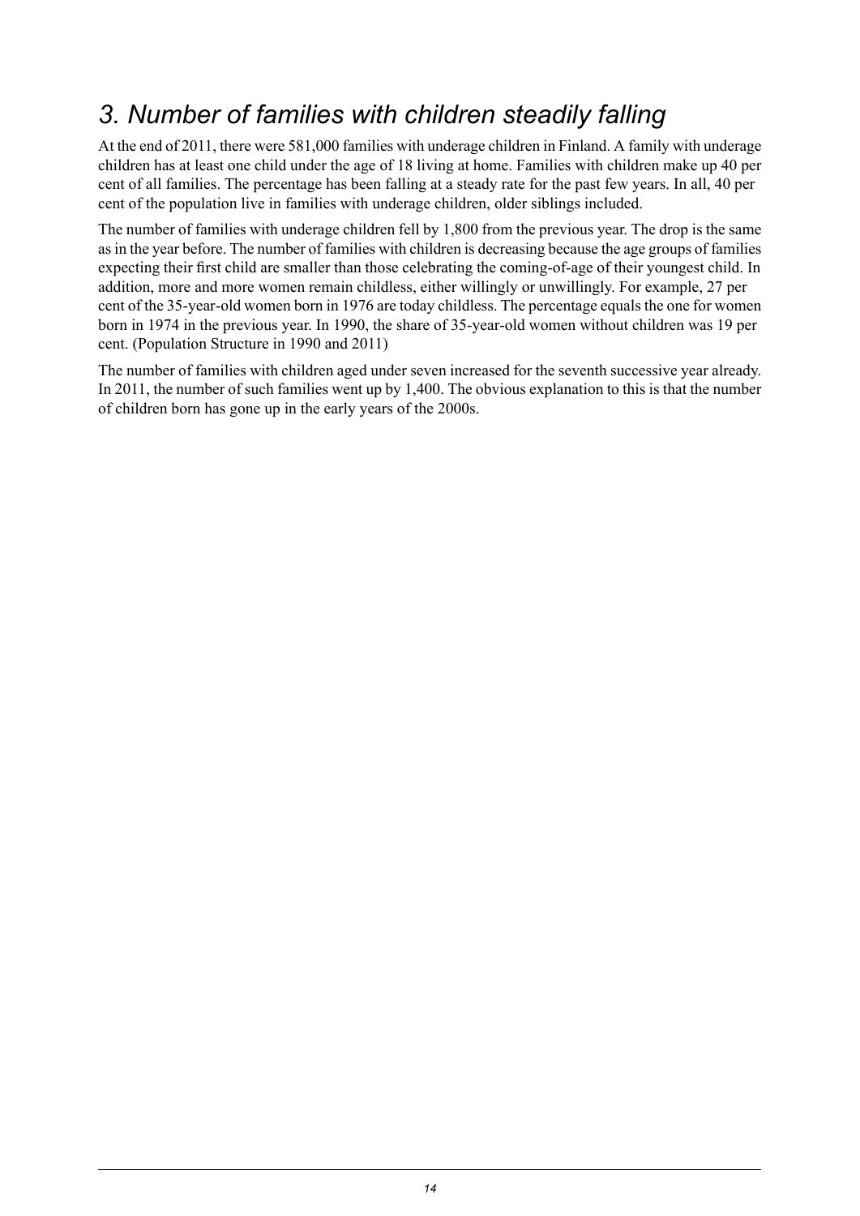## *3. Number of families with children steadily falling*

At the end of 2011, there were 581,000 families with underage children in Finland. A family with underage children has at least one child under the age of 18 living at home. Families with children make up 40 per cent of all families. The percentage has been falling at a steady rate for the past few years. In all, 40 per cent of the population live in families with underage children, older siblings included.

The number of families with underage children fell by 1,800 from the previous year. The drop is the same as in the year before. The number of families with children is decreasing because the age groups of families expecting their first child are smaller than those celebrating the coming-of-age of their youngest child. In addition, more and more women remain childless, either willingly or unwillingly. For example, 27 per cent of the 35-year-old women born in 1976 are today childless. The percentage equals the one for women born in 1974 in the previous year. In 1990, the share of 35-year-old women without children was 19 per cent. (Population Structure in 1990 and 2011)

The number of families with children aged under seven increased for the seventh successive year already. In 2011, the number of such families went up by 1,400. The obvious explanation to this is that the number of children born has gone up in the early years of the 2000s.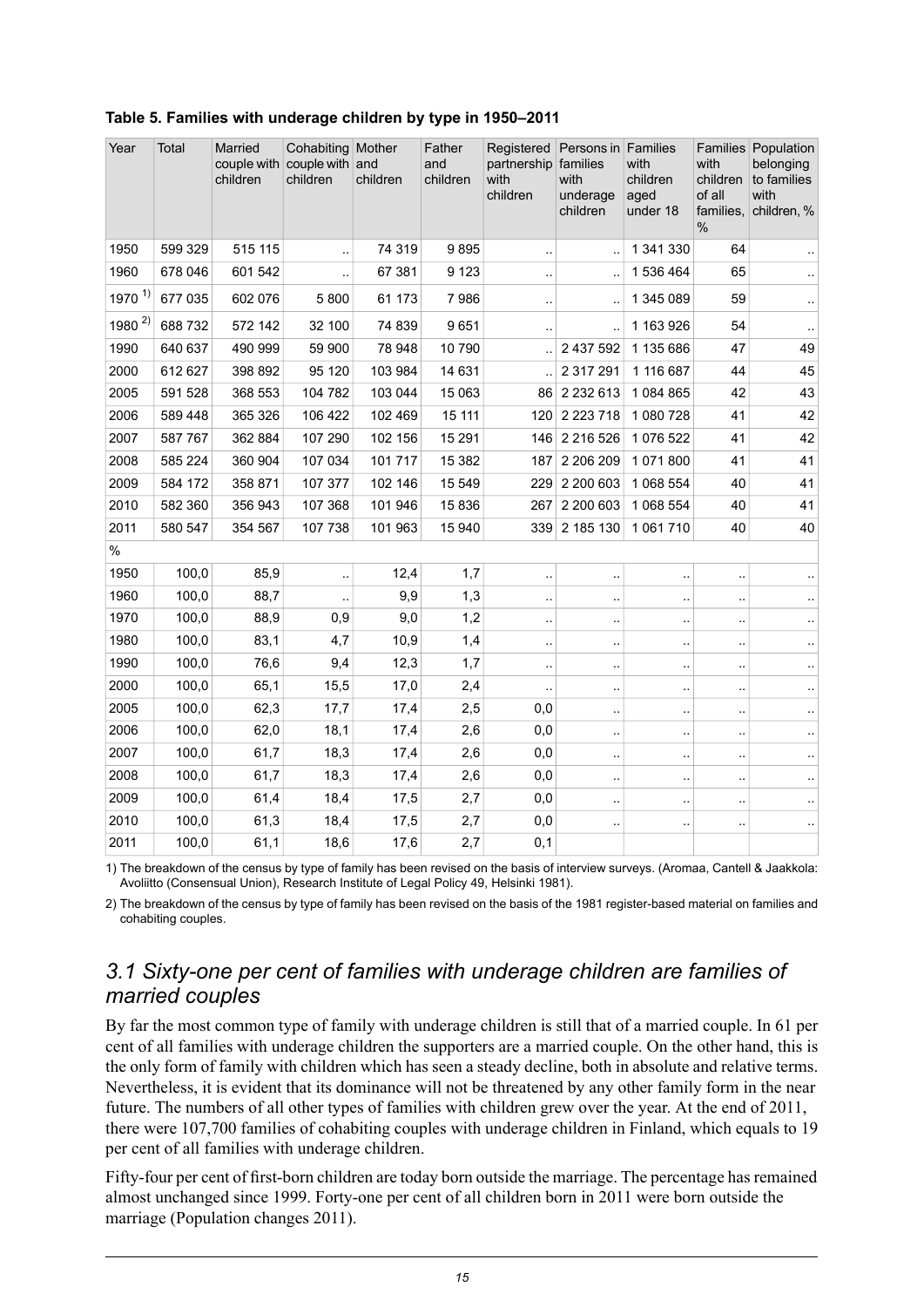**Table 5. Families with underage children by type in 1950–2011**

| Year | Total | Married couple with children | Cohabiting couple with children | Mother and children | Father and children | Registered partnership with children | Persons in families with underage children | Families with children aged under 18 | Families with children of all families, % | Population belonging to families with children, % |
|---|---|---|---|---|---|---|---|---|---|---|
| 1950 | 599 329 | 515 115 | .. | 74 319 | 9 895 | .. | .. | 1 341 330 | 64 | .. |
| 1960 | 678 046 | 601 542 | .. | 67 381 | 9 123 | .. | .. | 1 536 464 | 65 | .. |
| 1970 [1)] | 677 035 | 602 076 | 5 800 | 61 173 | 7 986 | .. | .. | 1 345 089 | 59 | .. |
| 1980 [2)] | 688 732 | 572 142 | 32 100 | 74 839 | 9 651 | .. | .. | 1 163 926 | 54 | .. |
| 1990 | 640 637 | 490 999 | 59 900 | 78 948 | 10 790 | .. | 2 437 592 | 1 135 686 | 47 | 49 |
| 2000 | 612 627 | 398 892 | 95 120 | 103 984 | 14 631 | .. | 2 317 291 | 1 116 687 | 44 | 45 |
| 2005 | 591 528 | 368 553 | 104 782 | 103 044 | 15 063 | 86 | 2 232 613 | 1 084 865 | 42 | 43 |
| 2006 | 589 448 | 365 326 | 106 422 | 102 469 | 15 111 | 120 | 2 223 718 | 1 080 728 | 41 | 42 |
| 2007 | 587 767 | 362 884 | 107 290 | 102 156 | 15 291 | 146 | 2 216 526 | 1 076 522 | 41 | 42 |
| 2008 | 585 224 | 360 904 | 107 034 | 101 717 | 15 382 | 187 | 2 206 209 | 1 071 800 | 41 | 41 |
| 2009 | 584 172 | 358 871 | 107 377 | 102 146 | 15 549 | 229 | 2 200 603 | 1 068 554 | 40 | 41 |
| 2010 | 582 360 | 356 943 | 107 368 | 101 946 | 15 836 | 267 | 2 200 603 | 1 068 554 | 40 | 41 |
| 2011 | 580 547 | 354 567 | 107 738 | 101 963 | 15 940 | 339 | 2 185 130 | 1 061 710 | 40 | 40 |
| % | | | | | | | | | | |
| 1950 | 100,0 | 85,9 | .. | 12,4 | 1,7 | .. | .. | .. | .. | .. |
| 1960 | 100,0 | 88,7 | .. | 9,9 | 1,3 | .. | .. | .. | .. | .. |
| 1970 | 100,0 | 88,9 | 0,9 | 9,0 | 1,2 | .. | .. | .. | .. | .. |
| 1980 | 100,0 | 83,1 | 4,7 | 10,9 | 1,4 | .. | .. | .. | .. | .. |
| 1990 | 100,0 | 76,6 | 9,4 | 12,3 | 1,7 | .. | .. | .. | .. | .. |
| 2000 | 100,0 | 65,1 | 15,5 | 17,0 | 2,4 | .. | .. | .. | .. | .. |
| 2005 | 100,0 | 62,3 | 17,7 | 17,4 | 2,5 | 0,0 | .. | .. | .. | .. |
| 2006 | 100,0 | 62,0 | 18,1 | 17,4 | 2,6 | 0,0 | .. | .. | .. | .. |
| 2007 | 100,0 | 61,7 | 18,3 | 17,4 | 2,6 | 0,0 | .. | .. | .. | .. |
| 2008 | 100,0 | 61,7 | 18,3 | 17,4 | 2,6 | 0,0 | .. | .. | .. | .. |
| 2009 | 100,0 | 61,4 | 18,4 | 17,5 | 2,7 | 0,0 | .. | .. | .. | .. |
| 2010 | 100,0 | 61,3 | 18,4 | 17,5 | 2,7 | 0,0 | .. | .. | .. | .. |
| 2011 | 100,0 | 61,1 | 18,6 | 17,6 | 2,7 | 0,1 | | | | |

1) The breakdown of the census by type of family has been revised on the basis of interview surveys. (Aromaa, Cantell & Jaakkola: Avoliitto (Consensual Union), Research Institute of Legal Policy 49, Helsinki 1981).

2) The breakdown of the census by type of family has been revised on the basis of the 1981 register-based material on families and cohabiting couples.

## *3.1 Sixty-one per cent of families with underage children are families of married couples*

By far the most common type of family with underage children is still that of a married couple. In 61 per cent of all families with underage children the supporters are a married couple. On the other hand, this is the only form of family with children which has seen a steady decline, both in absolute and relative terms. Nevertheless, it is evident that its dominance will not be threatened by any other family form in the near future. The numbers of all other types of families with children grew over the year. At the end of 2011, there were 107,700 families of cohabiting couples with underage children in Finland, which equals to 19 per cent of all families with underage children.

Fifty-four per cent of first-born children are today born outside the marriage. The percentage has remained almost unchanged since 1999. Forty-one per cent of all children born in 2011 were born outside the marriage (Population changes 2011).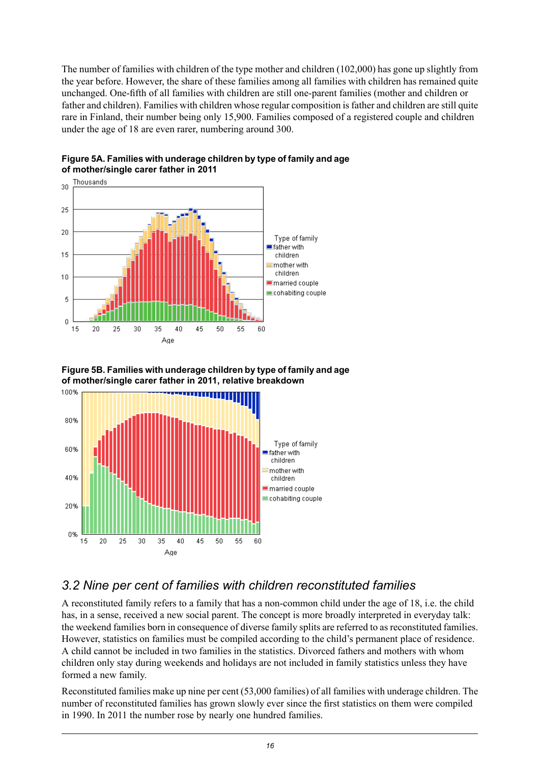The number of families with children of the type mother and children (102,000) has gone up slightly from the year before. However, the share of these families among all families with children has remained quite unchanged. One-fifth of all families with children are still one-parent families (mother and children or father and children). Families with children whose regular composition is father and children are still quite rare in Finland, their number being only 15,900. Families composed of a registered couple and children under the age of 18 are even rarer, numbering around 300.

**Figure 5A. Families with underage children by type of family and age of mother/single carer father in 2011**

**Figure 5B. Families with underage children by type of family and age of mother/single carer father in 2011, relative breakdown**

## *3.2 Nine per cent of families with children reconstituted families*

A reconstituted family refers to a family that has a non-common child under the age of 18, i.e. the child has, in a sense, received a new social parent. The concept is more broadly interpreted in everyday talk: the weekend families born in consequence of diverse family splits are referred to as reconstituted families. However, statistics on families must be compiled according to the child's permanent place of residence. A child cannot be included in two families in the statistics. Divorced fathers and mothers with whom children only stay during weekends and holidays are not included in family statistics unless they have formed a new family.

Reconstituted families make up nine per cent (53,000 families) of all families with underage children. The number of reconstituted families has grown slowly ever since the first statistics on them were compiled in 1990. In 2011 the number rose by nearly one hundred families.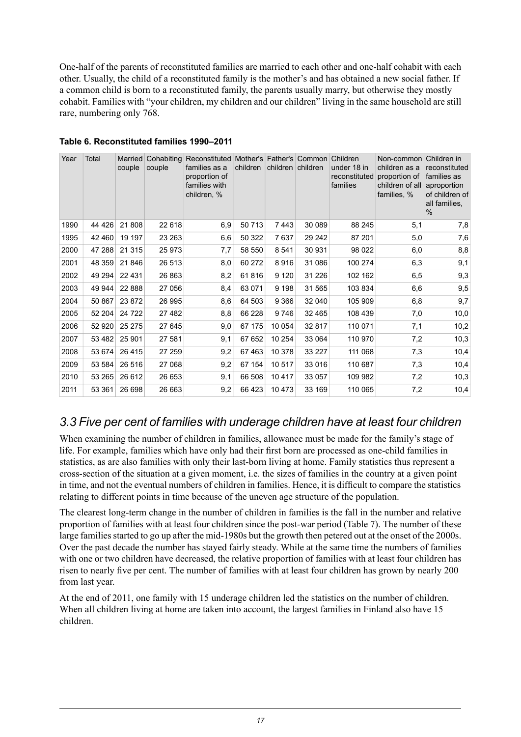One-half of the parents of reconstituted families are married to each other and one-half cohabit with each other. Usually, the child of a reconstituted family is the mother's and has obtained a new social father. If a common child is born to a reconstituted family, the parents usually marry, but otherwise they mostly cohabit. Families with "your children, my children and our children" living in the same household are still rare, numbering only 768.

**Table 6. Reconstituted families 1990–2011**

| Year | Total | Married couple | Cohabiting couple | Reconstituted families as a proportion of families with children, % | Mother's children | Father's children | Common children | Children under 18 in reconstituted families | Non-common children as a proportion of children of all families, % | Children in reconstituted families as aproportion of children of all families, % |
|---|---|---|---|---|---|---|---|---|---|---|
| 1990 | 44 426 | 21 808 | 22 618 | 6,9 | 50 713 | 7 443 | 30 089 | 88 245 | 5,1 | 7,8 |
| 1995 | 42 460 | 19 197 | 23 263 | 6,6 | 50 322 | 7 637 | 29 242 | 87 201 | 5,0 | 7,6 |
| 2000 | 47 288 | 21 315 | 25 973 | 7,7 | 58 550 | 8 541 | 30 931 | 98 022 | 6,0 | 8,8 |
| 2001 | 48 359 | 21 846 | 26 513 | 8,0 | 60 272 | 8 916 | 31 086 | 100 274 | 6,3 | 9,1 |
| 2002 | 49 294 | 22 431 | 26 863 | 8,2 | 61 816 | 9 120 | 31 226 | 102 162 | 6,5 | 9,3 |
| 2003 | 49 944 | 22 888 | 27 056 | 8,4 | 63 071 | 9 198 | 31 565 | 103 834 | 6,6 | 9,5 |
| 2004 | 50 867 | 23 872 | 26 995 | 8,6 | 64 503 | 9 366 | 32 040 | 105 909 | 6,8 | 9,7 |
| 2005 | 52 204 | 24 722 | 27 482 | 8,8 | 66 228 | 9 746 | 32 465 | 108 439 | 7,0 | 10,0 |
| 2006 | 52 920 | 25 275 | 27 645 | 9,0 | 67 175 | 10 054 | 32 817 | 110 071 | 7,1 | 10,2 |
| 2007 | 53 482 | 25 901 | 27 581 | 9,1 | 67 652 | 10 254 | 33 064 | 110 970 | 7,2 | 10,3 |
| 2008 | 53 674 | 26 415 | 27 259 | 9,2 | 67 463 | 10 378 | 33 227 | 111 068 | 7,3 | 10,4 |
| 2009 | 53 584 | 26 516 | 27 068 | 9,2 | 67 154 | 10 517 | 33 016 | 110 687 | 7,3 | 10,4 |
| 2010 | 53 265 | 26 612 | 26 653 | 9,1 | 66 508 | 10 417 | 33 057 | 109 982 | 7,2 | 10,3 |
| 2011 | 53 361 | 26 698 | 26 663 | 9,2 | 66 423 | 10 473 | 33 169 | 110 065 | 7,2 | 10,4 |

## *3.3 Five per cent of families with underage children have at least four children*

When examining the number of children in families, allowance must be made for the family's stage of life. For example, families which have only had their first born are processed as one-child families in statistics, as are also families with only their last-born living at home. Family statistics thus represent a cross-section of the situation at a given moment, i.e. the sizes of families in the country at a given point in time, and not the eventual numbers of children in families. Hence, it is difficult to compare the statistics relating to different points in time because of the uneven age structure of the population.

The clearest long-term change in the number of children in families is the fall in the number and relative proportion of families with at least four children since the post-war period (Table 7). The number of these large families started to go up after the mid-1980s but the growth then petered out at the onset of the 2000s. Over the past decade the number has stayed fairly steady. While at the same time the numbers of families with one or two children have decreased, the relative proportion of families with at least four children has risen to nearly five per cent. The number of families with at least four children has grown by nearly 200 from last year.

At the end of 2011, one family with 15 underage children led the statistics on the number of children. When all children living at home are taken into account, the largest families in Finland also have 15 children.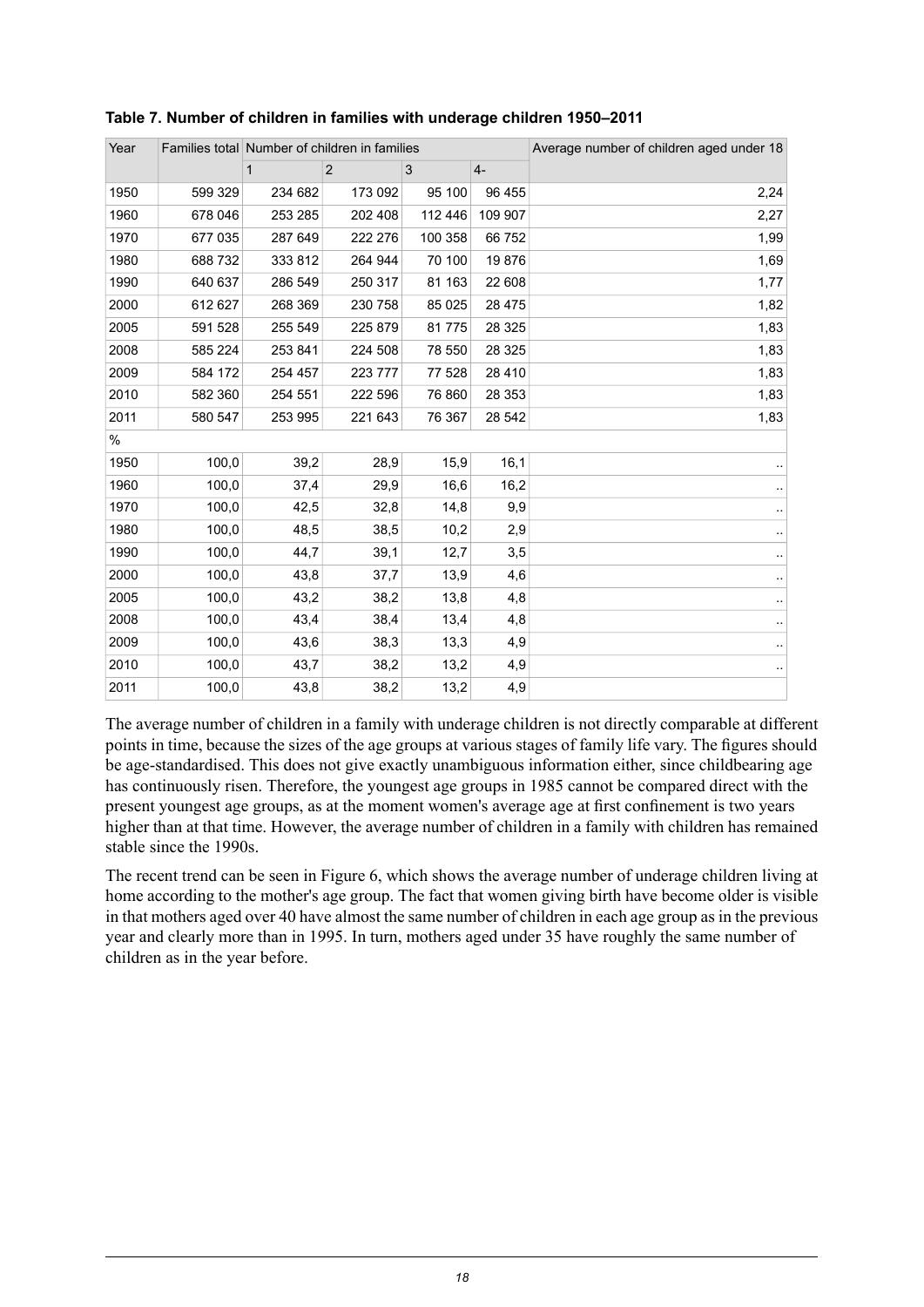**Table 7. Number of children in families with underage children 1950–2011**

| Year | Families total | Number of children in families | | | | Average number of children aged under 18 |
|---|---|---|---|---|---|---|
| | | 1 | 2 | 3 | 4- | |
| 1950 | 599 329 | 234 682 | 173 092 | 95 100 | 96 455 | 2,24 |
| 1960 | 678 046 | 253 285 | 202 408 | 112 446 | 109 907 | 2,27 |
| 1970 | 677 035 | 287 649 | 222 276 | 100 358 | 66 752 | 1,99 |
| 1980 | 688 732 | 333 812 | 264 944 | 70 100 | 19 876 | 1,69 |
| 1990 | 640 637 | 286 549 | 250 317 | 81 163 | 22 608 | 1,77 |
| 2000 | 612 627 | 268 369 | 230 758 | 85 025 | 28 475 | 1,82 |
| 2005 | 591 528 | 255 549 | 225 879 | 81 775 | 28 325 | 1,83 |
| 2008 | 585 224 | 253 841 | 224 508 | 78 550 | 28 325 | 1,83 |
| 2009 | 584 172 | 254 457 | 223 777 | 77 528 | 28 410 | 1,83 |
| 2010 | 582 360 | 254 551 | 222 596 | 76 860 | 28 353 | 1,83 |
| 2011 | 580 547 | 253 995 | 221 643 | 76 367 | 28 542 | 1,83 |
| % | | | | | | |
| 1950 | 100,0 | 39,2 | 28,9 | 15,9 | 16,1 | .. |
| 1960 | 100,0 | 37,4 | 29,9 | 16,6 | 16,2 | .. |
| 1970 | 100,0 | 42,5 | 32,8 | 14,8 | 9,9 | .. |
| 1980 | 100,0 | 48,5 | 38,5 | 10,2 | 2,9 | .. |
| 1990 | 100,0 | 44,7 | 39,1 | 12,7 | 3,5 | .. |
| 2000 | 100,0 | 43,8 | 37,7 | 13,9 | 4,6 | .. |
| 2005 | 100,0 | 43,2 | 38,2 | 13,8 | 4,8 | .. |
| 2008 | 100,0 | 43,4 | 38,4 | 13,4 | 4,8 | .. |
| 2009 | 100,0 | 43,6 | 38,3 | 13,3 | 4,9 | .. |
| 2010 | 100,0 | 43,7 | 38,2 | 13,2 | 4,9 | .. |
| 2011 | 100,0 | 43,8 | 38,2 | 13,2 | 4,9 | |

The average number of children in a family with underage children is not directly comparable at different points in time, because the sizes of the age groups at various stages of family life vary. The figures should be age-standardised. This does not give exactly unambiguous information either, since childbearing age has continuously risen. Therefore, the youngest age groups in 1985 cannot be compared direct with the present youngest age groups, as at the moment women's average age at first confinement is two years higher than at that time. However, the average number of children in a family with children has remained stable since the 1990s.

The recent trend can be seen in Figure 6, which shows the average number of underage children living at home according to the mother's age group. The fact that women giving birth have become older is visible in that mothers aged over 40 have almost the same number of children in each age group as in the previous year and clearly more than in 1995. In turn, mothers aged under 35 have roughly the same number of children as in the year before.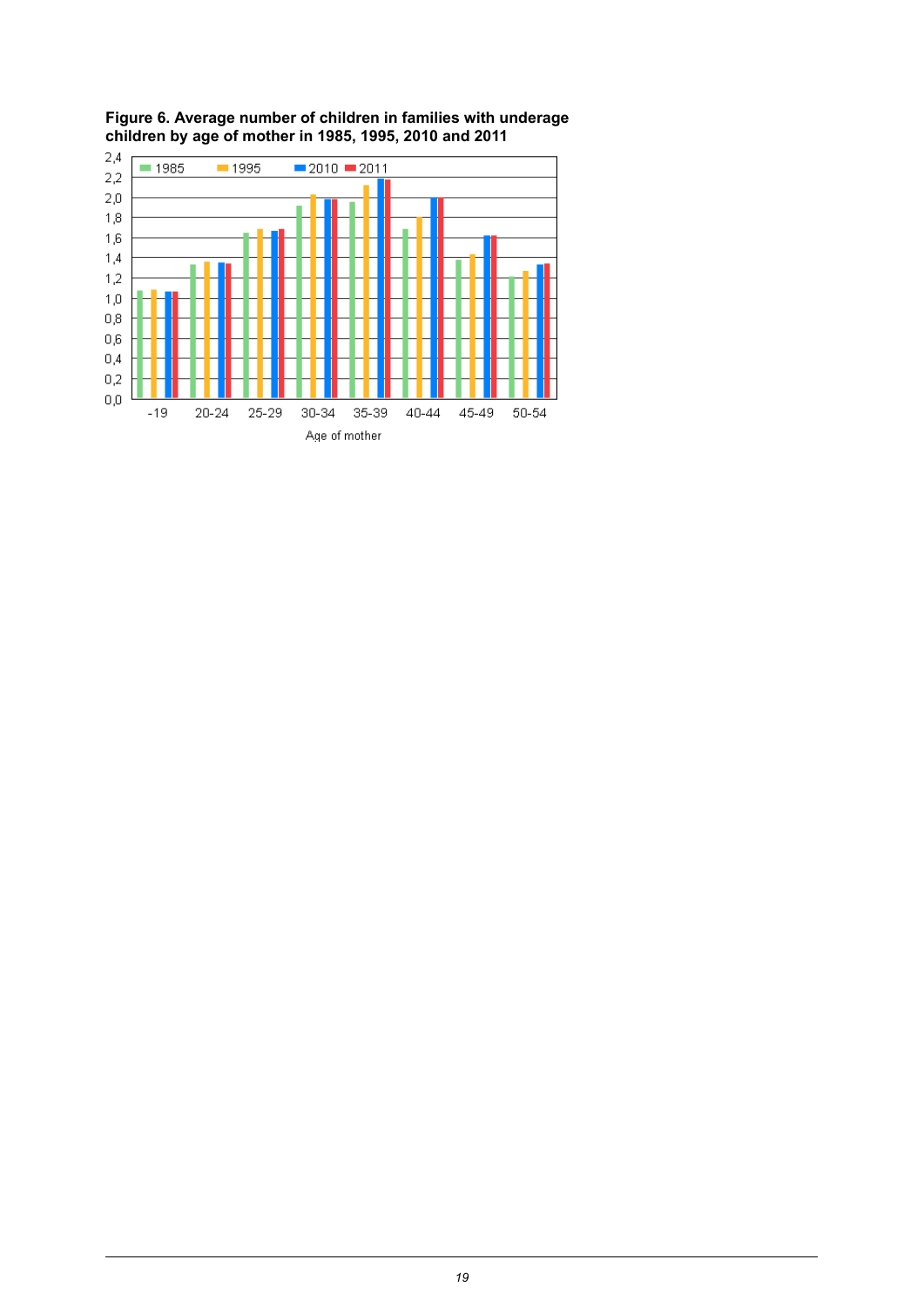**Figure 6. Average number of children in families with underage children by age of mother in 1985, 1995, 2010 and 2011**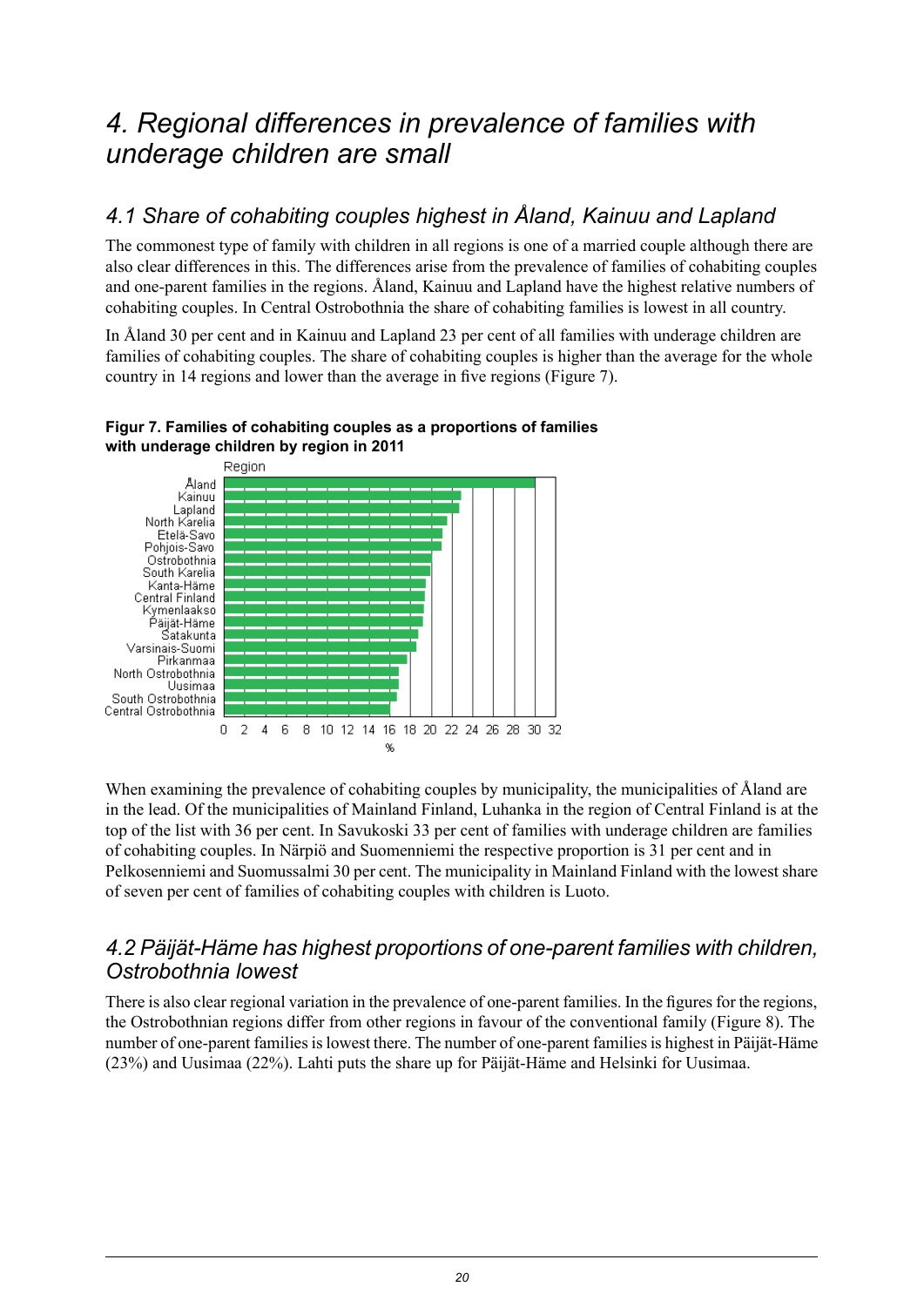# 4. Regional differences in prevalence of families with underage children are small

## 4.1 Share of cohabiting couples highest in Åland, Kainuu and Lapland

The commonest type of family with children in all regions is one of a married couple although there are also clear differences in this. The differences arise from the prevalence of families of cohabiting couples and one-parent families in the regions. Åland, Kainuu and Lapland have the highest relative numbers of cohabiting couples. In Central Ostrobothnia the share of cohabiting families is lowest in all country.

In Åland 30 per cent and in Kainuu and Lapland 23 per cent of all families with underage children are families of cohabiting couples. The share of cohabiting couples is higher than the average for the whole country in 14 regions and lower than the average in five regions (Figure 7).

**Figur 7. Families of cohabiting couples as a proportions of families with underage children by region in 2011**

Region: Åland, Kainuu, Lapland, North Karelia, Etelä-Savo, Pohjois-Savo, Ostrobothnia, South Karelia, Kanta-Häme, Central Finland, Kymenlaakso, Päijät-Häme, Satakunta, Varsinais-Suomi, Pirkanmaa, North Ostrobothnia, Uusimaa, South Ostrobothnia, Central Ostrobothnia

Axis: 0 2 4 6 8 10 12 14 16 18 20 22 24 26 28 30 32 (%)

When examining the prevalence of cohabiting couples by municipality, the municipalities of Åland are in the lead. Of the municipalities of Mainland Finland, Luhanka in the region of Central Finland is at the top of the list with 36 per cent. In Savukoski 33 per cent of families with underage children are families of cohabiting couples. In Närpiö and Suomenniemi the respective proportion is 31 per cent and in Pelkosenniemi and Suomussalmi 30 per cent. The municipality in Mainland Finland with the lowest share of seven per cent of families of cohabiting couples with children is Luoto.

## 4.2 Päijät-Häme has highest proportions of one-parent families with children, Ostrobothnia lowest

There is also clear regional variation in the prevalence of one-parent families. In the figures for the regions, the Ostrobothnian regions differ from other regions in favour of the conventional family (Figure 8). The number of one-parent families is lowest there. The number of one-parent families is highest in Päijät-Häme (23%) and Uusimaa (22%). Lahti puts the share up for Päijät-Häme and Helsinki for Uusimaa.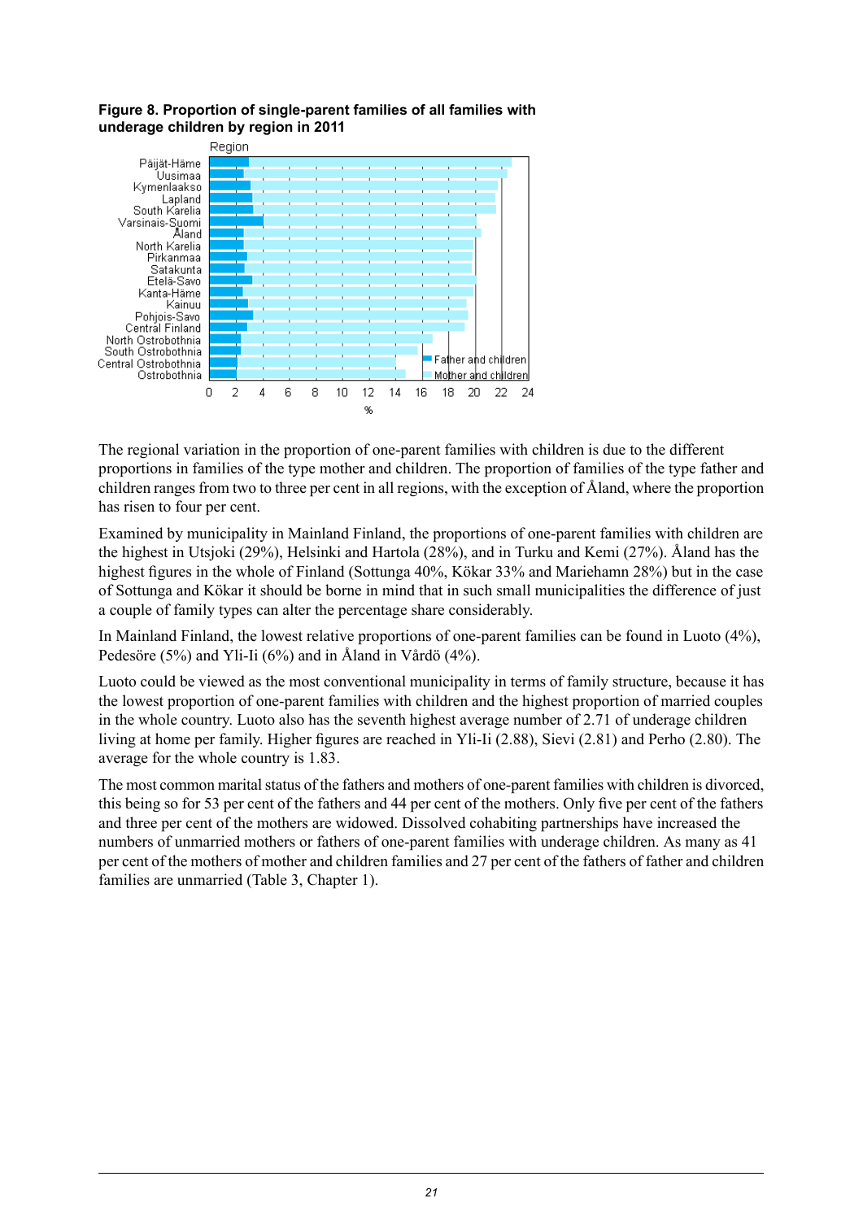**Figure 8. Proportion of single-parent families of all families with underage children by region in 2011**

The regional variation in the proportion of one-parent families with children is due to the different proportions in families of the type mother and children. The proportion of families of the type father and children ranges from two to three per cent in all regions, with the exception of Åland, where the proportion has risen to four per cent.

Examined by municipality in Mainland Finland, the proportions of one-parent families with children are the highest in Utsjoki (29%), Helsinki and Hartola (28%), and in Turku and Kemi (27%). Åland has the highest figures in the whole of Finland (Sottunga 40%, Kökar 33% and Mariehamn 28%) but in the case of Sottunga and Kökar it should be borne in mind that in such small municipalities the difference of just a couple of family types can alter the percentage share considerably.

In Mainland Finland, the lowest relative proportions of one-parent families can be found in Luoto (4%), Pedesöre (5%) and Yli-Ii (6%) and in Åland in Vårdö (4%).

Luoto could be viewed as the most conventional municipality in terms of family structure, because it has the lowest proportion of one-parent families with children and the highest proportion of married couples in the whole country. Luoto also has the seventh highest average number of 2.71 of underage children living at home per family. Higher figures are reached in Yli-Ii (2.88), Sievi (2.81) and Perho (2.80). The average for the whole country is 1.83.

The most common marital status of the fathers and mothers of one-parent families with children is divorced, this being so for 53 per cent of the fathers and 44 per cent of the mothers. Only five per cent of the fathers and three per cent of the mothers are widowed. Dissolved cohabiting partnerships have increased the numbers of unmarried mothers or fathers of one-parent families with underage children. As many as 41 per cent of the mothers of mother and children families and 27 per cent of the fathers of father and children families are unmarried (Table 3, Chapter 1).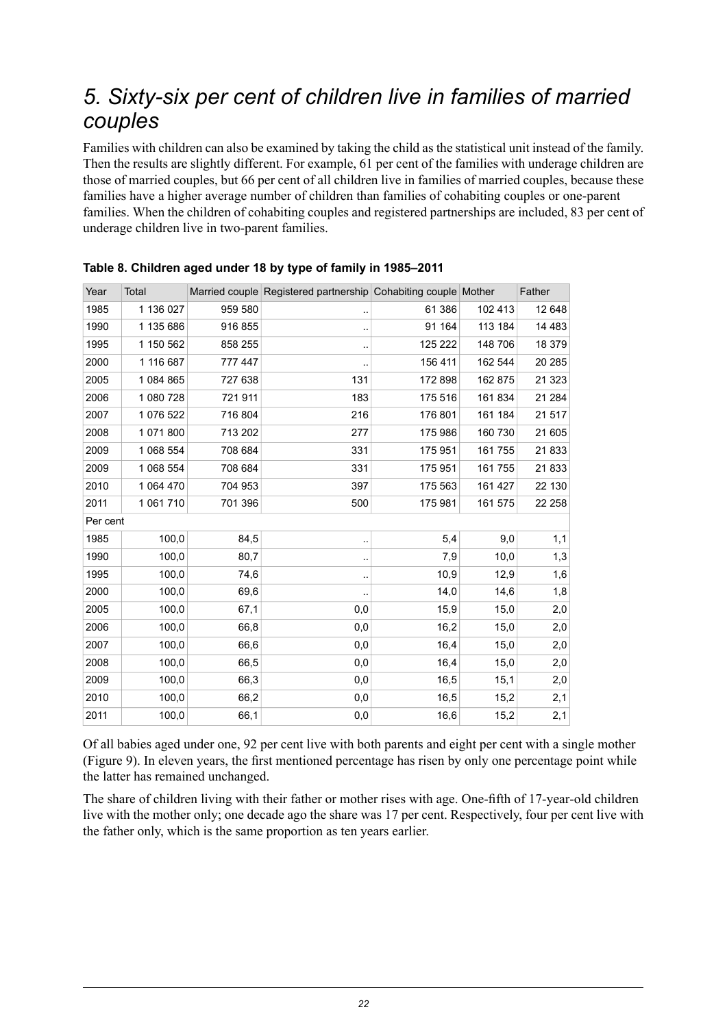# 5. Sixty-six per cent of children live in families of married couples

Families with children can also be examined by taking the child as the statistical unit instead of the family. Then the results are slightly different. For example, 61 per cent of the families with underage children are those of married couples, but 66 per cent of all children live in families of married couples, because these families have a higher average number of children than families of cohabiting couples or one-parent families. When the children of cohabiting couples and registered partnerships are included, 83 per cent of underage children live in two-parent families.

**Table 8. Children aged under 18 by type of family in 1985–2011**

| Year | Total | Married couple | Registered partnership | Cohabiting couple | Mother | Father |
|---|---|---|---|---|---|---|
| 1985 | 1 136 027 | 959 580 | .. | 61 386 | 102 413 | 12 648 |
| 1990 | 1 135 686 | 916 855 | .. | 91 164 | 113 184 | 14 483 |
| 1995 | 1 150 562 | 858 255 | .. | 125 222 | 148 706 | 18 379 |
| 2000 | 1 116 687 | 777 447 | .. | 156 411 | 162 544 | 20 285 |
| 2005 | 1 084 865 | 727 638 | 131 | 172 898 | 162 875 | 21 323 |
| 2006 | 1 080 728 | 721 911 | 183 | 175 516 | 161 834 | 21 284 |
| 2007 | 1 076 522 | 716 804 | 216 | 176 801 | 161 184 | 21 517 |
| 2008 | 1 071 800 | 713 202 | 277 | 175 986 | 160 730 | 21 605 |
| 2009 | 1 068 554 | 708 684 | 331 | 175 951 | 161 755 | 21 833 |
| 2009 | 1 068 554 | 708 684 | 331 | 175 951 | 161 755 | 21 833 |
| 2010 | 1 064 470 | 704 953 | 397 | 175 563 | 161 427 | 22 130 |
| 2011 | 1 061 710 | 701 396 | 500 | 175 981 | 161 575 | 22 258 |
| Per cent | | | | | | |
| 1985 | 100,0 | 84,5 | .. | 5,4 | 9,0 | 1,1 |
| 1990 | 100,0 | 80,7 | .. | 7,9 | 10,0 | 1,3 |
| 1995 | 100,0 | 74,6 | .. | 10,9 | 12,9 | 1,6 |
| 2000 | 100,0 | 69,6 | .. | 14,0 | 14,6 | 1,8 |
| 2005 | 100,0 | 67,1 | 0,0 | 15,9 | 15,0 | 2,0 |
| 2006 | 100,0 | 66,8 | 0,0 | 16,2 | 15,0 | 2,0 |
| 2007 | 100,0 | 66,6 | 0,0 | 16,4 | 15,0 | 2,0 |
| 2008 | 100,0 | 66,5 | 0,0 | 16,4 | 15,0 | 2,0 |
| 2009 | 100,0 | 66,3 | 0,0 | 16,5 | 15,1 | 2,0 |
| 2010 | 100,0 | 66,2 | 0,0 | 16,5 | 15,2 | 2,1 |
| 2011 | 100,0 | 66,1 | 0,0 | 16,6 | 15,2 | 2,1 |

Of all babies aged under one, 92 per cent live with both parents and eight per cent with a single mother (Figure 9). In eleven years, the first mentioned percentage has risen by only one percentage point while the latter has remained unchanged.

The share of children living with their father or mother rises with age. One-fifth of 17-year-old children live with the mother only; one decade ago the share was 17 per cent. Respectively, four per cent live with the father only, which is the same proportion as ten years earlier.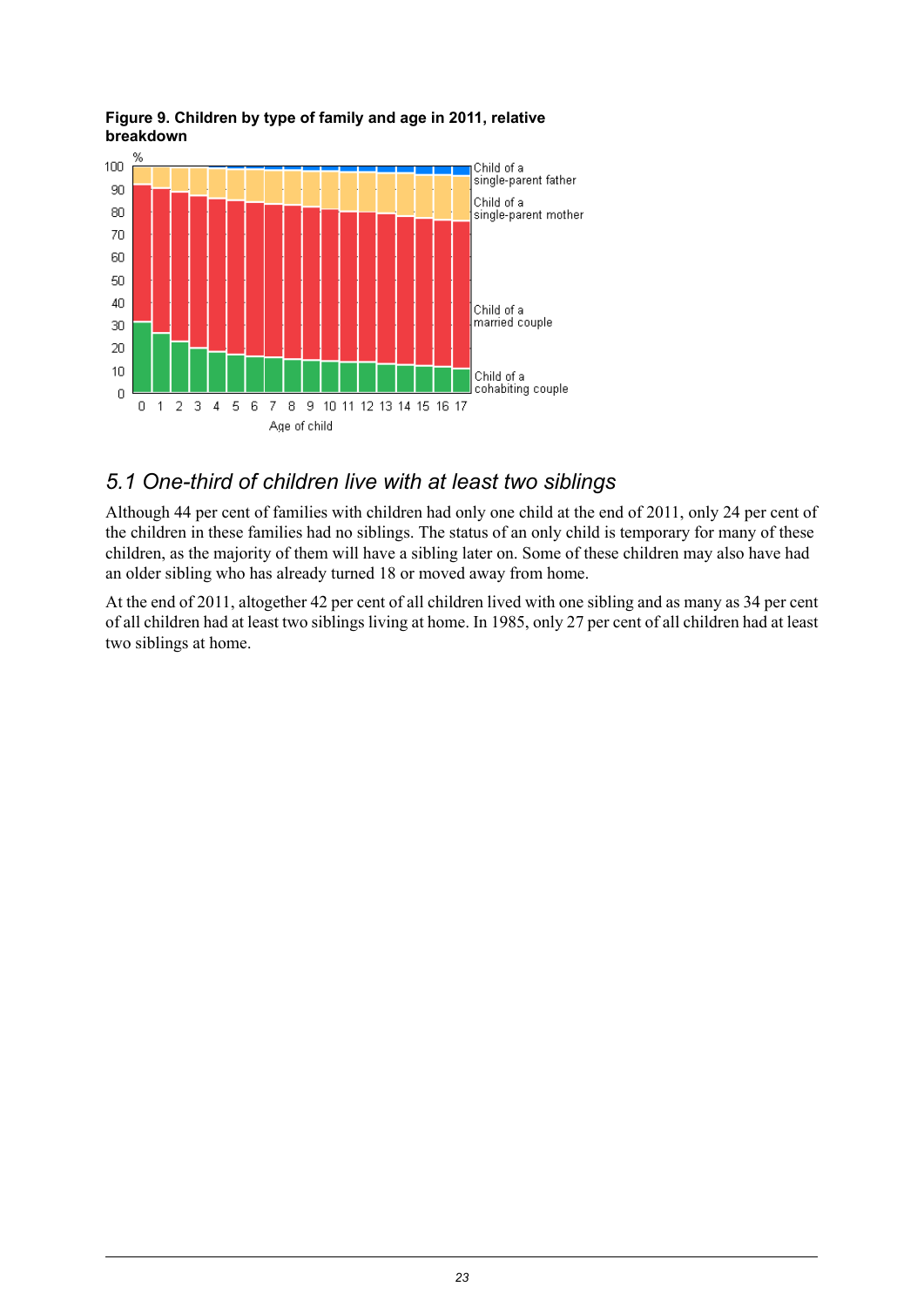**Figure 9. Children by type of family and age in 2011, relative breakdown**

## 5.1 One-third of children live with at least two siblings

Although 44 per cent of families with children had only one child at the end of 2011, only 24 per cent of the children in these families had no siblings. The status of an only child is temporary for many of these children, as the majority of them will have a sibling later on. Some of these children may also have had an older sibling who has already turned 18 or moved away from home.

At the end of 2011, altogether 42 per cent of all children lived with one sibling and as many as 34 per cent of all children had at least two siblings living at home. In 1985, only 27 per cent of all children had at least two siblings at home.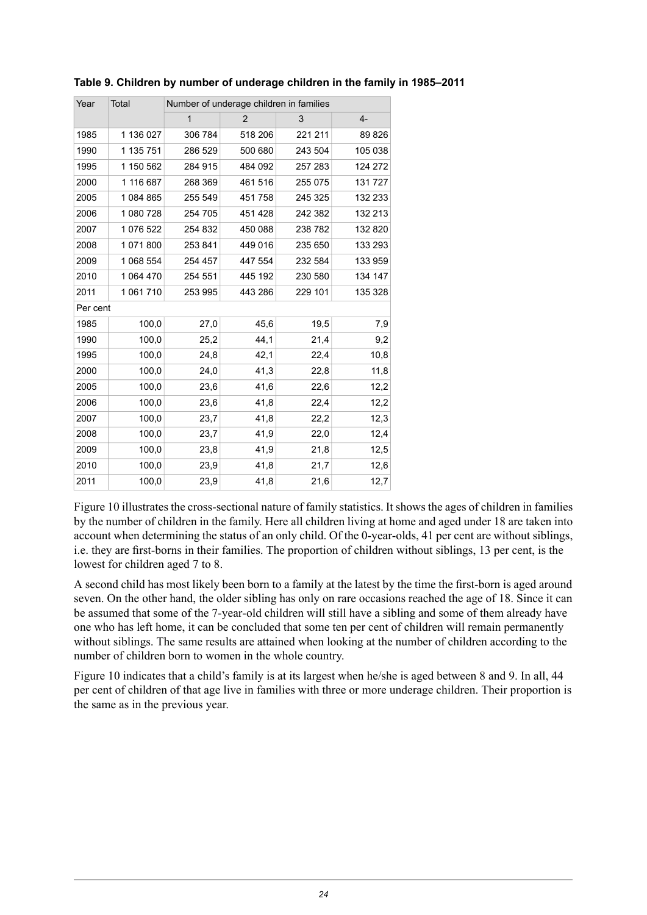**Table 9. Children by number of underage children in the family in 1985–2011**

| Year | Total | Number of underage children in families | | | |
|---|---|---|---|---|---|
| | | 1 | 2 | 3 | 4- |
| 1985 | 1 136 027 | 306 784 | 518 206 | 221 211 | 89 826 |
| 1990 | 1 135 751 | 286 529 | 500 680 | 243 504 | 105 038 |
| 1995 | 1 150 562 | 284 915 | 484 092 | 257 283 | 124 272 |
| 2000 | 1 116 687 | 268 369 | 461 516 | 255 075 | 131 727 |
| 2005 | 1 084 865 | 255 549 | 451 758 | 245 325 | 132 233 |
| 2006 | 1 080 728 | 254 705 | 451 428 | 242 382 | 132 213 |
| 2007 | 1 076 522 | 254 832 | 450 088 | 238 782 | 132 820 |
| 2008 | 1 071 800 | 253 841 | 449 016 | 235 650 | 133 293 |
| 2009 | 1 068 554 | 254 457 | 447 554 | 232 584 | 133 959 |
| 2010 | 1 064 470 | 254 551 | 445 192 | 230 580 | 134 147 |
| 2011 | 1 061 710 | 253 995 | 443 286 | 229 101 | 135 328 |
| Per cent | | | | | |
| 1985 | 100,0 | 27,0 | 45,6 | 19,5 | 7,9 |
| 1990 | 100,0 | 25,2 | 44,1 | 21,4 | 9,2 |
| 1995 | 100,0 | 24,8 | 42,1 | 22,4 | 10,8 |
| 2000 | 100,0 | 24,0 | 41,3 | 22,8 | 11,8 |
| 2005 | 100,0 | 23,6 | 41,6 | 22,6 | 12,2 |
| 2006 | 100,0 | 23,6 | 41,8 | 22,4 | 12,2 |
| 2007 | 100,0 | 23,7 | 41,8 | 22,2 | 12,3 |
| 2008 | 100,0 | 23,7 | 41,9 | 22,0 | 12,4 |
| 2009 | 100,0 | 23,8 | 41,9 | 21,8 | 12,5 |
| 2010 | 100,0 | 23,9 | 41,8 | 21,7 | 12,6 |
| 2011 | 100,0 | 23,9 | 41,8 | 21,6 | 12,7 |

Figure 10 illustrates the cross-sectional nature of family statistics. It shows the ages of children in families by the number of children in the family. Here all children living at home and aged under 18 are taken into account when determining the status of an only child. Of the 0-year-olds, 41 per cent are without siblings, i.e. they are first-borns in their families. The proportion of children without siblings, 13 per cent, is the lowest for children aged 7 to 8.

A second child has most likely been born to a family at the latest by the time the first-born is aged around seven. On the other hand, the older sibling has only on rare occasions reached the age of 18. Since it can be assumed that some of the 7-year-old children will still have a sibling and some of them already have one who has left home, it can be concluded that some ten per cent of children will remain permanently without siblings. The same results are attained when looking at the number of children according to the number of children born to women in the whole country.

Figure 10 indicates that a child's family is at its largest when he/she is aged between 8 and 9. In all, 44 per cent of children of that age live in families with three or more underage children. Their proportion is the same as in the previous year.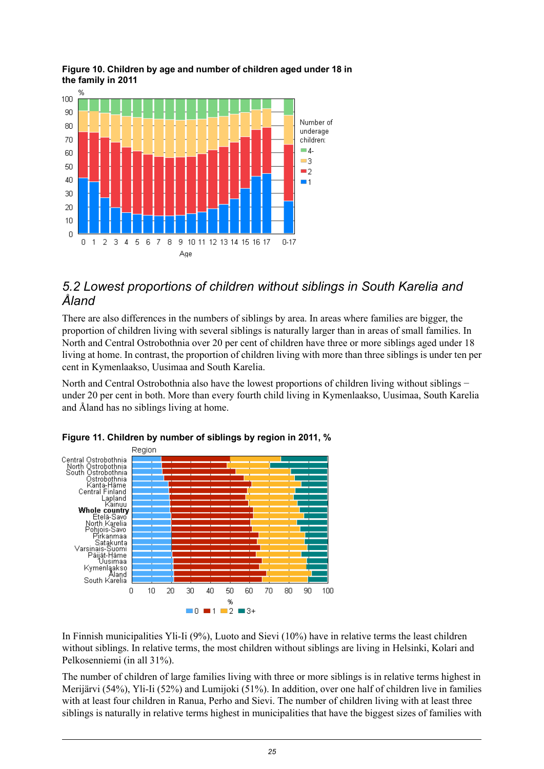**Figure 10. Children by age and number of children aged under 18 in the family in 2011**

## 5.2 Lowest proportions of children without siblings in South Karelia and Åland

There are also differences in the numbers of siblings by area. In areas where families are bigger, the proportion of children living with several siblings is naturally larger than in areas of small families. In North and Central Ostrobothnia over 20 per cent of children have three or more siblings aged under 18 living at home. In contrast, the proportion of children living with more than three siblings is under ten per cent in Kymenlaakso, Uusimaa and South Karelia.

North and Central Ostrobothnia also have the lowest proportions of children living without siblings − under 20 per cent in both. More than every fourth child living in Kymenlaakso, Uusimaa, South Karelia and Åland has no siblings living at home.

**Figure 11. Children by number of siblings by region in 2011, %**

In Finnish municipalities Yli-Ii (9%), Luoto and Sievi (10%) have in relative terms the least children without siblings. In relative terms, the most children without siblings are living in Helsinki, Kolari and Pelkosenniemi (in all 31%).

The number of children of large families living with three or more siblings is in relative terms highest in Merijärvi (54%), Yli-Ii (52%) and Lumijoki (51%). In addition, over one half of children live in families with at least four children in Ranua, Perho and Sievi. The number of children living with at least three siblings is naturally in relative terms highest in municipalities that have the biggest sizes of families with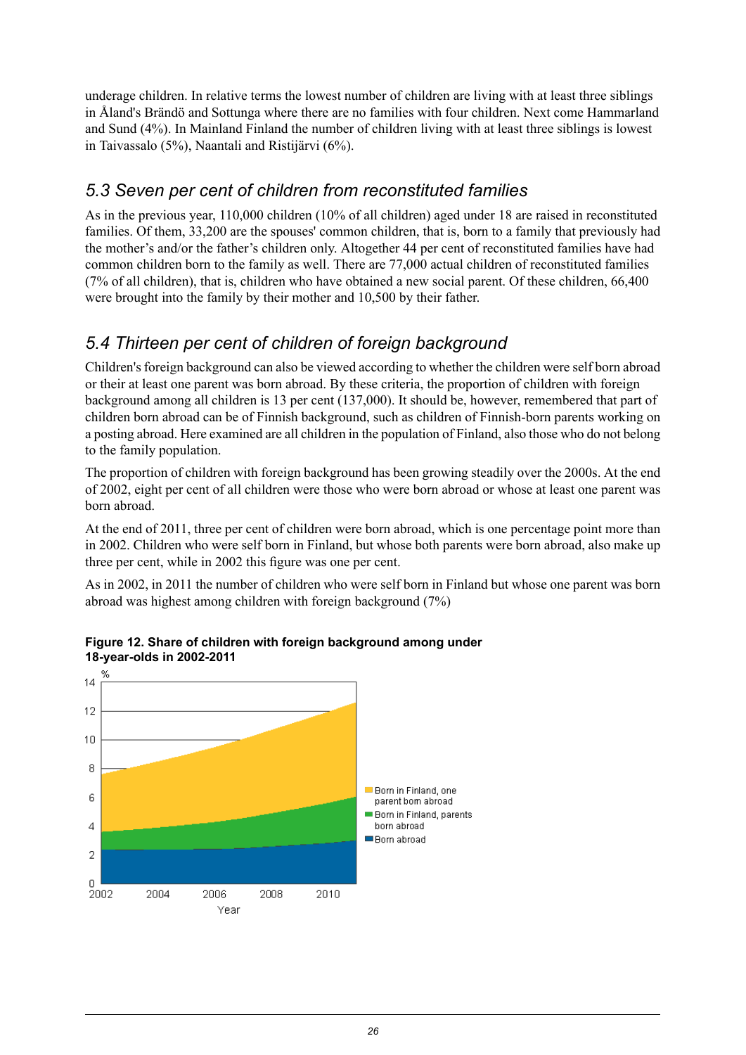underage children. In relative terms the lowest number of children are living with at least three siblings in Åland's Brändö and Sottunga where there are no families with four children. Next come Hammarland and Sund (4%). In Mainland Finland the number of children living with at least three siblings is lowest in Taivassalo (5%), Naantali and Ristijärvi (6%).

## *5.3 Seven per cent of children from reconstituted families*

As in the previous year, 110,000 children (10% of all children) aged under 18 are raised in reconstituted families. Of them, 33,200 are the spouses' common children, that is, born to a family that previously had the mother's and/or the father's children only. Altogether 44 per cent of reconstituted families have had common children born to the family as well. There are 77,000 actual children of reconstituted families (7% of all children), that is, children who have obtained a new social parent. Of these children, 66,400 were brought into the family by their mother and 10,500 by their father.

## *5.4 Thirteen per cent of children of foreign background*

Children's foreign background can also be viewed according to whether the children were self born abroad or their at least one parent was born abroad. By these criteria, the proportion of children with foreign background among all children is 13 per cent (137,000). It should be, however, remembered that part of children born abroad can be of Finnish background, such as children of Finnish-born parents working on a posting abroad. Here examined are all children in the population of Finland, also those who do not belong to the family population.

The proportion of children with foreign background has been growing steadily over the 2000s. At the end of 2002, eight per cent of all children were those who were born abroad or whose at least one parent was born abroad.

At the end of 2011, three per cent of children were born abroad, which is one percentage point more than in 2002. Children who were self born in Finland, but whose both parents were born abroad, also make up three per cent, while in 2002 this figure was one per cent.

As in 2002, in 2011 the number of children who were self born in Finland but whose one parent was born abroad was highest among children with foreign background (7%)

**Figure 12. Share of children with foreign background among under 18-year-olds in 2002-2011**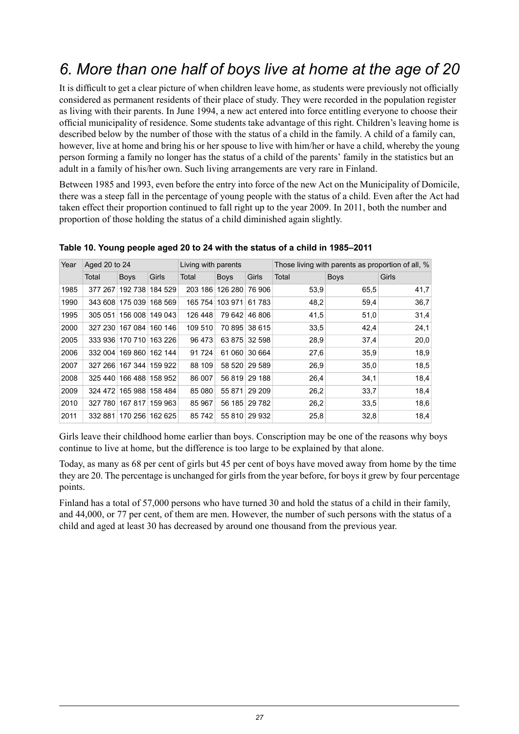# *6. More than one half of boys live at home at the age of 20*

It is difficult to get a clear picture of when children leave home, as students were previously not officially considered as permanent residents of their place of study. They were recorded in the population register as living with their parents. In June 1994, a new act entered into force entitling everyone to choose their official municipality of residence. Some students take advantage of this right. Children's leaving home is described below by the number of those with the status of a child in the family. A child of a family can, however, live at home and bring his or her spouse to live with him/her or have a child, whereby the young person forming a family no longer has the status of a child of the parents' family in the statistics but an adult in a family of his/her own. Such living arrangements are very rare in Finland.

Between 1985 and 1993, even before the entry into force of the new Act on the Municipality of Domicile, there was a steep fall in the percentage of young people with the status of a child. Even after the Act had taken effect their proportion continued to fall right up to the year 2009. In 2011, both the number and proportion of those holding the status of a child diminished again slightly.

**Table 10. Young people aged 20 to 24 with the status of a child in 1985–2011**

| Year | Aged 20 to 24 | | | Living with parents | | | Those living with parents as proportion of all, % | | |
|---|---|---|---|---|---|---|---|---|---|
| | Total | Boys | Girls | Total | Boys | Girls | Total | Boys | Girls |
| 1985 | 377 267 | 192 738 | 184 529 | 203 186 | 126 280 | 76 906 | 53,9 | 65,5 | 41,7 |
| 1990 | 343 608 | 175 039 | 168 569 | 165 754 | 103 971 | 61 783 | 48,2 | 59,4 | 36,7 |
| 1995 | 305 051 | 156 008 | 149 043 | 126 448 | 79 642 | 46 806 | 41,5 | 51,0 | 31,4 |
| 2000 | 327 230 | 167 084 | 160 146 | 109 510 | 70 895 | 38 615 | 33,5 | 42,4 | 24,1 |
| 2005 | 333 936 | 170 710 | 163 226 | 96 473 | 63 875 | 32 598 | 28,9 | 37,4 | 20,0 |
| 2006 | 332 004 | 169 860 | 162 144 | 91 724 | 61 060 | 30 664 | 27,6 | 35,9 | 18,9 |
| 2007 | 327 266 | 167 344 | 159 922 | 88 109 | 58 520 | 29 589 | 26,9 | 35,0 | 18,5 |
| 2008 | 325 440 | 166 488 | 158 952 | 86 007 | 56 819 | 29 188 | 26,4 | 34,1 | 18,4 |
| 2009 | 324 472 | 165 988 | 158 484 | 85 080 | 55 871 | 29 209 | 26,2 | 33,7 | 18,4 |
| 2010 | 327 780 | 167 817 | 159 963 | 85 967 | 56 185 | 29 782 | 26,2 | 33,5 | 18,6 |
| 2011 | 332 881 | 170 256 | 162 625 | 85 742 | 55 810 | 29 932 | 25,8 | 32,8 | 18,4 |

Girls leave their childhood home earlier than boys. Conscription may be one of the reasons why boys continue to live at home, but the difference is too large to be explained by that alone.

Today, as many as 68 per cent of girls but 45 per cent of boys have moved away from home by the time they are 20. The percentage is unchanged for girls from the year before, for boys it grew by four percentage points.

Finland has a total of 57,000 persons who have turned 30 and hold the status of a child in their family, and 44,000, or 77 per cent, of them are men. However, the number of such persons with the status of a child and aged at least 30 has decreased by around one thousand from the previous year.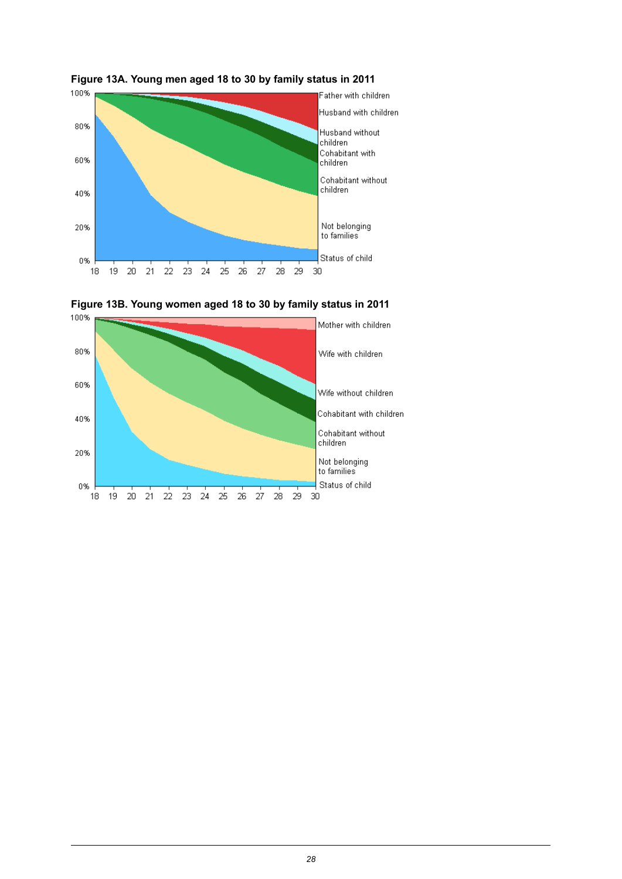**Figure 13A. Young men aged 18 to 30 by family status in 2011**

Father with children

Husband with children

Husband without children

Cohabitant with children

Cohabitant without children

Not belonging to families

Status of child

**Figure 13B. Young women aged 18 to 30 by family status in 2011**

Mother with children

Wife with children

Wife without children

Cohabitant with children

Cohabitant without children

Not belonging to families

Status of child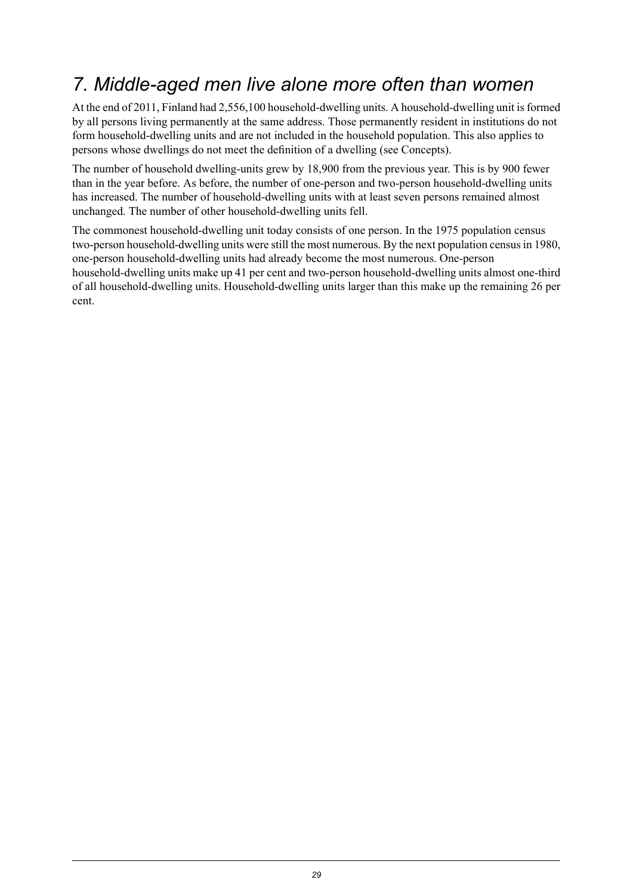# 7. Middle-aged men live alone more often than women

At the end of 2011, Finland had 2,556,100 household-dwelling units. A household-dwelling unit is formed by all persons living permanently at the same address. Those permanently resident in institutions do not form household-dwelling units and are not included in the household population. This also applies to persons whose dwellings do not meet the definition of a dwelling (see Concepts).

The number of household dwelling-units grew by 18,900 from the previous year. This is by 900 fewer than in the year before. As before, the number of one-person and two-person household-dwelling units has increased. The number of household-dwelling units with at least seven persons remained almost unchanged. The number of other household-dwelling units fell.

The commonest household-dwelling unit today consists of one person. In the 1975 population census two-person household-dwelling units were still the most numerous. By the next population census in 1980, one-person household-dwelling units had already become the most numerous. One-person household-dwelling units make up 41 per cent and two-person household-dwelling units almost one-third of all household-dwelling units. Household-dwelling units larger than this make up the remaining 26 per cent.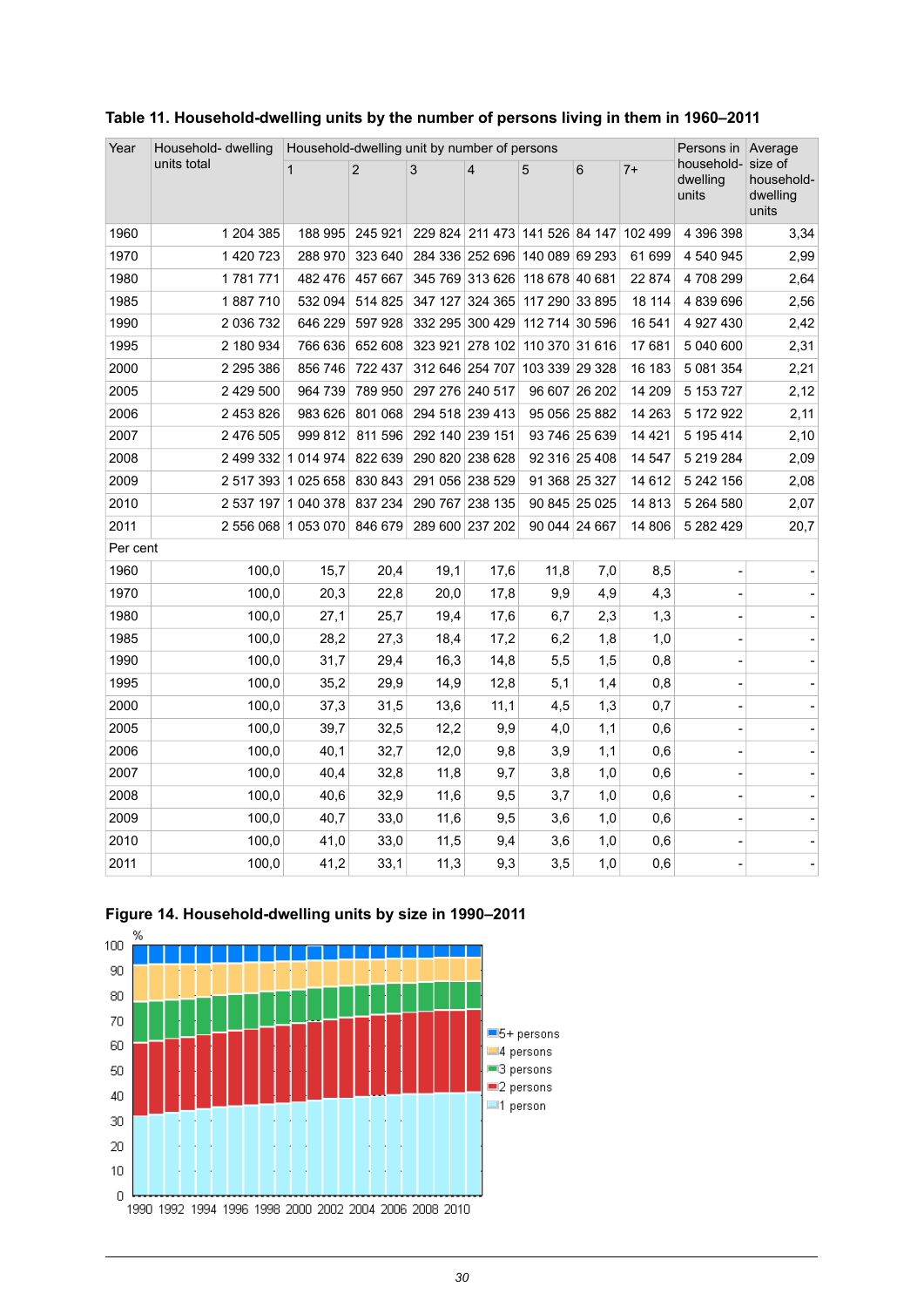**Table 11. Household-dwelling units by the number of persons living in them in 1960–2011**

| Year | Household- dwelling units total | Household-dwelling unit by number of persons | | | | | | | Persons in household-dwelling units | Average size of household-dwelling units |
|---|---|---|---|---|---|---|---|---|---|---|
| | | 1 | 2 | 3 | 4 | 5 | 6 | 7+ | | |
| 1960 | 1 204 385 | 188 995 | 245 921 | 229 824 | 211 473 | 141 526 | 84 147 | 102 499 | 4 396 398 | 3,34 |
| 1970 | 1 420 723 | 288 970 | 323 640 | 284 336 | 252 696 | 140 089 | 69 293 | 61 699 | 4 540 945 | 2,99 |
| 1980 | 1 781 771 | 482 476 | 457 667 | 345 769 | 313 626 | 118 678 | 40 681 | 22 874 | 4 708 299 | 2,64 |
| 1985 | 1 887 710 | 532 094 | 514 825 | 347 127 | 324 365 | 117 290 | 33 895 | 18 114 | 4 839 696 | 2,56 |
| 1990 | 2 036 732 | 646 229 | 597 928 | 332 295 | 300 429 | 112 714 | 30 596 | 16 541 | 4 927 430 | 2,42 |
| 1995 | 2 180 934 | 766 636 | 652 608 | 323 921 | 278 102 | 110 370 | 31 616 | 17 681 | 5 040 600 | 2,31 |
| 2000 | 2 295 386 | 856 746 | 722 437 | 312 646 | 254 707 | 103 339 | 29 328 | 16 183 | 5 081 354 | 2,21 |
| 2005 | 2 429 500 | 964 739 | 789 950 | 297 276 | 240 517 | 96 607 | 26 202 | 14 209 | 5 153 727 | 2,12 |
| 2006 | 2 453 826 | 983 626 | 801 068 | 294 518 | 239 413 | 95 056 | 25 882 | 14 263 | 5 172 922 | 2,11 |
| 2007 | 2 476 505 | 999 812 | 811 596 | 292 140 | 239 151 | 93 746 | 25 639 | 14 421 | 5 195 414 | 2,10 |
| 2008 | 2 499 332 | 1 014 974 | 822 639 | 290 820 | 238 628 | 92 316 | 25 408 | 14 547 | 5 219 284 | 2,09 |
| 2009 | 2 517 393 | 1 025 658 | 830 843 | 291 056 | 238 529 | 91 368 | 25 327 | 14 612 | 5 242 156 | 2,08 |
| 2010 | 2 537 197 | 1 040 378 | 837 234 | 290 767 | 238 135 | 90 845 | 25 025 | 14 813 | 5 264 580 | 2,07 |
| 2011 | 2 556 068 | 1 053 070 | 846 679 | 289 600 | 237 202 | 90 044 | 24 667 | 14 806 | 5 282 429 | 20,7 |
| Per cent | | | | | | | | | | |
| 1960 | 100,0 | 15,7 | 20,4 | 19,1 | 17,6 | 11,8 | 7,0 | 8,5 | - | - |
| 1970 | 100,0 | 20,3 | 22,8 | 20,0 | 17,8 | 9,9 | 4,9 | 4,3 | - | - |
| 1980 | 100,0 | 27,1 | 25,7 | 19,4 | 17,6 | 6,7 | 2,3 | 1,3 | - | - |
| 1985 | 100,0 | 28,2 | 27,3 | 18,4 | 17,2 | 6,2 | 1,8 | 1,0 | - | - |
| 1990 | 100,0 | 31,7 | 29,4 | 16,3 | 14,8 | 5,5 | 1,5 | 0,8 | - | - |
| 1995 | 100,0 | 35,2 | 29,9 | 14,9 | 12,8 | 5,1 | 1,4 | 0,8 | - | - |
| 2000 | 100,0 | 37,3 | 31,5 | 13,6 | 11,1 | 4,5 | 1,3 | 0,7 | - | - |
| 2005 | 100,0 | 39,7 | 32,5 | 12,2 | 9,9 | 4,0 | 1,1 | 0,6 | - | - |
| 2006 | 100,0 | 40,1 | 32,7 | 12,0 | 9,8 | 3,9 | 1,1 | 0,6 | - | - |
| 2007 | 100,0 | 40,4 | 32,8 | 11,8 | 9,7 | 3,8 | 1,0 | 0,6 | - | - |
| 2008 | 100,0 | 40,6 | 32,9 | 11,6 | 9,5 | 3,7 | 1,0 | 0,6 | - | - |
| 2009 | 100,0 | 40,7 | 33,0 | 11,6 | 9,5 | 3,6 | 1,0 | 0,6 | - | - |
| 2010 | 100,0 | 41,0 | 33,0 | 11,5 | 9,4 | 3,6 | 1,0 | 0,6 | - | - |
| 2011 | 100,0 | 41,2 | 33,1 | 11,3 | 9,3 | 3,5 | 1,0 | 0,6 | - | - |

**Figure 14. Household-dwelling units by size in 1990–2011**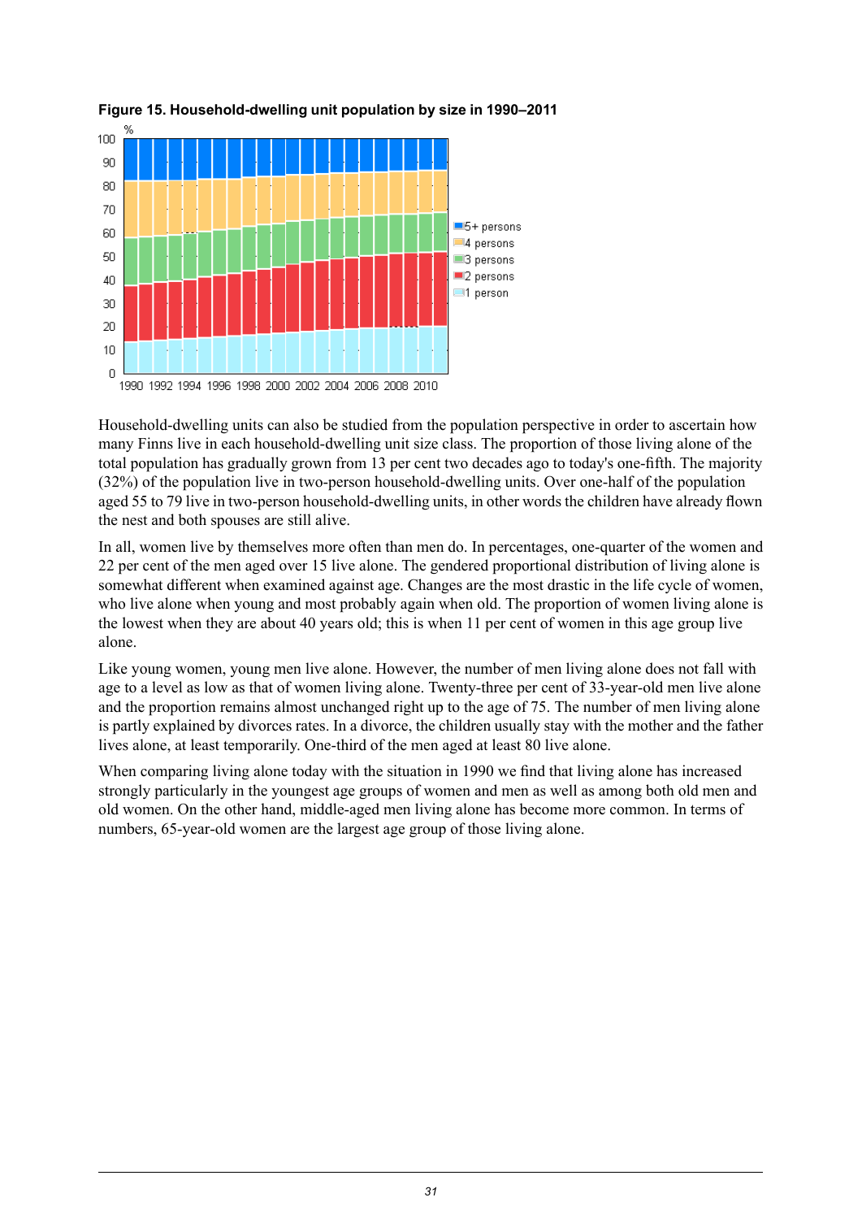**Figure 15. Household-dwelling unit population by size in 1990–2011**

Household-dwelling units can also be studied from the population perspective in order to ascertain how many Finns live in each household-dwelling unit size class. The proportion of those living alone of the total population has gradually grown from 13 per cent two decades ago to today's one-fifth. The majority (32%) of the population live in two-person household-dwelling units. Over one-half of the population aged 55 to 79 live in two-person household-dwelling units, in other words the children have already flown the nest and both spouses are still alive.

In all, women live by themselves more often than men do. In percentages, one-quarter of the women and 22 per cent of the men aged over 15 live alone. The gendered proportional distribution of living alone is somewhat different when examined against age. Changes are the most drastic in the life cycle of women, who live alone when young and most probably again when old. The proportion of women living alone is the lowest when they are about 40 years old; this is when 11 per cent of women in this age group live alone.

Like young women, young men live alone. However, the number of men living alone does not fall with age to a level as low as that of women living alone. Twenty-three per cent of 33-year-old men live alone and the proportion remains almost unchanged right up to the age of 75. The number of men living alone is partly explained by divorces rates. In a divorce, the children usually stay with the mother and the father lives alone, at least temporarily. One-third of the men aged at least 80 live alone.

When comparing living alone today with the situation in 1990 we find that living alone has increased strongly particularly in the youngest age groups of women and men as well as among both old men and old women. On the other hand, middle-aged men living alone has become more common. In terms of numbers, 65-year-old women are the largest age group of those living alone.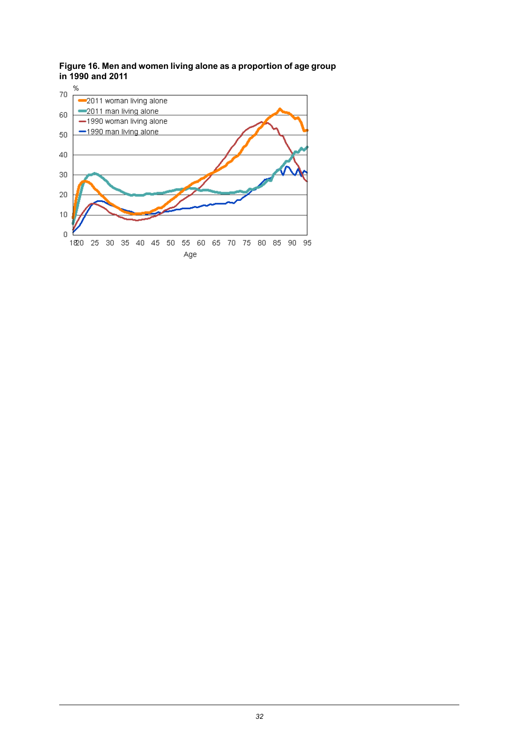**Figure 16. Men and women living alone as a proportion of age group in 1990 and 2011**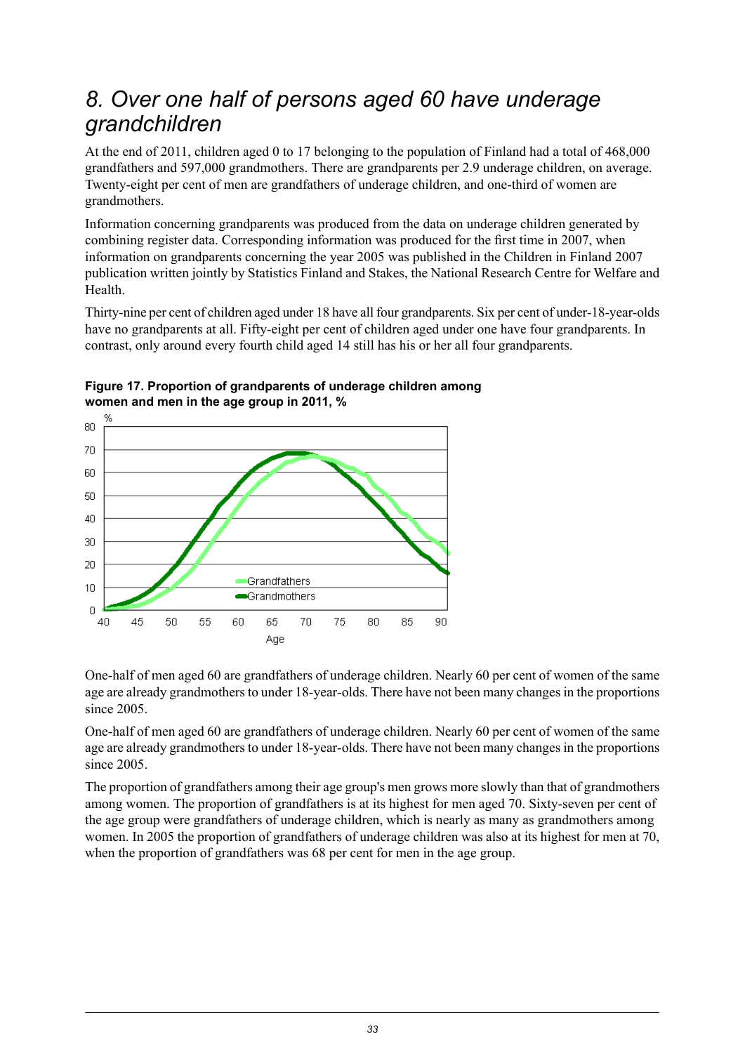# 8. Over one half of persons aged 60 have underage grandchildren

At the end of 2011, children aged 0 to 17 belonging to the population of Finland had a total of 468,000 grandfathers and 597,000 grandmothers. There are grandparents per 2.9 underage children, on average. Twenty-eight per cent of men are grandfathers of underage children, and one-third of women are grandmothers.

Information concerning grandparents was produced from the data on underage children generated by combining register data. Corresponding information was produced for the first time in 2007, when information on grandparents concerning the year 2005 was published in the Children in Finland 2007 publication written jointly by Statistics Finland and Stakes, the National Research Centre for Welfare and Health.

Thirty-nine per cent of children aged under 18 have all four grandparents. Six per cent of under-18-year-olds have no grandparents at all. Fifty-eight per cent of children aged under one have four grandparents. In contrast, only around every fourth child aged 14 still has his or her all four grandparents.

**Figure 17. Proportion of grandparents of underage children among women and men in the age group in 2011, %**

One-half of men aged 60 are grandfathers of underage children. Nearly 60 per cent of women of the same age are already grandmothers to under 18-year-olds. There have not been many changes in the proportions since 2005.

One-half of men aged 60 are grandfathers of underage children. Nearly 60 per cent of women of the same age are already grandmothers to under 18-year-olds. There have not been many changes in the proportions since 2005.

The proportion of grandfathers among their age group's men grows more slowly than that of grandmothers among women. The proportion of grandfathers is at its highest for men aged 70. Sixty-seven per cent of the age group were grandfathers of underage children, which is nearly as many as grandmothers among women. In 2005 the proportion of grandfathers of underage children was also at its highest for men at 70, when the proportion of grandfathers was 68 per cent for men in the age group.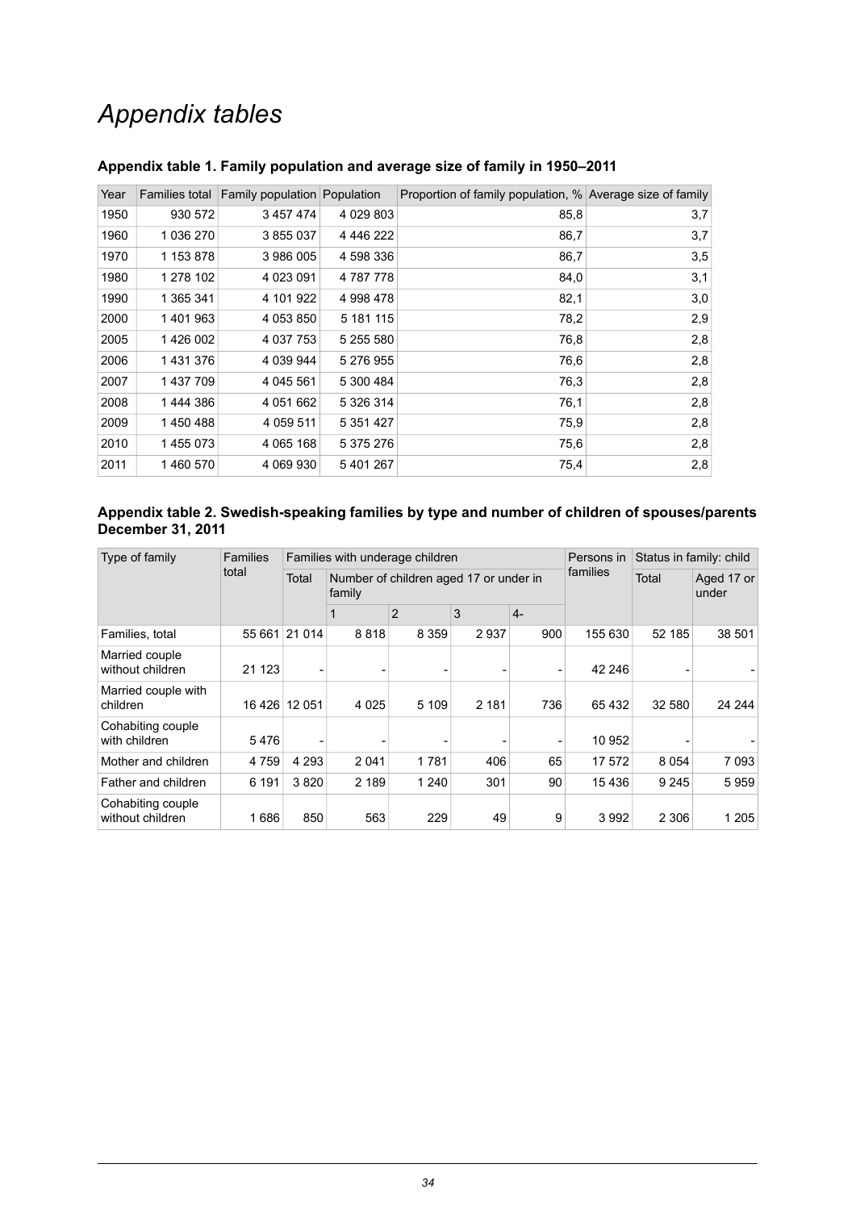# *Appendix tables*

### Appendix table 1. Family population and average size of family in 1950–2011

| Year | Families total | Family population | Population | Proportion of family population, % | Average size of family |
|---|---|---|---|---|---|
| 1950 | 930 572 | 3 457 474 | 4 029 803 | 85,8 | 3,7 |
| 1960 | 1 036 270 | 3 855 037 | 4 446 222 | 86,7 | 3,7 |
| 1970 | 1 153 878 | 3 986 005 | 4 598 336 | 86,7 | 3,5 |
| 1980 | 1 278 102 | 4 023 091 | 4 787 778 | 84,0 | 3,1 |
| 1990 | 1 365 341 | 4 101 922 | 4 998 478 | 82,1 | 3,0 |
| 2000 | 1 401 963 | 4 053 850 | 5 181 115 | 78,2 | 2,9 |
| 2005 | 1 426 002 | 4 037 753 | 5 255 580 | 76,8 | 2,8 |
| 2006 | 1 431 376 | 4 039 944 | 5 276 955 | 76,6 | 2,8 |
| 2007 | 1 437 709 | 4 045 561 | 5 300 484 | 76,3 | 2,8 |
| 2008 | 1 444 386 | 4 051 662 | 5 326 314 | 76,1 | 2,8 |
| 2009 | 1 450 488 | 4 059 511 | 5 351 427 | 75,9 | 2,8 |
| 2010 | 1 455 073 | 4 065 168 | 5 375 276 | 75,6 | 2,8 |
| 2011 | 1 460 570 | 4 069 930 | 5 401 267 | 75,4 | 2,8 |

### Appendix table 2. Swedish-speaking families by type and number of children of spouses/parents December 31, 2011

| Type of family | Families total | Families with underage children | | | | | Persons in families | Status in family: child | |
|---|---|---|---|---|---|---|---|---|---|
| | | Total | Number of children aged 17 or under in family | | | | | Total | Aged 17 or under |
| | | | 1 | 2 | 3 | 4- | | | |
| Families, total | 55 661 | 21 014 | 8 818 | 8 359 | 2 937 | 900 | 155 630 | 52 185 | 38 501 |
| Married couple without children | 21 123 | - | - | - | - | - | 42 246 | - | - |
| Married couple with children | 16 426 | 12 051 | 4 025 | 5 109 | 2 181 | 736 | 65 432 | 32 580 | 24 244 |
| Cohabiting couple with children | 5 476 | - | - | - | - | - | 10 952 | - | - |
| Mother and children | 4 759 | 4 293 | 2 041 | 1 781 | 406 | 65 | 17 572 | 8 054 | 7 093 |
| Father and children | 6 191 | 3 820 | 2 189 | 1 240 | 301 | 90 | 15 436 | 9 245 | 5 959 |
| Cohabiting couple without children | 1 686 | 850 | 563 | 229 | 49 | 9 | 3 992 | 2 306 | 1 205 |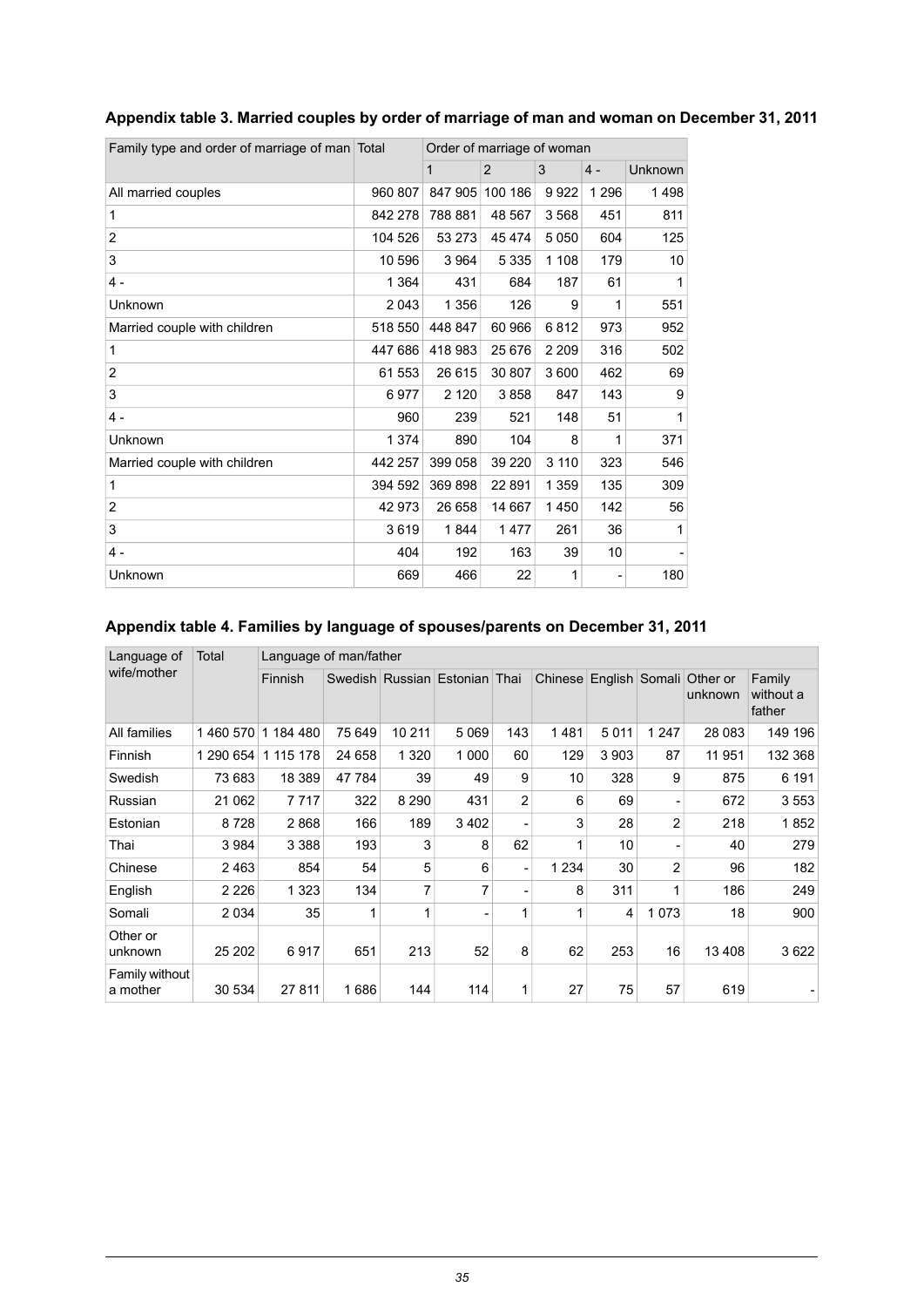**Appendix table 3. Married couples by order of marriage of man and woman on December 31, 2011**

| Family type and order of marriage of man | Total | Order of marriage of woman | | | | |
|---|---|---|---|---|---|---|
| | | 1 | 2 | 3 | 4 - | Unknown |
| All married couples | 960 807 | 847 905 | 100 186 | 9 922 | 1 296 | 1 498 |
| 1 | 842 278 | 788 881 | 48 567 | 3 568 | 451 | 811 |
| 2 | 104 526 | 53 273 | 45 474 | 5 050 | 604 | 125 |
| 3 | 10 596 | 3 964 | 5 335 | 1 108 | 179 | 10 |
| 4 - | 1 364 | 431 | 684 | 187 | 61 | 1 |
| Unknown | 2 043 | 1 356 | 126 | 9 | 1 | 551 |
| Married couple with children | 518 550 | 448 847 | 60 966 | 6 812 | 973 | 952 |
| 1 | 447 686 | 418 983 | 25 676 | 2 209 | 316 | 502 |
| 2 | 61 553 | 26 615 | 30 807 | 3 600 | 462 | 69 |
| 3 | 6 977 | 2 120 | 3 858 | 847 | 143 | 9 |
| 4 - | 960 | 239 | 521 | 148 | 51 | 1 |
| Unknown | 1 374 | 890 | 104 | 8 | 1 | 371 |
| Married couple with children | 442 257 | 399 058 | 39 220 | 3 110 | 323 | 546 |
| 1 | 394 592 | 369 898 | 22 891 | 1 359 | 135 | 309 |
| 2 | 42 973 | 26 658 | 14 667 | 1 450 | 142 | 56 |
| 3 | 3 619 | 1 844 | 1 477 | 261 | 36 | 1 |
| 4 - | 404 | 192 | 163 | 39 | 10 | - |
| Unknown | 669 | 466 | 22 | 1 | - | 180 |

**Appendix table 4. Families by language of spouses/parents on December 31, 2011**

| Language of wife/mother | Total | Language of man/father | | | | | | | | | |
|---|---|---|---|---|---|---|---|---|---|---|---|
| | | Finnish | Swedish | Russian | Estonian | Thai | Chinese | English | Somali | Other or unknown | Family without a father |
| All families | 1 460 570 | 1 184 480 | 75 649 | 10 211 | 5 069 | 143 | 1 481 | 5 011 | 1 247 | 28 083 | 149 196 |
| Finnish | 1 290 654 | 1 115 178 | 24 658 | 1 320 | 1 000 | 60 | 129 | 3 903 | 87 | 11 951 | 132 368 |
| Swedish | 73 683 | 18 389 | 47 784 | 39 | 49 | 9 | 10 | 328 | 9 | 875 | 6 191 |
| Russian | 21 062 | 7 717 | 322 | 8 290 | 431 | 2 | 6 | 69 | - | 672 | 3 553 |
| Estonian | 8 728 | 2 868 | 166 | 189 | 3 402 | - | 3 | 28 | 2 | 218 | 1 852 |
| Thai | 3 984 | 3 388 | 193 | 3 | 8 | 62 | 1 | 10 | - | 40 | 279 |
| Chinese | 2 463 | 854 | 54 | 5 | 6 | - | 1 234 | 30 | 2 | 96 | 182 |
| English | 2 226 | 1 323 | 134 | 7 | 7 | - | 8 | 311 | 1 | 186 | 249 |
| Somali | 2 034 | 35 | 1 | 1 | - | 1 | 1 | 4 | 1 073 | 18 | 900 |
| Other or unknown | 25 202 | 6 917 | 651 | 213 | 52 | 8 | 62 | 253 | 16 | 13 408 | 3 622 |
| Family without a mother | 30 534 | 27 811 | 1 686 | 144 | 114 | 1 | 27 | 75 | 57 | 619 | - |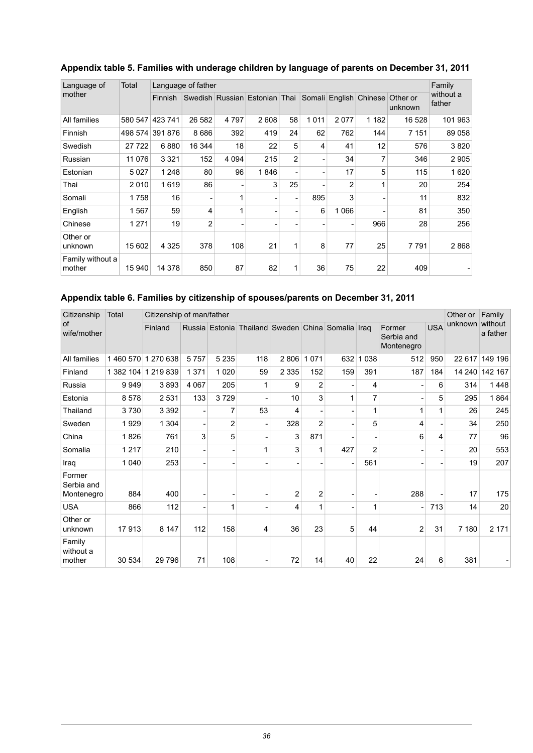### Appendix table 5. Families with underage children by language of parents on December 31, 2011

| Language of mother | Total | Language of father | | | | | | | | | Family without a father |
|---|---|---|---|---|---|---|---|---|---|---|---|
| | | Finnish | Swedish | Russian | Estonian | Thai | Somali | English | Chinese | Other or unknown | |
| All families | 580 547 | 423 741 | 26 582 | 4 797 | 2 608 | 58 | 1 011 | 2 077 | 1 182 | 16 528 | 101 963 |
| Finnish | 498 574 | 391 876 | 8 686 | 392 | 419 | 24 | 62 | 762 | 144 | 7 151 | 89 058 |
| Swedish | 27 722 | 6 880 | 16 344 | 18 | 22 | 5 | 4 | 41 | 12 | 576 | 3 820 |
| Russian | 11 076 | 3 321 | 152 | 4 094 | 215 | 2 | - | 34 | 7 | 346 | 2 905 |
| Estonian | 5 027 | 1 248 | 80 | 96 | 1 846 | - | - | 17 | 5 | 115 | 1 620 |
| Thai | 2 010 | 1 619 | 86 | - | 3 | 25 | - | 2 | 1 | 20 | 254 |
| Somali | 1 758 | 16 | - | 1 | - | - | 895 | 3 | - | 11 | 832 |
| English | 1 567 | 59 | 4 | 1 | - | - | 6 | 1 066 | - | 81 | 350 |
| Chinese | 1 271 | 19 | 2 | - | - | - | - | - | 966 | 28 | 256 |
| Other or unknown | 15 602 | 4 325 | 378 | 108 | 21 | 1 | 8 | 77 | 25 | 7 791 | 2 868 |
| Family without a mother | 15 940 | 14 378 | 850 | 87 | 82 | 1 | 36 | 75 | 22 | 409 | - |

### Appendix table 6. Families by citizenship of spouses/parents on December 31, 2011

| Citizenship of wife/mother | Total | Citizenship of man/father | | | | | | | | | | Other or unknown | Family without a father |
|---|---|---|---|---|---|---|---|---|---|---|---|---|---|
| | | Finland | Russia | Estonia | Thailand | Sweden | China | Somalia | Iraq | Former Serbia and Montenegro | USA | | |
| All families | 1 460 570 | 1 270 638 | 5 757 | 5 235 | 118 | 2 806 | 1 071 | 632 | 1 038 | 512 | 950 | 22 617 | 149 196 |
| Finland | 1 382 104 | 1 219 839 | 1 371 | 1 020 | 59 | 2 335 | 152 | 159 | 391 | 187 | 184 | 14 240 | 142 167 |
| Russia | 9 949 | 3 893 | 4 067 | 205 | 1 | 9 | 2 | - | 4 | - | 6 | 314 | 1 448 |
| Estonia | 8 578 | 2 531 | 133 | 3 729 | - | 10 | 3 | 1 | 7 | - | 5 | 295 | 1 864 |
| Thailand | 3 730 | 3 392 | - | 7 | 53 | 4 | - | - | 1 | 1 | 1 | 26 | 245 |
| Sweden | 1 929 | 1 304 | - | 2 | - | 328 | 2 | - | 5 | 4 | - | 34 | 250 |
| China | 1 826 | 761 | 3 | 5 | - | 3 | 871 | - | - | 6 | 4 | 77 | 96 |
| Somalia | 1 217 | 210 | - | - | 1 | 3 | 1 | 427 | 2 | - | - | 20 | 553 |
| Iraq | 1 040 | 253 | - | - | - | - | - | - | 561 | - | - | 19 | 207 |
| Former Serbia and Montenegro | 884 | 400 | - | - | - | 2 | 2 | - | - | 288 | - | 17 | 175 |
| USA | 866 | 112 | - | 1 | - | 4 | 1 | - | 1 | - | 713 | 14 | 20 |
| Other or unknown | 17 913 | 8 147 | 112 | 158 | 4 | 36 | 23 | 5 | 44 | 2 | 31 | 7 180 | 2 171 |
| Family without a mother | 30 534 | 29 796 | 71 | 108 | - | 72 | 14 | 40 | 22 | 24 | 6 | 381 | - |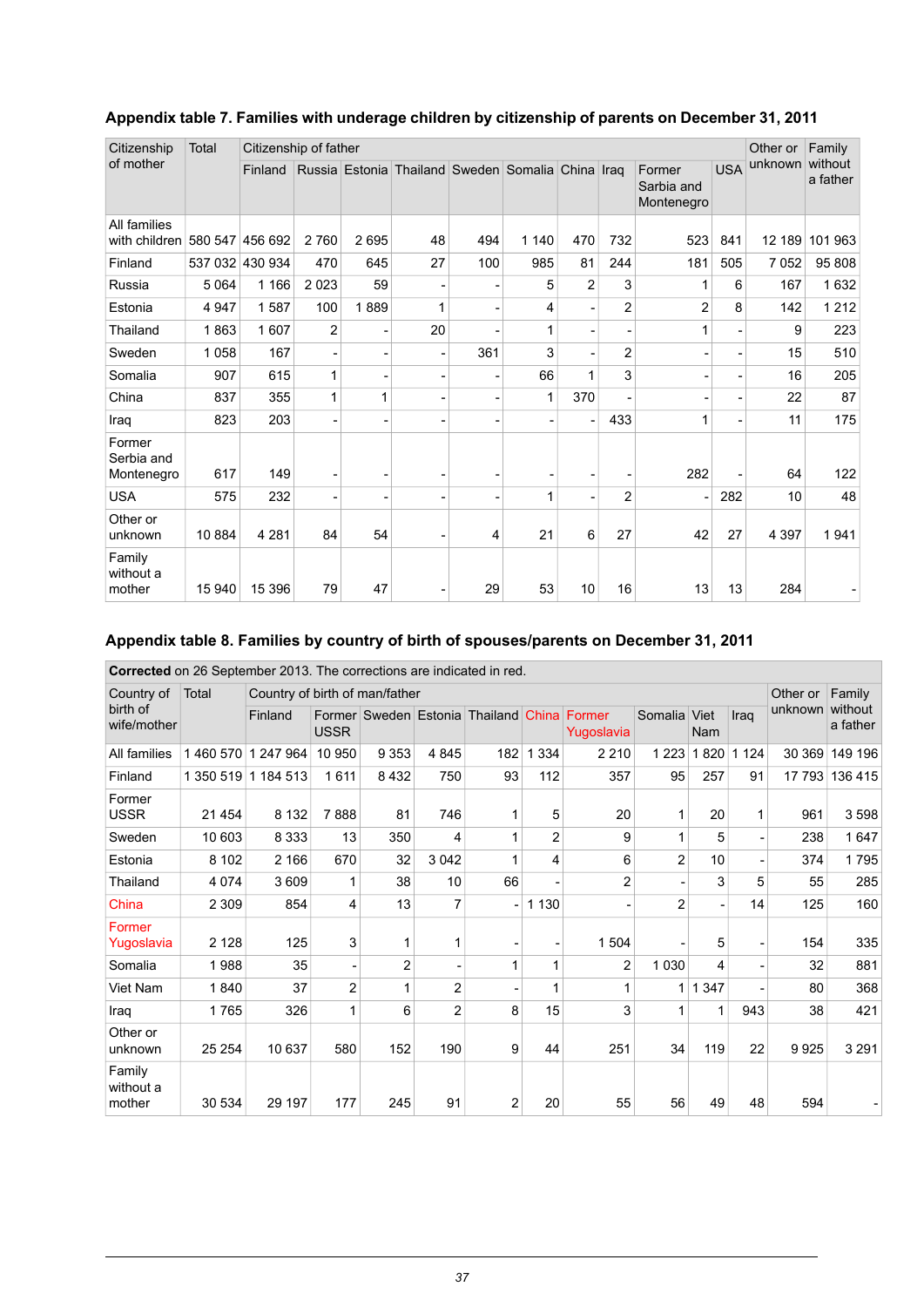## Appendix table 7. Families with underage children by citizenship of parents on December 31, 2011

| Citizenship of mother | Total | Citizenship of father | | | | | | | | | | Other or unknown | Family without a father |
|---|---|---|---|---|---|---|---|---|---|---|---|---|---|
| | | Finland | Russia | Estonia | Thailand | Sweden | Somalia | China | Iraq | Former Sarbia and Montenegro | USA | | |
| All families with children | 580 547 | 456 692 | 2 760 | 2 695 | 48 | 494 | 1 140 | 470 | 732 | 523 | 841 | 12 189 | 101 963 |
| Finland | 537 032 | 430 934 | 470 | 645 | 27 | 100 | 985 | 81 | 244 | 181 | 505 | 7 052 | 95 808 |
| Russia | 5 064 | 1 166 | 2 023 | 59 | - | - | 5 | 2 | 3 | 1 | 6 | 167 | 1 632 |
| Estonia | 4 947 | 1 587 | 100 | 1 889 | 1 | - | 4 | - | 2 | 2 | 8 | 142 | 1 212 |
| Thailand | 1 863 | 1 607 | 2 | - | 20 | - | 1 | - | - | 1 | - | 9 | 223 |
| Sweden | 1 058 | 167 | - | - | - | 361 | 3 | - | 2 | - | - | 15 | 510 |
| Somalia | 907 | 615 | 1 | - | - | - | 66 | 1 | 3 | - | - | 16 | 205 |
| China | 837 | 355 | 1 | 1 | - | - | 1 | 370 | - | - | - | 22 | 87 |
| Iraq | 823 | 203 | - | - | - | - | - | - | 433 | 1 | - | 11 | 175 |
| Former Serbia and Montenegro | 617 | 149 | - | - | - | - | - | - | - | 282 | - | 64 | 122 |
| USA | 575 | 232 | - | - | - | - | 1 | - | 2 | - | 282 | 10 | 48 |
| Other or unknown | 10 884 | 4 281 | 84 | 54 | - | 4 | 21 | 6 | 27 | 42 | 27 | 4 397 | 1 941 |
| Family without a mother | 15 940 | 15 396 | 79 | 47 | - | 29 | 53 | 10 | 16 | 13 | 13 | 284 | - |

## Appendix table 8. Families by country of birth of spouses/parents on December 31, 2011

**Corrected** on 26 September 2013. The corrections are indicated in red.

| Country of birth of wife/mother | Total | Country of birth of man/father | | | | | | | | | | Other or unknown | Family without a father |
|---|---|---|---|---|---|---|---|---|---|---|---|---|---|
| | | Finland | Former USSR | Sweden | Estonia | Thailand | China | Former Yugoslavia | Somalia | Viet Nam | Iraq | | |
| All families | 1 460 570 | 1 247 964 | 10 950 | 9 353 | 4 845 | 182 | 1 334 | 2 210 | 1 223 | 1 820 | 1 124 | 30 369 | 149 196 |
| Finland | 1 350 519 | 1 184 513 | 1 611 | 8 432 | 750 | 93 | 112 | 357 | 95 | 257 | 91 | 17 793 | 136 415 |
| Former USSR | 21 454 | 8 132 | 7 888 | 81 | 746 | 1 | 5 | 20 | 1 | 20 | 1 | 961 | 3 598 |
| Sweden | 10 603 | 8 333 | 13 | 350 | 4 | 1 | 2 | 9 | 1 | 5 | - | 238 | 1 647 |
| Estonia | 8 102 | 2 166 | 670 | 32 | 3 042 | 1 | 4 | 6 | 2 | 10 | - | 374 | 1 795 |
| Thailand | 4 074 | 3 609 | 1 | 38 | 10 | 66 | - | 2 | - | 3 | 5 | 55 | 285 |
| China | 2 309 | 854 | 4 | 13 | 7 | - | 1 130 | - | 2 | - | 14 | 125 | 160 |
| Former Yugoslavia | 2 128 | 125 | 3 | 1 | 1 | - | - | 1 504 | - | 5 | - | 154 | 335 |
| Somalia | 1 988 | 35 | - | 2 | - | 1 | 1 | 2 | 1 030 | 4 | - | 32 | 881 |
| Viet Nam | 1 840 | 37 | 2 | 1 | 2 | - | 1 | 1 | 1 | 1 347 | - | 80 | 368 |
| Iraq | 1 765 | 326 | 1 | 6 | 2 | 8 | 15 | 3 | 1 | 1 | 943 | 38 | 421 |
| Other or unknown | 25 254 | 10 637 | 580 | 152 | 190 | 9 | 44 | 251 | 34 | 119 | 22 | 9 925 | 3 291 |
| Family without a mother | 30 534 | 29 197 | 177 | 245 | 91 | 2 | 20 | 55 | 56 | 49 | 48 | 594 | - |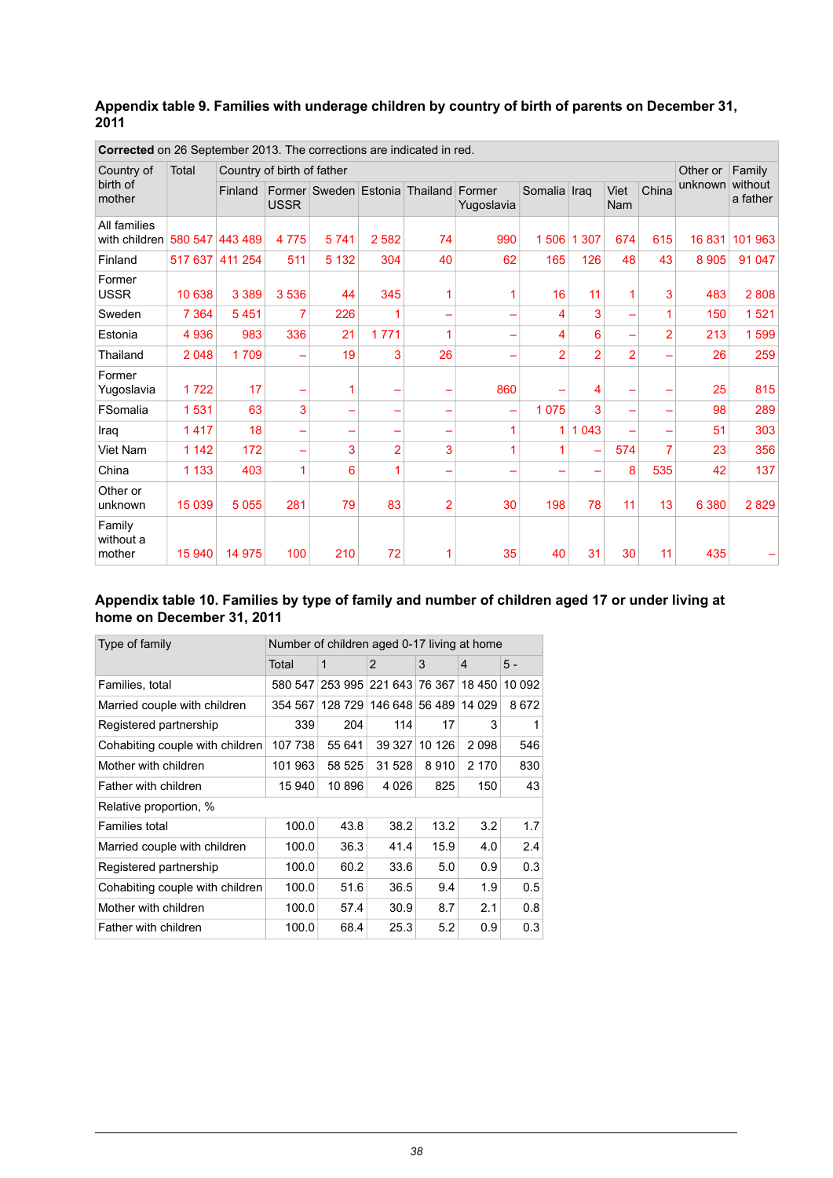### Appendix table 9. Families with underage children by country of birth of parents on December 31, 2011

**Corrected** on 26 September 2013. The corrections are indicated in red.

| Country of birth of mother | Total | Country of birth of father | | | | | | | | | | Other or unknown | Family without a father |
|---|---|---|---|---|---|---|---|---|---|---|---|---|---|
| | | Finland | Former USSR | Sweden | Estonia | Thailand | Former Yugoslavia | Somalia | Iraq | Viet Nam | China | | |
| All families with children | 580 547 | 443 489 | 4 775 | 5 741 | 2 582 | 74 | 990 | 1 506 | 1 307 | 674 | 615 | 16 831 | 101 963 |
| Finland | 517 637 | 411 254 | 511 | 5 132 | 304 | 40 | 62 | 165 | 126 | 48 | 43 | 8 905 | 91 047 |
| Former USSR | 10 638 | 3 389 | 3 536 | 44 | 345 | 1 | 1 | 16 | 11 | 1 | 3 | 483 | 2 808 |
| Sweden | 7 364 | 5 451 | 7 | 226 | 1 | – | – | 4 | 3 | – | 1 | 150 | 1 521 |
| Estonia | 4 936 | 983 | 336 | 21 | 1 771 | 1 | – | 4 | 6 | – | 2 | 213 | 1 599 |
| Thailand | 2 048 | 1 709 | – | 19 | 3 | 26 | – | 2 | 2 | 2 | – | 26 | 259 |
| Former Yugoslavia | 1 722 | 17 | – | 1 | – | – | 860 | – | 4 | – | – | 25 | 815 |
| FSomalia | 1 531 | 63 | 3 | – | – | – | – | 1 075 | 3 | – | – | 98 | 289 |
| Iraq | 1 417 | 18 | – | – | – | – | 1 | 1 | 1 043 | – | – | 51 | 303 |
| Viet Nam | 1 142 | 172 | – | 3 | 2 | 3 | 1 | 1 | – | 574 | 7 | 23 | 356 |
| China | 1 133 | 403 | 1 | 6 | 1 | – | – | – | – | 8 | 535 | 42 | 137 |
| Other or unknown | 15 039 | 5 055 | 281 | 79 | 83 | 2 | 30 | 198 | 78 | 11 | 13 | 6 380 | 2 829 |
| Family without a mother | 15 940 | 14 975 | 100 | 210 | 72 | 1 | 35 | 40 | 31 | 30 | 11 | 435 | – |

### Appendix table 10. Families by type of family and number of children aged 17 or under living at home on December 31, 2011

| Type of family | Number of children aged 0-17 living at home | | | | | |
|---|---|---|---|---|---|---|
| | Total | 1 | 2 | 3 | 4 | 5 - |
| Families, total | 580 547 | 253 995 | 221 643 | 76 367 | 18 450 | 10 092 |
| Married couple with children | 354 567 | 128 729 | 146 648 | 56 489 | 14 029 | 8 672 |
| Registered partnership | 339 | 204 | 114 | 17 | 3 | 1 |
| Cohabiting couple with children | 107 738 | 55 641 | 39 327 | 10 126 | 2 098 | 546 |
| Mother with children | 101 963 | 58 525 | 31 528 | 8 910 | 2 170 | 830 |
| Father with children | 15 940 | 10 896 | 4 026 | 825 | 150 | 43 |
| Relative proportion, % | | | | | | |
| Families total | 100.0 | 43.8 | 38.2 | 13.2 | 3.2 | 1.7 |
| Married couple with children | 100.0 | 36.3 | 41.4 | 15.9 | 4.0 | 2.4 |
| Registered partnership | 100.0 | 60.2 | 33.6 | 5.0 | 0.9 | 0.3 |
| Cohabiting couple with children | 100.0 | 51.6 | 36.5 | 9.4 | 1.9 | 0.5 |
| Mother with children | 100.0 | 57.4 | 30.9 | 8.7 | 2.1 | 0.8 |
| Father with children | 100.0 | 68.4 | 25.3 | 5.2 | 0.9 | 0.3 |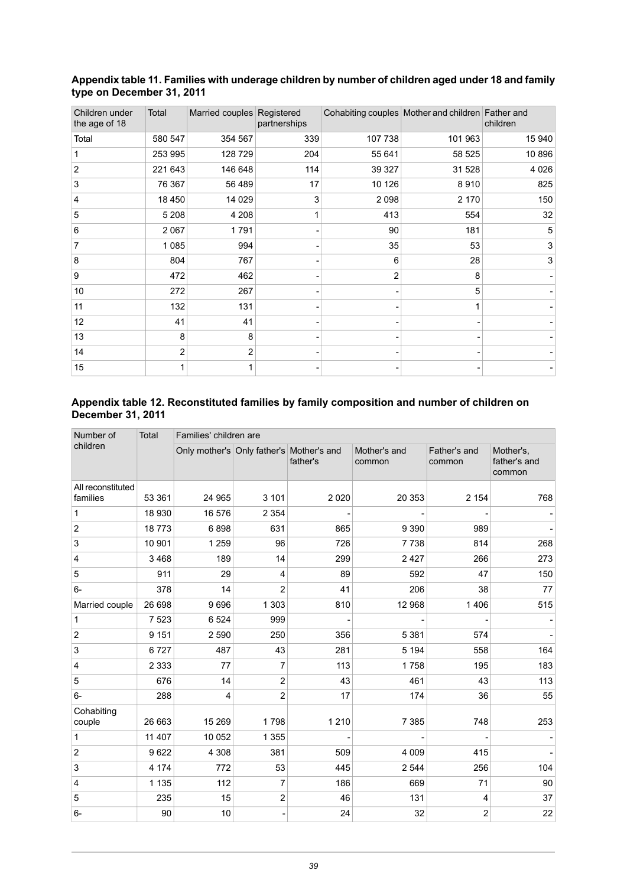**Appendix table 11. Families with underage children by number of children aged under 18 and family type on December 31, 2011**

| Children under the age of 18 | Total | Married couples | Registered partnerships | Cohabiting couples | Mother and children | Father and children |
|---|---|---|---|---|---|---|
| Total | 580 547 | 354 567 | 339 | 107 738 | 101 963 | 15 940 |
| 1 | 253 995 | 128 729 | 204 | 55 641 | 58 525 | 10 896 |
| 2 | 221 643 | 146 648 | 114 | 39 327 | 31 528 | 4 026 |
| 3 | 76 367 | 56 489 | 17 | 10 126 | 8 910 | 825 |
| 4 | 18 450 | 14 029 | 3 | 2 098 | 2 170 | 150 |
| 5 | 5 208 | 4 208 | 1 | 413 | 554 | 32 |
| 6 | 2 067 | 1 791 | - | 90 | 181 | 5 |
| 7 | 1 085 | 994 | - | 35 | 53 | 3 |
| 8 | 804 | 767 | - | 6 | 28 | 3 |
| 9 | 472 | 462 | - | 2 | 8 | - |
| 10 | 272 | 267 | - | - | 5 | - |
| 11 | 132 | 131 | - | - | 1 | - |
| 12 | 41 | 41 | - | - | - | - |
| 13 | 8 | 8 | - | - | - | - |
| 14 | 2 | 2 | - | - | - | - |
| 15 | 1 | 1 | - | - | - | - |

**Appendix table 12. Reconstituted families by family composition and number of children on December 31, 2011**

| Number of children | Total | Families' children are | | | | | |
|---|---|---|---|---|---|---|---|
| | | Only mother's | Only father's | Mother's and father's | Mother's and common | Father's and common | Mother's, father's and common |
| All reconstituted families | 53 361 | 24 965 | 3 101 | 2 020 | 20 353 | 2 154 | 768 |
| 1 | 18 930 | 16 576 | 2 354 | - | - | - | - |
| 2 | 18 773 | 6 898 | 631 | 865 | 9 390 | 989 | - |
| 3 | 10 901 | 1 259 | 96 | 726 | 7 738 | 814 | 268 |
| 4 | 3 468 | 189 | 14 | 299 | 2 427 | 266 | 273 |
| 5 | 911 | 29 | 4 | 89 | 592 | 47 | 150 |
| 6- | 378 | 14 | 2 | 41 | 206 | 38 | 77 |
| Married couple | 26 698 | 9 696 | 1 303 | 810 | 12 968 | 1 406 | 515 |
| 1 | 7 523 | 6 524 | 999 | - | - | - | - |
| 2 | 9 151 | 2 590 | 250 | 356 | 5 381 | 574 | - |
| 3 | 6 727 | 487 | 43 | 281 | 5 194 | 558 | 164 |
| 4 | 2 333 | 77 | 7 | 113 | 1 758 | 195 | 183 |
| 5 | 676 | 14 | 2 | 43 | 461 | 43 | 113 |
| 6- | 288 | 4 | 2 | 17 | 174 | 36 | 55 |
| Cohabiting couple | 26 663 | 15 269 | 1 798 | 1 210 | 7 385 | 748 | 253 |
| 1 | 11 407 | 10 052 | 1 355 | - | - | - | - |
| 2 | 9 622 | 4 308 | 381 | 509 | 4 009 | 415 | - |
| 3 | 4 174 | 772 | 53 | 445 | 2 544 | 256 | 104 |
| 4 | 1 135 | 112 | 7 | 186 | 669 | 71 | 90 |
| 5 | 235 | 15 | 2 | 46 | 131 | 4 | 37 |
| 6- | 90 | 10 | - | 24 | 32 | 2 | 22 |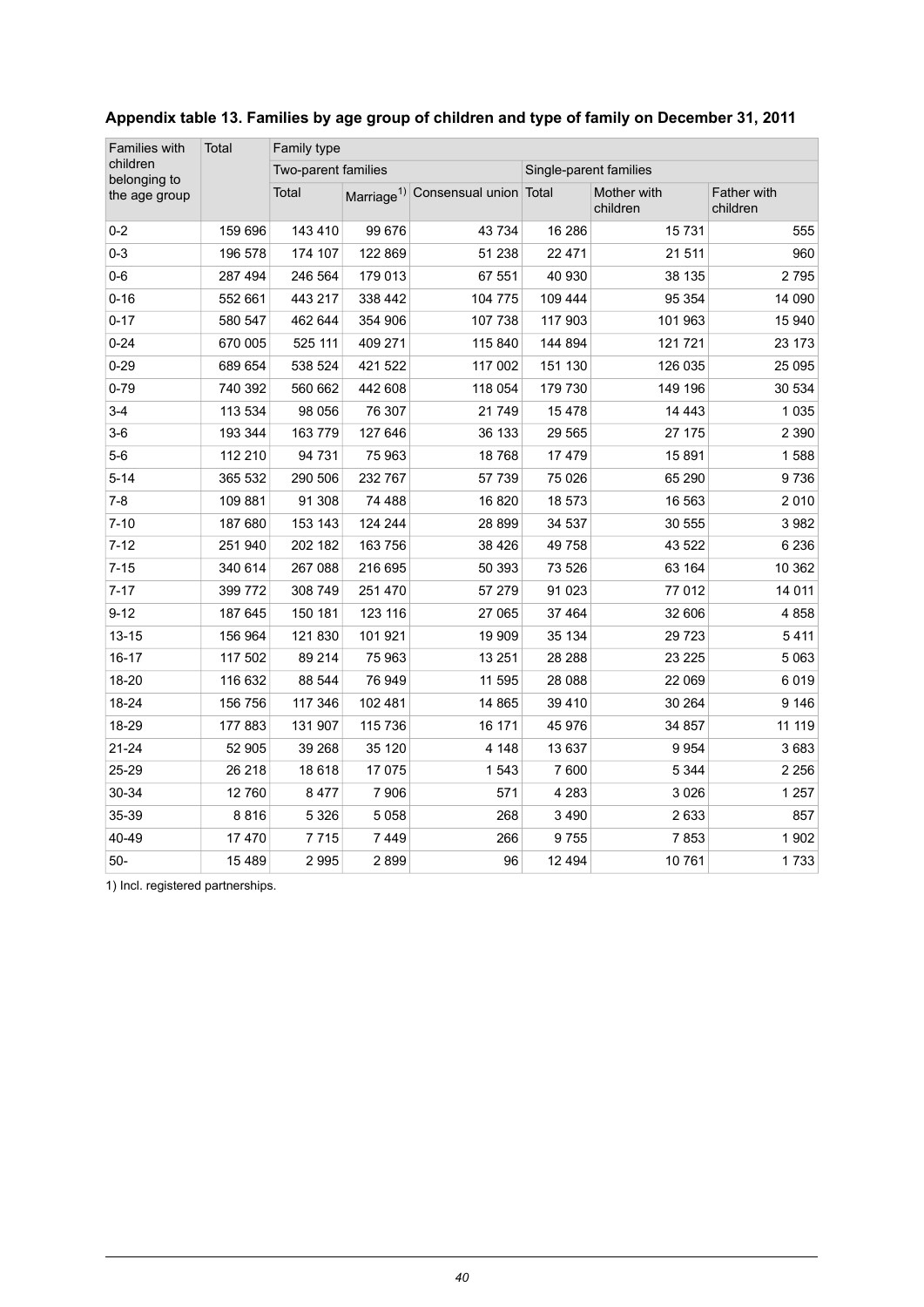**Appendix table 13. Families by age group of children and type of family on December 31, 2011**

| Families with children belonging to the age group | Total | Family type | | | | | |
|---|---|---|---|---|---|---|---|
| | | Two-parent families | | | Single-parent families | | |
| | | Total | Marriage[1] | Consensual union | Total | Mother with children | Father with children |
| 0-2 | 159 696 | 143 410 | 99 676 | 43 734 | 16 286 | 15 731 | 555 |
| 0-3 | 196 578 | 174 107 | 122 869 | 51 238 | 22 471 | 21 511 | 960 |
| 0-6 | 287 494 | 246 564 | 179 013 | 67 551 | 40 930 | 38 135 | 2 795 |
| 0-16 | 552 661 | 443 217 | 338 442 | 104 775 | 109 444 | 95 354 | 14 090 |
| 0-17 | 580 547 | 462 644 | 354 906 | 107 738 | 117 903 | 101 963 | 15 940 |
| 0-24 | 670 005 | 525 111 | 409 271 | 115 840 | 144 894 | 121 721 | 23 173 |
| 0-29 | 689 654 | 538 524 | 421 522 | 117 002 | 151 130 | 126 035 | 25 095 |
| 0-79 | 740 392 | 560 662 | 442 608 | 118 054 | 179 730 | 149 196 | 30 534 |
| 3-4 | 113 534 | 98 056 | 76 307 | 21 749 | 15 478 | 14 443 | 1 035 |
| 3-6 | 193 344 | 163 779 | 127 646 | 36 133 | 29 565 | 27 175 | 2 390 |
| 5-6 | 112 210 | 94 731 | 75 963 | 18 768 | 17 479 | 15 891 | 1 588 |
| 5-14 | 365 532 | 290 506 | 232 767 | 57 739 | 75 026 | 65 290 | 9 736 |
| 7-8 | 109 881 | 91 308 | 74 488 | 16 820 | 18 573 | 16 563 | 2 010 |
| 7-10 | 187 680 | 153 143 | 124 244 | 28 899 | 34 537 | 30 555 | 3 982 |
| 7-12 | 251 940 | 202 182 | 163 756 | 38 426 | 49 758 | 43 522 | 6 236 |
| 7-15 | 340 614 | 267 088 | 216 695 | 50 393 | 73 526 | 63 164 | 10 362 |
| 7-17 | 399 772 | 308 749 | 251 470 | 57 279 | 91 023 | 77 012 | 14 011 |
| 9-12 | 187 645 | 150 181 | 123 116 | 27 065 | 37 464 | 32 606 | 4 858 |
| 13-15 | 156 964 | 121 830 | 101 921 | 19 909 | 35 134 | 29 723 | 5 411 |
| 16-17 | 117 502 | 89 214 | 75 963 | 13 251 | 28 288 | 23 225 | 5 063 |
| 18-20 | 116 632 | 88 544 | 76 949 | 11 595 | 28 088 | 22 069 | 6 019 |
| 18-24 | 156 756 | 117 346 | 102 481 | 14 865 | 39 410 | 30 264 | 9 146 |
| 18-29 | 177 883 | 131 907 | 115 736 | 16 171 | 45 976 | 34 857 | 11 119 |
| 21-24 | 52 905 | 39 268 | 35 120 | 4 148 | 13 637 | 9 954 | 3 683 |
| 25-29 | 26 218 | 18 618 | 17 075 | 1 543 | 7 600 | 5 344 | 2 256 |
| 30-34 | 12 760 | 8 477 | 7 906 | 571 | 4 283 | 3 026 | 1 257 |
| 35-39 | 8 816 | 5 326 | 5 058 | 268 | 3 490 | 2 633 | 857 |
| 40-49 | 17 470 | 7 715 | 7 449 | 266 | 9 755 | 7 853 | 1 902 |
| 50- | 15 489 | 2 995 | 2 899 | 96 | 12 494 | 10 761 | 1 733 |

1) Incl. registered partnerships.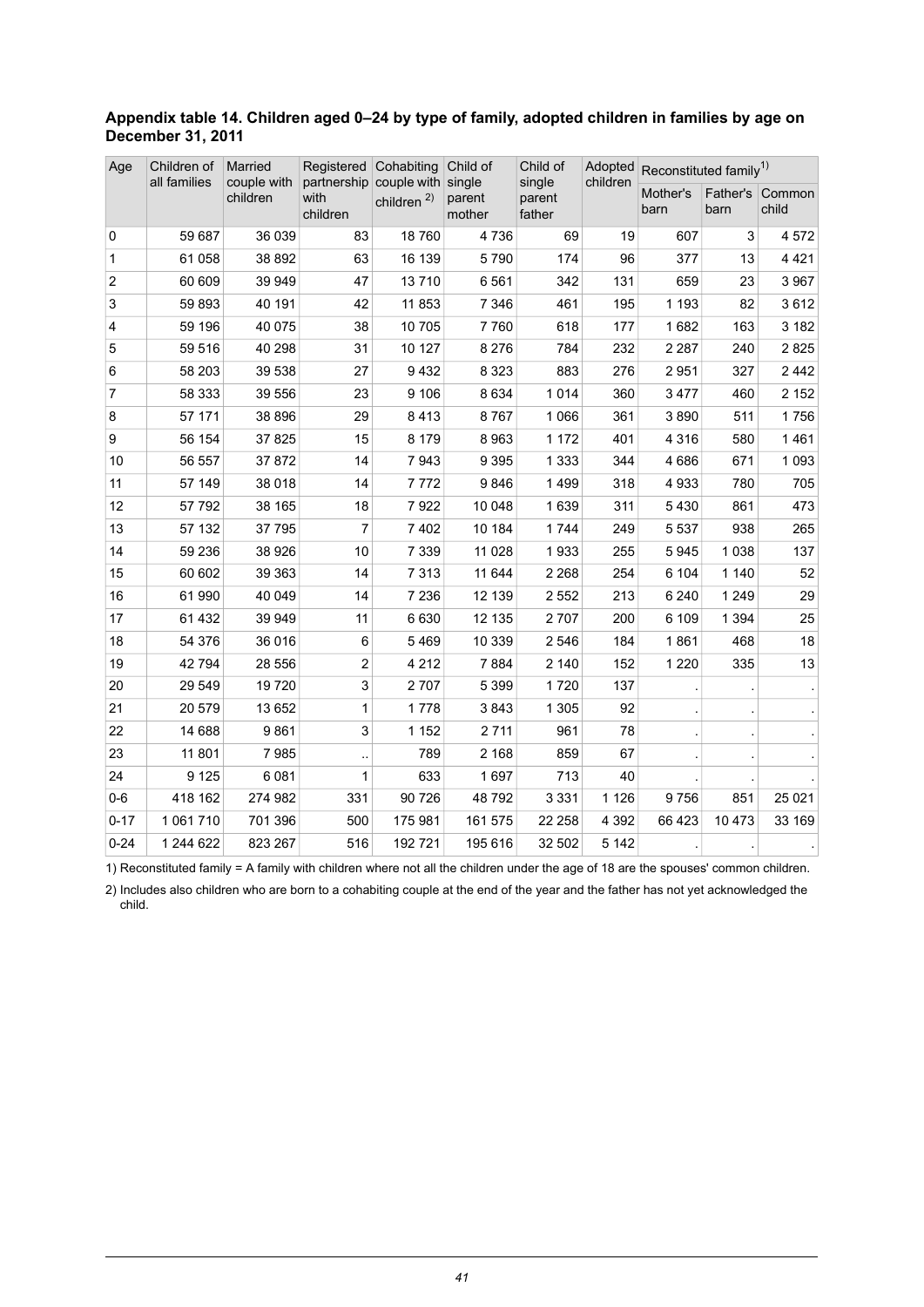**Appendix table 14. Children aged 0–24 by type of family, adopted children in families by age on December 31, 2011**

| Age | Children of all families | Married couple with children | Registered partnership with children | Cohabiting couple with children [2)] | Child of single parent mother | Child of single parent father | Adopted children | Reconstituted family[1)] | | |
|---|---|---|---|---|---|---|---|---|---|---|
| | | | | | | | | Mother's barn | Father's barn | Common child |
| 0 | 59 687 | 36 039 | 83 | 18 760 | 4 736 | 69 | 19 | 607 | 3 | 4 572 |
| 1 | 61 058 | 38 892 | 63 | 16 139 | 5 790 | 174 | 96 | 377 | 13 | 4 421 |
| 2 | 60 609 | 39 949 | 47 | 13 710 | 6 561 | 342 | 131 | 659 | 23 | 3 967 |
| 3 | 59 893 | 40 191 | 42 | 11 853 | 7 346 | 461 | 195 | 1 193 | 82 | 3 612 |
| 4 | 59 196 | 40 075 | 38 | 10 705 | 7 760 | 618 | 177 | 1 682 | 163 | 3 182 |
| 5 | 59 516 | 40 298 | 31 | 10 127 | 8 276 | 784 | 232 | 2 287 | 240 | 2 825 |
| 6 | 58 203 | 39 538 | 27 | 9 432 | 8 323 | 883 | 276 | 2 951 | 327 | 2 442 |
| 7 | 58 333 | 39 556 | 23 | 9 106 | 8 634 | 1 014 | 360 | 3 477 | 460 | 2 152 |
| 8 | 57 171 | 38 896 | 29 | 8 413 | 8 767 | 1 066 | 361 | 3 890 | 511 | 1 756 |
| 9 | 56 154 | 37 825 | 15 | 8 179 | 8 963 | 1 172 | 401 | 4 316 | 580 | 1 461 |
| 10 | 56 557 | 37 872 | 14 | 7 943 | 9 395 | 1 333 | 344 | 4 686 | 671 | 1 093 |
| 11 | 57 149 | 38 018 | 14 | 7 772 | 9 846 | 1 499 | 318 | 4 933 | 780 | 705 |
| 12 | 57 792 | 38 165 | 18 | 7 922 | 10 048 | 1 639 | 311 | 5 430 | 861 | 473 |
| 13 | 57 132 | 37 795 | 7 | 7 402 | 10 184 | 1 744 | 249 | 5 537 | 938 | 265 |
| 14 | 59 236 | 38 926 | 10 | 7 339 | 11 028 | 1 933 | 255 | 5 945 | 1 038 | 137 |
| 15 | 60 602 | 39 363 | 14 | 7 313 | 11 644 | 2 268 | 254 | 6 104 | 1 140 | 52 |
| 16 | 61 990 | 40 049 | 14 | 7 236 | 12 139 | 2 552 | 213 | 6 240 | 1 249 | 29 |
| 17 | 61 432 | 39 949 | 11 | 6 630 | 12 135 | 2 707 | 200 | 6 109 | 1 394 | 25 |
| 18 | 54 376 | 36 016 | 6 | 5 469 | 10 339 | 2 546 | 184 | 1 861 | 468 | 18 |
| 19 | 42 794 | 28 556 | 2 | 4 212 | 7 884 | 2 140 | 152 | 1 220 | 335 | 13 |
| 20 | 29 549 | 19 720 | 3 | 2 707 | 5 399 | 1 720 | 137 | . | . | . |
| 21 | 20 579 | 13 652 | 1 | 1 778 | 3 843 | 1 305 | 92 | . | . | . |
| 22 | 14 688 | 9 861 | 3 | 1 152 | 2 711 | 961 | 78 | . | . | . |
| 23 | 11 801 | 7 985 | .. | 789 | 2 168 | 859 | 67 | . | . | . |
| 24 | 9 125 | 6 081 | 1 | 633 | 1 697 | 713 | 40 | . | . | . |
| 0-6 | 418 162 | 274 982 | 331 | 90 726 | 48 792 | 3 331 | 1 126 | 9 756 | 851 | 25 021 |
| 0-17 | 1 061 710 | 701 396 | 500 | 175 981 | 161 575 | 22 258 | 4 392 | 66 423 | 10 473 | 33 169 |
| 0-24 | 1 244 622 | 823 267 | 516 | 192 721 | 195 616 | 32 502 | 5 142 | . | . | . |

1) Reconstituted family = A family with children where not all the children under the age of 18 are the spouses' common children.

2) Includes also children who are born to a cohabiting couple at the end of the year and the father has not yet acknowledged the child.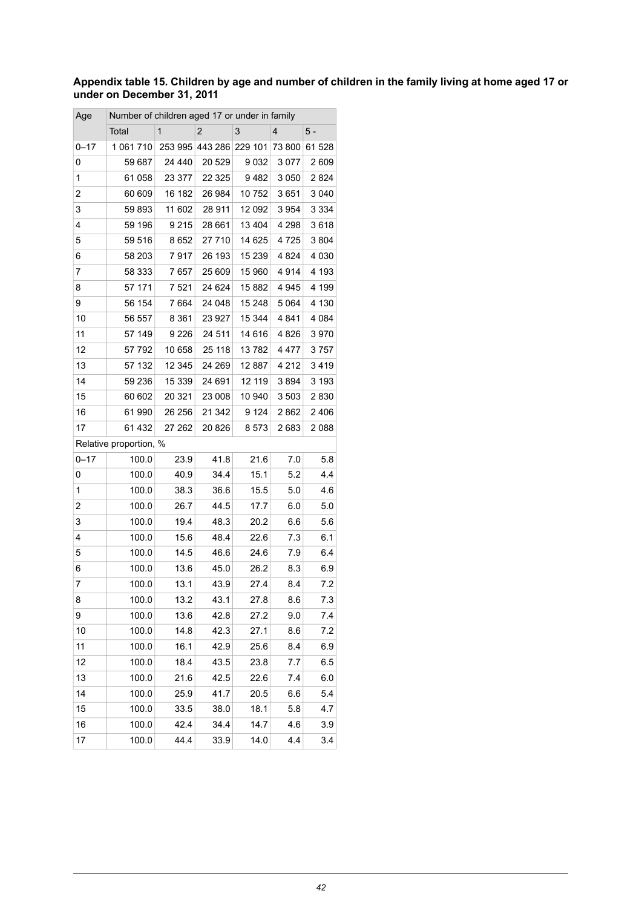**Appendix table 15. Children by age and number of children in the family living at home aged 17 or under on December 31, 2011**

| Age | Number of children aged 17 or under in family | | | | | |
|---|---|---|---|---|---|---|
| | Total | 1 | 2 | 3 | 4 | 5 - |
| 0–17 | 1 061 710 | 253 995 | 443 286 | 229 101 | 73 800 | 61 528 |
| 0 | 59 687 | 24 440 | 20 529 | 9 032 | 3 077 | 2 609 |
| 1 | 61 058 | 23 377 | 22 325 | 9 482 | 3 050 | 2 824 |
| 2 | 60 609 | 16 182 | 26 984 | 10 752 | 3 651 | 3 040 |
| 3 | 59 893 | 11 602 | 28 911 | 12 092 | 3 954 | 3 334 |
| 4 | 59 196 | 9 215 | 28 661 | 13 404 | 4 298 | 3 618 |
| 5 | 59 516 | 8 652 | 27 710 | 14 625 | 4 725 | 3 804 |
| 6 | 58 203 | 7 917 | 26 193 | 15 239 | 4 824 | 4 030 |
| 7 | 58 333 | 7 657 | 25 609 | 15 960 | 4 914 | 4 193 |
| 8 | 57 171 | 7 521 | 24 624 | 15 882 | 4 945 | 4 199 |
| 9 | 56 154 | 7 664 | 24 048 | 15 248 | 5 064 | 4 130 |
| 10 | 56 557 | 8 361 | 23 927 | 15 344 | 4 841 | 4 084 |
| 11 | 57 149 | 9 226 | 24 511 | 14 616 | 4 826 | 3 970 |
| 12 | 57 792 | 10 658 | 25 118 | 13 782 | 4 477 | 3 757 |
| 13 | 57 132 | 12 345 | 24 269 | 12 887 | 4 212 | 3 419 |
| 14 | 59 236 | 15 339 | 24 691 | 12 119 | 3 894 | 3 193 |
| 15 | 60 602 | 20 321 | 23 008 | 10 940 | 3 503 | 2 830 |
| 16 | 61 990 | 26 256 | 21 342 | 9 124 | 2 862 | 2 406 |
| 17 | 61 432 | 27 262 | 20 826 | 8 573 | 2 683 | 2 088 |
| Relative proportion, % | | | | | | |
| 0–17 | 100.0 | 23.9 | 41.8 | 21.6 | 7.0 | 5.8 |
| 0 | 100.0 | 40.9 | 34.4 | 15.1 | 5.2 | 4.4 |
| 1 | 100.0 | 38.3 | 36.6 | 15.5 | 5.0 | 4.6 |
| 2 | 100.0 | 26.7 | 44.5 | 17.7 | 6.0 | 5.0 |
| 3 | 100.0 | 19.4 | 48.3 | 20.2 | 6.6 | 5.6 |
| 4 | 100.0 | 15.6 | 48.4 | 22.6 | 7.3 | 6.1 |
| 5 | 100.0 | 14.5 | 46.6 | 24.6 | 7.9 | 6.4 |
| 6 | 100.0 | 13.6 | 45.0 | 26.2 | 8.3 | 6.9 |
| 7 | 100.0 | 13.1 | 43.9 | 27.4 | 8.4 | 7.2 |
| 8 | 100.0 | 13.2 | 43.1 | 27.8 | 8.6 | 7.3 |
| 9 | 100.0 | 13.6 | 42.8 | 27.2 | 9.0 | 7.4 |
| 10 | 100.0 | 14.8 | 42.3 | 27.1 | 8.6 | 7.2 |
| 11 | 100.0 | 16.1 | 42.9 | 25.6 | 8.4 | 6.9 |
| 12 | 100.0 | 18.4 | 43.5 | 23.8 | 7.7 | 6.5 |
| 13 | 100.0 | 21.6 | 42.5 | 22.6 | 7.4 | 6.0 |
| 14 | 100.0 | 25.9 | 41.7 | 20.5 | 6.6 | 5.4 |
| 15 | 100.0 | 33.5 | 38.0 | 18.1 | 5.8 | 4.7 |
| 16 | 100.0 | 42.4 | 34.4 | 14.7 | 4.6 | 3.9 |
| 17 | 100.0 | 44.4 | 33.9 | 14.0 | 4.4 | 3.4 |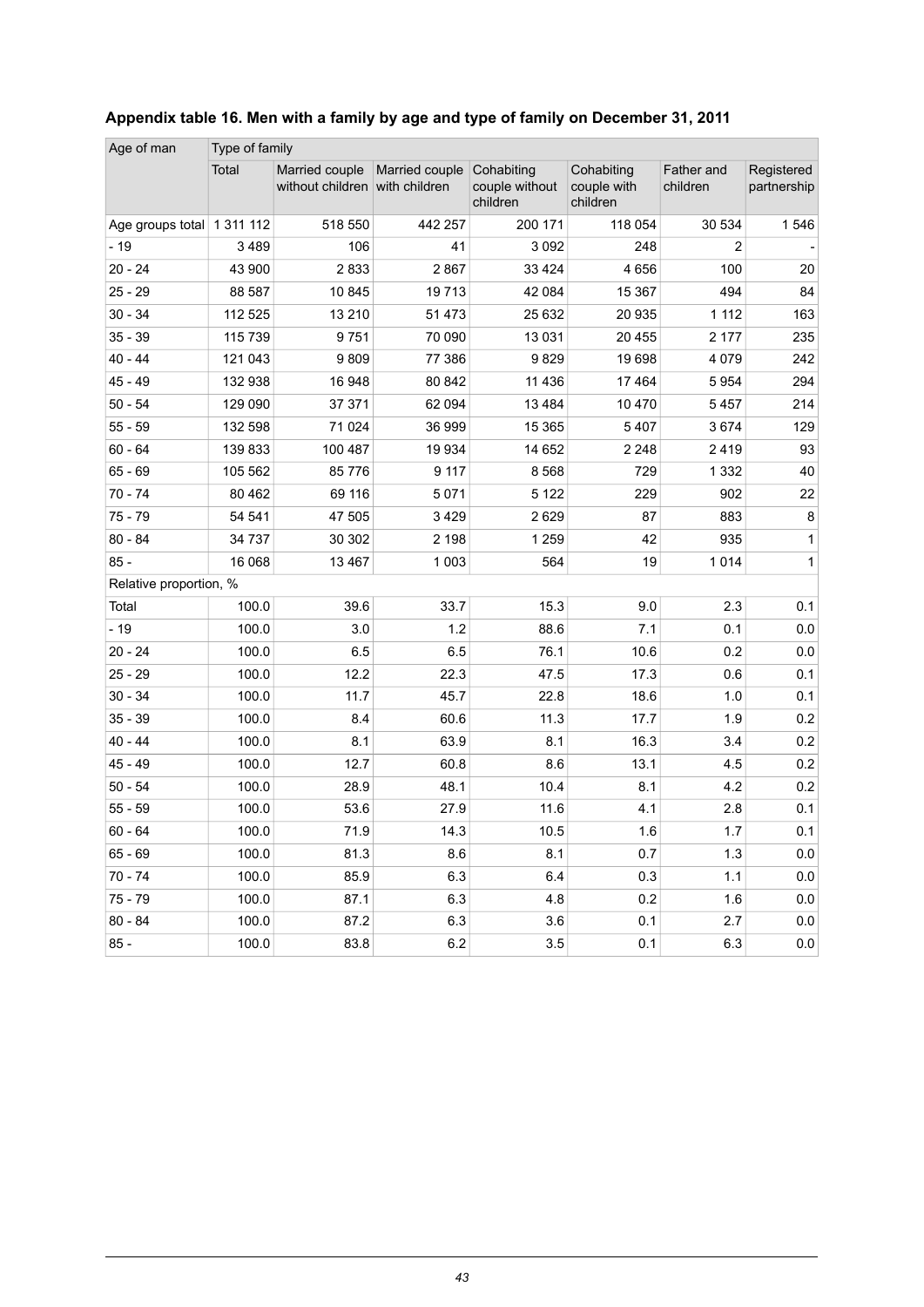**Appendix table 16. Men with a family by age and type of family on December 31, 2011**

| Age of man | Type of family | | | | | | |
|---|---|---|---|---|---|---|---|
| | Total | Married couple without children | Married couple with children | Cohabiting couple without children | Cohabiting couple with children | Father and children | Registered partnership |
| Age groups total | 1 311 112 | 518 550 | 442 257 | 200 171 | 118 054 | 30 534 | 1 546 |
| - 19 | 3 489 | 106 | 41 | 3 092 | 248 | 2 | - |
| 20 - 24 | 43 900 | 2 833 | 2 867 | 33 424 | 4 656 | 100 | 20 |
| 25 - 29 | 88 587 | 10 845 | 19 713 | 42 084 | 15 367 | 494 | 84 |
| 30 - 34 | 112 525 | 13 210 | 51 473 | 25 632 | 20 935 | 1 112 | 163 |
| 35 - 39 | 115 739 | 9 751 | 70 090 | 13 031 | 20 455 | 2 177 | 235 |
| 40 - 44 | 121 043 | 9 809 | 77 386 | 9 829 | 19 698 | 4 079 | 242 |
| 45 - 49 | 132 938 | 16 948 | 80 842 | 11 436 | 17 464 | 5 954 | 294 |
| 50 - 54 | 129 090 | 37 371 | 62 094 | 13 484 | 10 470 | 5 457 | 214 |
| 55 - 59 | 132 598 | 71 024 | 36 999 | 15 365 | 5 407 | 3 674 | 129 |
| 60 - 64 | 139 833 | 100 487 | 19 934 | 14 652 | 2 248 | 2 419 | 93 |
| 65 - 69 | 105 562 | 85 776 | 9 117 | 8 568 | 729 | 1 332 | 40 |
| 70 - 74 | 80 462 | 69 116 | 5 071 | 5 122 | 229 | 902 | 22 |
| 75 - 79 | 54 541 | 47 505 | 3 429 | 2 629 | 87 | 883 | 8 |
| 80 - 84 | 34 737 | 30 302 | 2 198 | 1 259 | 42 | 935 | 1 |
| 85 - | 16 068 | 13 467 | 1 003 | 564 | 19 | 1 014 | 1 |
| Relative proportion, % | | | | | | | |
| Total | 100.0 | 39.6 | 33.7 | 15.3 | 9.0 | 2.3 | 0.1 |
| - 19 | 100.0 | 3.0 | 1.2 | 88.6 | 7.1 | 0.1 | 0.0 |
| 20 - 24 | 100.0 | 6.5 | 6.5 | 76.1 | 10.6 | 0.2 | 0.0 |
| 25 - 29 | 100.0 | 12.2 | 22.3 | 47.5 | 17.3 | 0.6 | 0.1 |
| 30 - 34 | 100.0 | 11.7 | 45.7 | 22.8 | 18.6 | 1.0 | 0.1 |
| 35 - 39 | 100.0 | 8.4 | 60.6 | 11.3 | 17.7 | 1.9 | 0.2 |
| 40 - 44 | 100.0 | 8.1 | 63.9 | 8.1 | 16.3 | 3.4 | 0.2 |
| 45 - 49 | 100.0 | 12.7 | 60.8 | 8.6 | 13.1 | 4.5 | 0.2 |
| 50 - 54 | 100.0 | 28.9 | 48.1 | 10.4 | 8.1 | 4.2 | 0.2 |
| 55 - 59 | 100.0 | 53.6 | 27.9 | 11.6 | 4.1 | 2.8 | 0.1 |
| 60 - 64 | 100.0 | 71.9 | 14.3 | 10.5 | 1.6 | 1.7 | 0.1 |
| 65 - 69 | 100.0 | 81.3 | 8.6 | 8.1 | 0.7 | 1.3 | 0.0 |
| 70 - 74 | 100.0 | 85.9 | 6.3 | 6.4 | 0.3 | 1.1 | 0.0 |
| 75 - 79 | 100.0 | 87.1 | 6.3 | 4.8 | 0.2 | 1.6 | 0.0 |
| 80 - 84 | 100.0 | 87.2 | 6.3 | 3.6 | 0.1 | 2.7 | 0.0 |
| 85 - | 100.0 | 83.8 | 6.2 | 3.5 | 0.1 | 6.3 | 0.0 |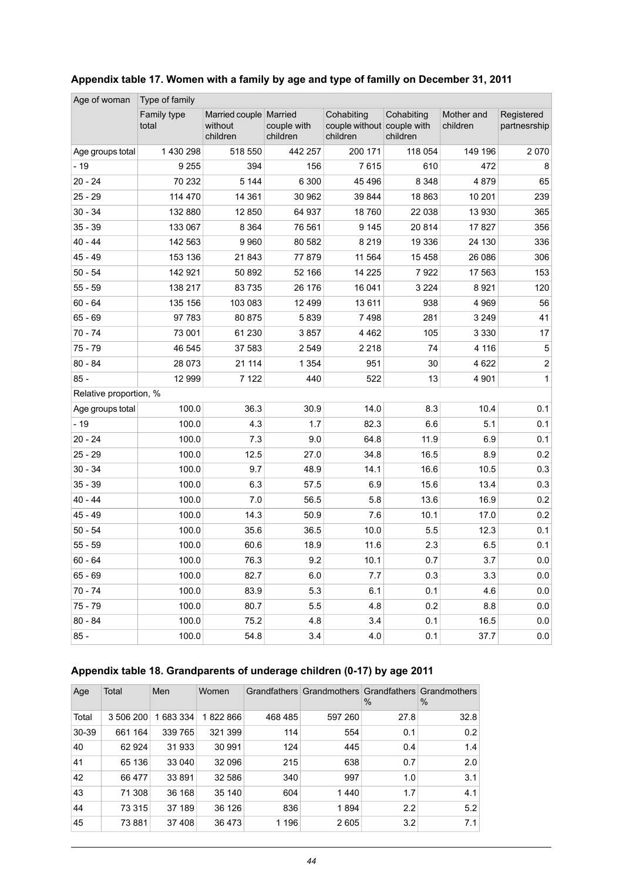### Appendix table 17. Women with a family by age and type of familly on December 31, 2011

| Age of woman | Type of family | | | | | | |
|---|---|---|---|---|---|---|---|
| | Family type total | Married couple without children | Married couple with children | Cohabiting couple without children | Cohabiting couple with children | Mother and children | Registered partnesrship |
| Age groups total | 1 430 298 | 518 550 | 442 257 | 200 171 | 118 054 | 149 196 | 2 070 |
| - 19 | 9 255 | 394 | 156 | 7 615 | 610 | 472 | 8 |
| 20 - 24 | 70 232 | 5 144 | 6 300 | 45 496 | 8 348 | 4 879 | 65 |
| 25 - 29 | 114 470 | 14 361 | 30 962 | 39 844 | 18 863 | 10 201 | 239 |
| 30 - 34 | 132 880 | 12 850 | 64 937 | 18 760 | 22 038 | 13 930 | 365 |
| 35 - 39 | 133 067 | 8 364 | 76 561 | 9 145 | 20 814 | 17 827 | 356 |
| 40 - 44 | 142 563 | 9 960 | 80 582 | 8 219 | 19 336 | 24 130 | 336 |
| 45 - 49 | 153 136 | 21 843 | 77 879 | 11 564 | 15 458 | 26 086 | 306 |
| 50 - 54 | 142 921 | 50 892 | 52 166 | 14 225 | 7 922 | 17 563 | 153 |
| 55 - 59 | 138 217 | 83 735 | 26 176 | 16 041 | 3 224 | 8 921 | 120 |
| 60 - 64 | 135 156 | 103 083 | 12 499 | 13 611 | 938 | 4 969 | 56 |
| 65 - 69 | 97 783 | 80 875 | 5 839 | 7 498 | 281 | 3 249 | 41 |
| 70 - 74 | 73 001 | 61 230 | 3 857 | 4 462 | 105 | 3 330 | 17 |
| 75 - 79 | 46 545 | 37 583 | 2 549 | 2 218 | 74 | 4 116 | 5 |
| 80 - 84 | 28 073 | 21 114 | 1 354 | 951 | 30 | 4 622 | 2 |
| 85 - | 12 999 | 7 122 | 440 | 522 | 13 | 4 901 | 1 |
| Relative proportion, % | | | | | | | |
| Age groups total | 100.0 | 36.3 | 30.9 | 14.0 | 8.3 | 10.4 | 0.1 |
| - 19 | 100.0 | 4.3 | 1.7 | 82.3 | 6.6 | 5.1 | 0.1 |
| 20 - 24 | 100.0 | 7.3 | 9.0 | 64.8 | 11.9 | 6.9 | 0.1 |
| 25 - 29 | 100.0 | 12.5 | 27.0 | 34.8 | 16.5 | 8.9 | 0.2 |
| 30 - 34 | 100.0 | 9.7 | 48.9 | 14.1 | 16.6 | 10.5 | 0.3 |
| 35 - 39 | 100.0 | 6.3 | 57.5 | 6.9 | 15.6 | 13.4 | 0.3 |
| 40 - 44 | 100.0 | 7.0 | 56.5 | 5.8 | 13.6 | 16.9 | 0.2 |
| 45 - 49 | 100.0 | 14.3 | 50.9 | 7.6 | 10.1 | 17.0 | 0.2 |
| 50 - 54 | 100.0 | 35.6 | 36.5 | 10.0 | 5.5 | 12.3 | 0.1 |
| 55 - 59 | 100.0 | 60.6 | 18.9 | 11.6 | 2.3 | 6.5 | 0.1 |
| 60 - 64 | 100.0 | 76.3 | 9.2 | 10.1 | 0.7 | 3.7 | 0.0 |
| 65 - 69 | 100.0 | 82.7 | 6.0 | 7.7 | 0.3 | 3.3 | 0.0 |
| 70 - 74 | 100.0 | 83.9 | 5.3 | 6.1 | 0.1 | 4.6 | 0.0 |
| 75 - 79 | 100.0 | 80.7 | 5.5 | 4.8 | 0.2 | 8.8 | 0.0 |
| 80 - 84 | 100.0 | 75.2 | 4.8 | 3.4 | 0.1 | 16.5 | 0.0 |
| 85 - | 100.0 | 54.8 | 3.4 | 4.0 | 0.1 | 37.7 | 0.0 |

### Appendix table 18. Grandparents of underage children (0-17) by age 2011

| Age | Total | Men | Women | Grandfathers | Grandmothers | Grandfathers % | Grandmothers % |
|---|---|---|---|---|---|---|---|
| Total | 3 506 200 | 1 683 334 | 1 822 866 | 468 485 | 597 260 | 27.8 | 32.8 |
| 30-39 | 661 164 | 339 765 | 321 399 | 114 | 554 | 0.1 | 0.2 |
| 40 | 62 924 | 31 933 | 30 991 | 124 | 445 | 0.4 | 1.4 |
| 41 | 65 136 | 33 040 | 32 096 | 215 | 638 | 0.7 | 2.0 |
| 42 | 66 477 | 33 891 | 32 586 | 340 | 997 | 1.0 | 3.1 |
| 43 | 71 308 | 36 168 | 35 140 | 604 | 1 440 | 1.7 | 4.1 |
| 44 | 73 315 | 37 189 | 36 126 | 836 | 1 894 | 2.2 | 5.2 |
| 45 | 73 881 | 37 408 | 36 473 | 1 196 | 2 605 | 3.2 | 7.1 |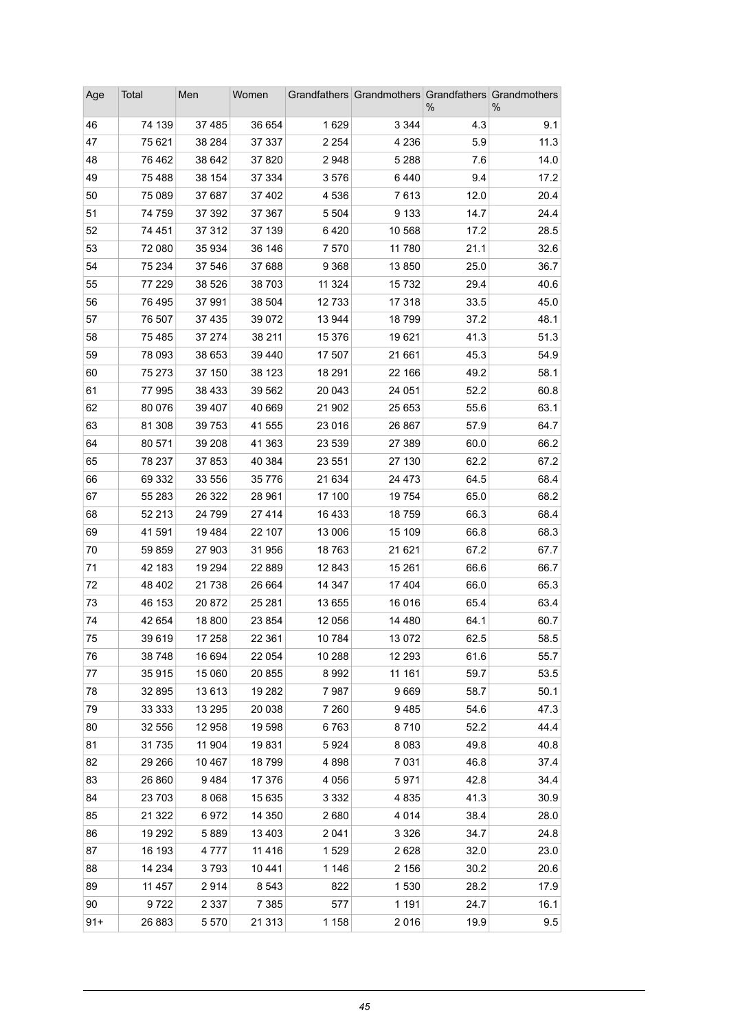| Age | Total | Men | Women | Grandfathers | Grandmothers | Grandfathers % | Grandmothers % |
|---|---|---|---|---|---|---|---|
| 46 | 74 139 | 37 485 | 36 654 | 1 629 | 3 344 | 4.3 | 9.1 |
| 47 | 75 621 | 38 284 | 37 337 | 2 254 | 4 236 | 5.9 | 11.3 |
| 48 | 76 462 | 38 642 | 37 820 | 2 948 | 5 288 | 7.6 | 14.0 |
| 49 | 75 488 | 38 154 | 37 334 | 3 576 | 6 440 | 9.4 | 17.2 |
| 50 | 75 089 | 37 687 | 37 402 | 4 536 | 7 613 | 12.0 | 20.4 |
| 51 | 74 759 | 37 392 | 37 367 | 5 504 | 9 133 | 14.7 | 24.4 |
| 52 | 74 451 | 37 312 | 37 139 | 6 420 | 10 568 | 17.2 | 28.5 |
| 53 | 72 080 | 35 934 | 36 146 | 7 570 | 11 780 | 21.1 | 32.6 |
| 54 | 75 234 | 37 546 | 37 688 | 9 368 | 13 850 | 25.0 | 36.7 |
| 55 | 77 229 | 38 526 | 38 703 | 11 324 | 15 732 | 29.4 | 40.6 |
| 56 | 76 495 | 37 991 | 38 504 | 12 733 | 17 318 | 33.5 | 45.0 |
| 57 | 76 507 | 37 435 | 39 072 | 13 944 | 18 799 | 37.2 | 48.1 |
| 58 | 75 485 | 37 274 | 38 211 | 15 376 | 19 621 | 41.3 | 51.3 |
| 59 | 78 093 | 38 653 | 39 440 | 17 507 | 21 661 | 45.3 | 54.9 |
| 60 | 75 273 | 37 150 | 38 123 | 18 291 | 22 166 | 49.2 | 58.1 |
| 61 | 77 995 | 38 433 | 39 562 | 20 043 | 24 051 | 52.2 | 60.8 |
| 62 | 80 076 | 39 407 | 40 669 | 21 902 | 25 653 | 55.6 | 63.1 |
| 63 | 81 308 | 39 753 | 41 555 | 23 016 | 26 867 | 57.9 | 64.7 |
| 64 | 80 571 | 39 208 | 41 363 | 23 539 | 27 389 | 60.0 | 66.2 |
| 65 | 78 237 | 37 853 | 40 384 | 23 551 | 27 130 | 62.2 | 67.2 |
| 66 | 69 332 | 33 556 | 35 776 | 21 634 | 24 473 | 64.5 | 68.4 |
| 67 | 55 283 | 26 322 | 28 961 | 17 100 | 19 754 | 65.0 | 68.2 |
| 68 | 52 213 | 24 799 | 27 414 | 16 433 | 18 759 | 66.3 | 68.4 |
| 69 | 41 591 | 19 484 | 22 107 | 13 006 | 15 109 | 66.8 | 68.3 |
| 70 | 59 859 | 27 903 | 31 956 | 18 763 | 21 621 | 67.2 | 67.7 |
| 71 | 42 183 | 19 294 | 22 889 | 12 843 | 15 261 | 66.6 | 66.7 |
| 72 | 48 402 | 21 738 | 26 664 | 14 347 | 17 404 | 66.0 | 65.3 |
| 73 | 46 153 | 20 872 | 25 281 | 13 655 | 16 016 | 65.4 | 63.4 |
| 74 | 42 654 | 18 800 | 23 854 | 12 056 | 14 480 | 64.1 | 60.7 |
| 75 | 39 619 | 17 258 | 22 361 | 10 784 | 13 072 | 62.5 | 58.5 |
| 76 | 38 748 | 16 694 | 22 054 | 10 288 | 12 293 | 61.6 | 55.7 |
| 77 | 35 915 | 15 060 | 20 855 | 8 992 | 11 161 | 59.7 | 53.5 |
| 78 | 32 895 | 13 613 | 19 282 | 7 987 | 9 669 | 58.7 | 50.1 |
| 79 | 33 333 | 13 295 | 20 038 | 7 260 | 9 485 | 54.6 | 47.3 |
| 80 | 32 556 | 12 958 | 19 598 | 6 763 | 8 710 | 52.2 | 44.4 |
| 81 | 31 735 | 11 904 | 19 831 | 5 924 | 8 083 | 49.8 | 40.8 |
| 82 | 29 266 | 10 467 | 18 799 | 4 898 | 7 031 | 46.8 | 37.4 |
| 83 | 26 860 | 9 484 | 17 376 | 4 056 | 5 971 | 42.8 | 34.4 |
| 84 | 23 703 | 8 068 | 15 635 | 3 332 | 4 835 | 41.3 | 30.9 |
| 85 | 21 322 | 6 972 | 14 350 | 2 680 | 4 014 | 38.4 | 28.0 |
| 86 | 19 292 | 5 889 | 13 403 | 2 041 | 3 326 | 34.7 | 24.8 |
| 87 | 16 193 | 4 777 | 11 416 | 1 529 | 2 628 | 32.0 | 23.0 |
| 88 | 14 234 | 3 793 | 10 441 | 1 146 | 2 156 | 30.2 | 20.6 |
| 89 | 11 457 | 2 914 | 8 543 | 822 | 1 530 | 28.2 | 17.9 |
| 90 | 9 722 | 2 337 | 7 385 | 577 | 1 191 | 24.7 | 16.1 |
| 91+ | 26 883 | 5 570 | 21 313 | 1 158 | 2 016 | 19.9 | 9.5 |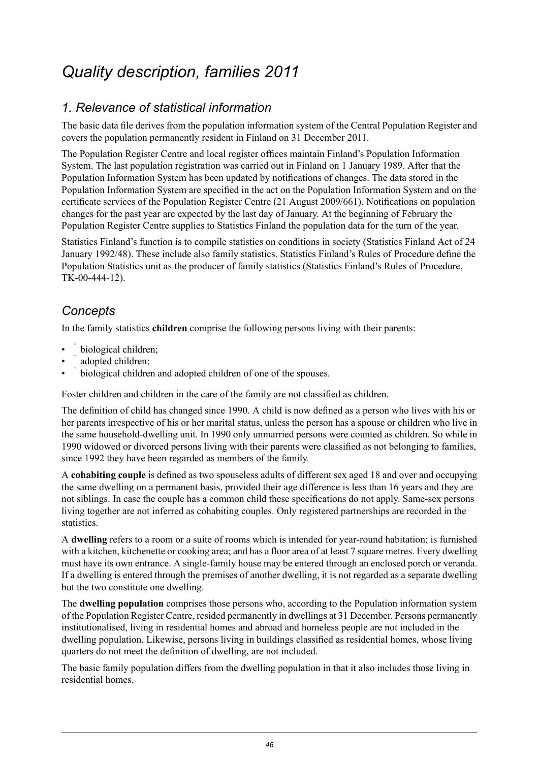# *Quality description, families 2011*

## *1. Relevance of statistical information*

The basic data file derives from the population information system of the Central Population Register and covers the population permanently resident in Finland on 31 December 2011.

The Population Register Centre and local register offices maintain Finland's Population Information System. The last population registration was carried out in Finland on 1 January 1989. After that the Population Information System has been updated by notifications of changes. The data stored in the Population Information System are specified in the act on the Population Information System and on the certificate services of the Population Register Centre (21 August 2009/661). Notifications on population changes for the past year are expected by the last day of January. At the beginning of February the Population Register Centre supplies to Statistics Finland the population data for the turn of the year.

Statistics Finland's function is to compile statistics on conditions in society (Statistics Finland Act of 24 January 1992/48). These include also family statistics. Statistics Finland's Rules of Procedure define the Population Statistics unit as the producer of family statistics (Statistics Finland's Rules of Procedure, TK-00-444-12).

## *Concepts*

In the family statistics **children** comprise the following persons living with their parents:

- biological children;
- adopted children;
- biological children and adopted children of one of the spouses.

Foster children and children in the care of the family are not classified as children.

The definition of child has changed since 1990. A child is now defined as a person who lives with his or her parents irrespective of his or her marital status, unless the person has a spouse or children who live in the same household-dwelling unit. In 1990 only unmarried persons were counted as children. So while in 1990 widowed or divorced persons living with their parents were classified as not belonging to families, since 1992 they have been regarded as members of the family.

A **cohabiting couple** is defined as two spouseless adults of different sex aged 18 and over and occupying the same dwelling on a permanent basis, provided their age difference is less than 16 years and they are not siblings. In case the couple has a common child these specifications do not apply. Same-sex persons living together are not inferred as cohabiting couples. Only registered partnerships are recorded in the statistics.

A **dwelling** refers to a room or a suite of rooms which is intended for year-round habitation; is furnished with a kitchen, kitchenette or cooking area; and has a floor area of at least 7 square metres. Every dwelling must have its own entrance. A single-family house may be entered through an enclosed porch or veranda. If a dwelling is entered through the premises of another dwelling, it is not regarded as a separate dwelling but the two constitute one dwelling.

The **dwelling population** comprises those persons who, according to the Population information system of the Population Register Centre, resided permanently in dwellings at 31 December. Persons permanently institutionalised, living in residential homes and abroad and homeless people are not included in the dwelling population. Likewise, persons living in buildings classified as residential homes, whose living quarters do not meet the definition of dwelling, are not included.

The basic family population differs from the dwelling population in that it also includes those living in residential homes.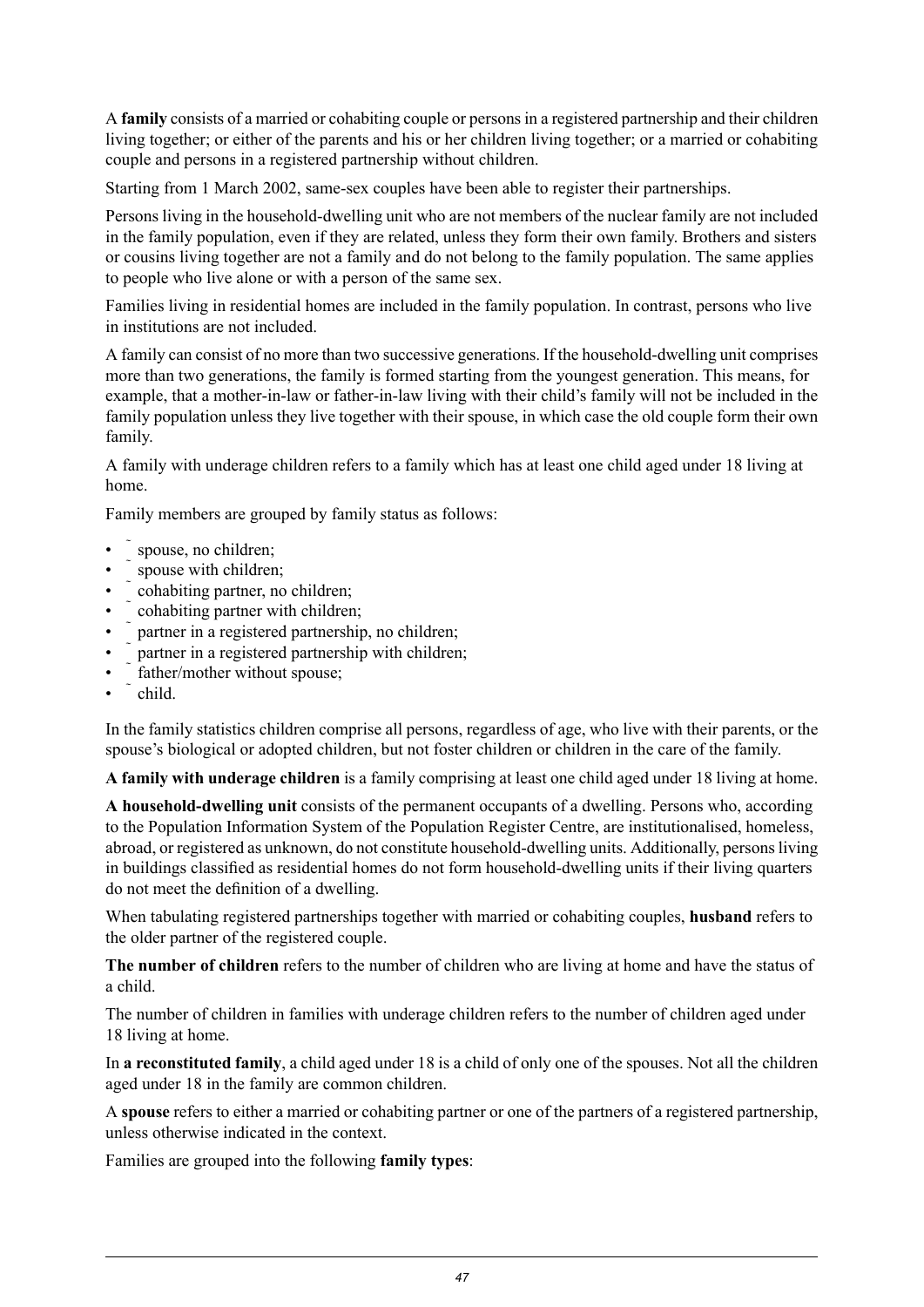A **family** consists of a married or cohabiting couple or persons in a registered partnership and their children living together; or either of the parents and his or her children living together; or a married or cohabiting couple and persons in a registered partnership without children.

Starting from 1 March 2002, same-sex couples have been able to register their partnerships.

Persons living in the household-dwelling unit who are not members of the nuclear family are not included in the family population, even if they are related, unless they form their own family. Brothers and sisters or cousins living together are not a family and do not belong to the family population. The same applies to people who live alone or with a person of the same sex.

Families living in residential homes are included in the family population. In contrast, persons who live in institutions are not included.

A family can consist of no more than two successive generations. If the household-dwelling unit comprises more than two generations, the family is formed starting from the youngest generation. This means, for example, that a mother-in-law or father-in-law living with their child's family will not be included in the family population unless they live together with their spouse, in which case the old couple form their own family.

A family with underage children refers to a family which has at least one child aged under 18 living at home.

Family members are grouped by family status as follows:

- spouse, no children;
- spouse with children;
- cohabiting partner, no children;
- cohabiting partner with children;
- partner in a registered partnership, no children;
- partner in a registered partnership with children;
- father/mother without spouse;
- child.

In the family statistics children comprise all persons, regardless of age, who live with their parents, or the spouse's biological or adopted children, but not foster children or children in the care of the family.

**A family with underage children** is a family comprising at least one child aged under 18 living at home.

**A household-dwelling unit** consists of the permanent occupants of a dwelling. Persons who, according to the Population Information System of the Population Register Centre, are institutionalised, homeless, abroad, or registered as unknown, do not constitute household-dwelling units. Additionally, persons living in buildings classified as residential homes do not form household-dwelling units if their living quarters do not meet the definition of a dwelling.

When tabulating registered partnerships together with married or cohabiting couples, **husband** refers to the older partner of the registered couple.

**The number of children** refers to the number of children who are living at home and have the status of a child.

The number of children in families with underage children refers to the number of children aged under 18 living at home.

In **a reconstituted family**, a child aged under 18 is a child of only one of the spouses. Not all the children aged under 18 in the family are common children.

A **spouse** refers to either a married or cohabiting partner or one of the partners of a registered partnership, unless otherwise indicated in the context.

Families are grouped into the following **family types**: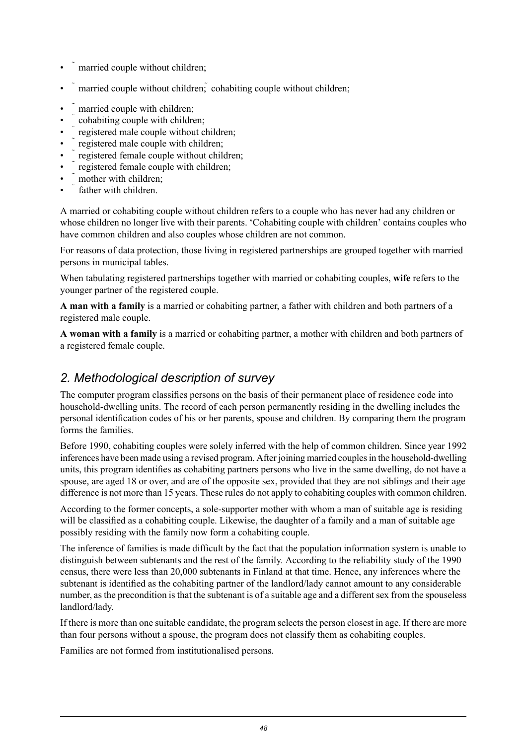- married couple without children;
- married couple without children; cohabiting couple without children;
- married couple with children;
- cohabiting couple with children;
- registered male couple without children;
- registered male couple with children;
- registered female couple without children;
- registered female couple with children;
- mother with children;
- father with children.

A married or cohabiting couple without children refers to a couple who has never had any children or whose children no longer live with their parents. 'Cohabiting couple with children' contains couples who have common children and also couples whose children are not common.

For reasons of data protection, those living in registered partnerships are grouped together with married persons in municipal tables.

When tabulating registered partnerships together with married or cohabiting couples, **wife** refers to the younger partner of the registered couple.

**A man with a family** is a married or cohabiting partner, a father with children and both partners of a registered male couple.

**A woman with a family** is a married or cohabiting partner, a mother with children and both partners of a registered female couple.

## *2. Methodological description of survey*

The computer program classifies persons on the basis of their permanent place of residence code into household-dwelling units. The record of each person permanently residing in the dwelling includes the personal identification codes of his or her parents, spouse and children. By comparing them the program forms the families.

Before 1990, cohabiting couples were solely inferred with the help of common children. Since year 1992 inferences have been made using a revised program. After joining married couples in the household-dwelling units, this program identifies as cohabiting partners persons who live in the same dwelling, do not have a spouse, are aged 18 or over, and are of the opposite sex, provided that they are not siblings and their age difference is not more than 15 years. These rules do not apply to cohabiting couples with common children.

According to the former concepts, a sole-supporter mother with whom a man of suitable age is residing will be classified as a cohabiting couple. Likewise, the daughter of a family and a man of suitable age possibly residing with the family now form a cohabiting couple.

The inference of families is made difficult by the fact that the population information system is unable to distinguish between subtenants and the rest of the family. According to the reliability study of the 1990 census, there were less than 20,000 subtenants in Finland at that time. Hence, any inferences where the subtenant is identified as the cohabiting partner of the landlord/lady cannot amount to any considerable number, as the precondition is that the subtenant is of a suitable age and a different sex from the spouseless landlord/lady.

If there is more than one suitable candidate, the program selects the person closest in age. If there are more than four persons without a spouse, the program does not classify them as cohabiting couples.

Families are not formed from institutionalised persons.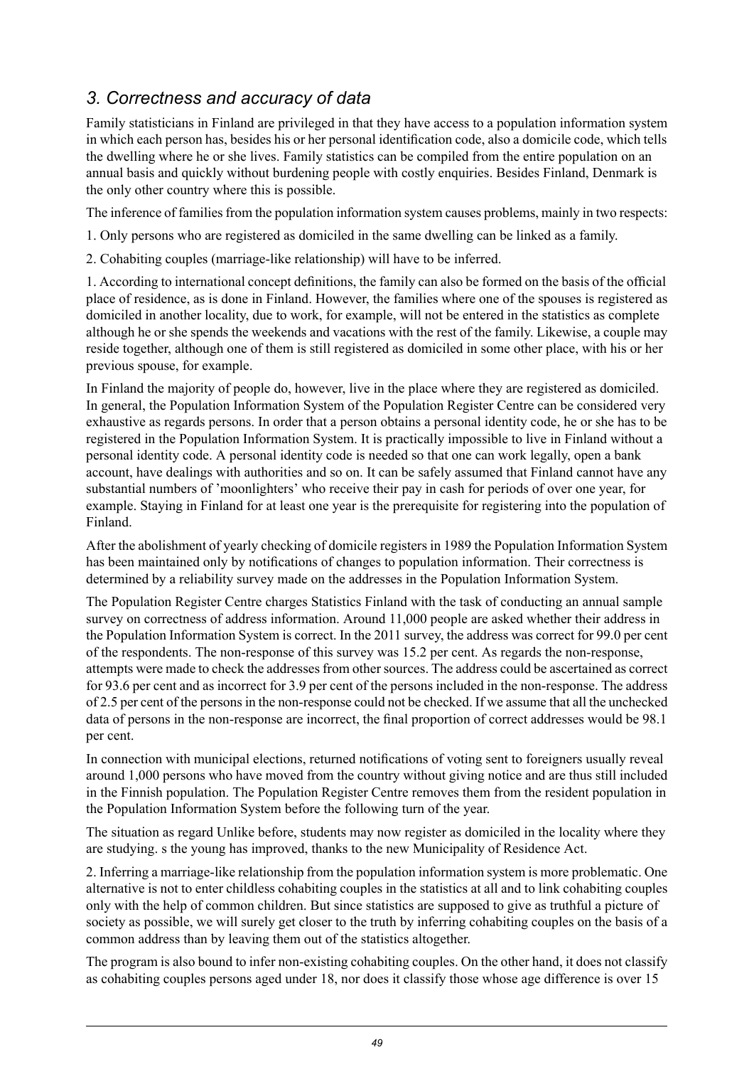## *3. Correctness and accuracy of data*

Family statisticians in Finland are privileged in that they have access to a population information system in which each person has, besides his or her personal identification code, also a domicile code, which tells the dwelling where he or she lives. Family statistics can be compiled from the entire population on an annual basis and quickly without burdening people with costly enquiries. Besides Finland, Denmark is the only other country where this is possible.

The inference of families from the population information system causes problems, mainly in two respects:

1. Only persons who are registered as domiciled in the same dwelling can be linked as a family.

2. Cohabiting couples (marriage-like relationship) will have to be inferred.

1. According to international concept definitions, the family can also be formed on the basis of the official place of residence, as is done in Finland. However, the families where one of the spouses is registered as domiciled in another locality, due to work, for example, will not be entered in the statistics as complete although he or she spends the weekends and vacations with the rest of the family. Likewise, a couple may reside together, although one of them is still registered as domiciled in some other place, with his or her previous spouse, for example.

In Finland the majority of people do, however, live in the place where they are registered as domiciled. In general, the Population Information System of the Population Register Centre can be considered very exhaustive as regards persons. In order that a person obtains a personal identity code, he or she has to be registered in the Population Information System. It is practically impossible to live in Finland without a personal identity code. A personal identity code is needed so that one can work legally, open a bank account, have dealings with authorities and so on. It can be safely assumed that Finland cannot have any substantial numbers of 'moonlighters' who receive their pay in cash for periods of over one year, for example. Staying in Finland for at least one year is the prerequisite for registering into the population of Finland.

After the abolishment of yearly checking of domicile registers in 1989 the Population Information System has been maintained only by notifications of changes to population information. Their correctness is determined by a reliability survey made on the addresses in the Population Information System.

The Population Register Centre charges Statistics Finland with the task of conducting an annual sample survey on correctness of address information. Around 11,000 people are asked whether their address in the Population Information System is correct. In the 2011 survey, the address was correct for 99.0 per cent of the respondents. The non-response of this survey was 15.2 per cent. As regards the non-response, attempts were made to check the addresses from other sources. The address could be ascertained as correct for 93.6 per cent and as incorrect for 3.9 per cent of the persons included in the non-response. The address of 2.5 per cent of the persons in the non-response could not be checked. If we assume that all the unchecked data of persons in the non-response are incorrect, the final proportion of correct addresses would be 98.1 per cent.

In connection with municipal elections, returned notifications of voting sent to foreigners usually reveal around 1,000 persons who have moved from the country without giving notice and are thus still included in the Finnish population. The Population Register Centre removes them from the resident population in the Population Information System before the following turn of the year.

The situation as regard Unlike before, students may now register as domiciled in the locality where they are studying. s the young has improved, thanks to the new Municipality of Residence Act.

2. Inferring a marriage-like relationship from the population information system is more problematic. One alternative is not to enter childless cohabiting couples in the statistics at all and to link cohabiting couples only with the help of common children. But since statistics are supposed to give as truthful a picture of society as possible, we will surely get closer to the truth by inferring cohabiting couples on the basis of a common address than by leaving them out of the statistics altogether.

The program is also bound to infer non-existing cohabiting couples. On the other hand, it does not classify as cohabiting couples persons aged under 18, nor does it classify those whose age difference is over 15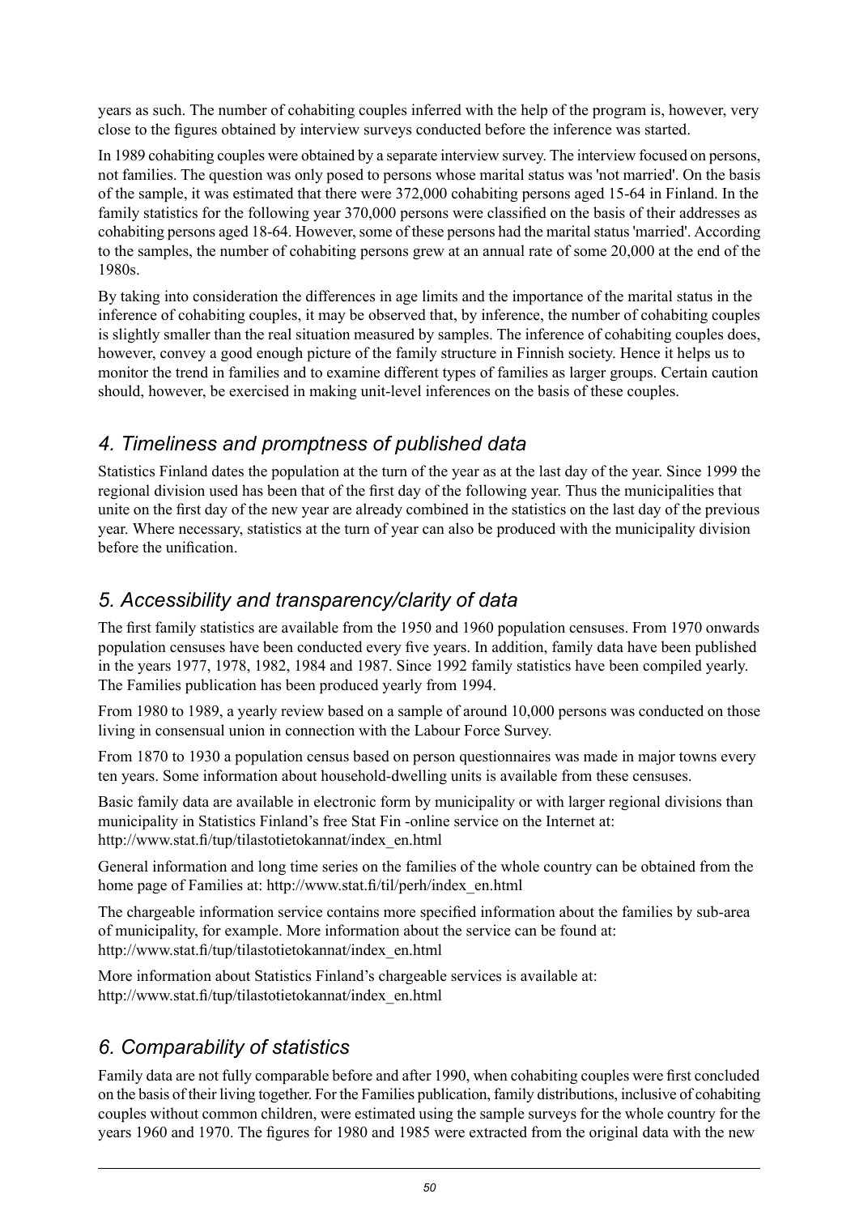years as such. The number of cohabiting couples inferred with the help of the program is, however, very close to the figures obtained by interview surveys conducted before the inference was started.

In 1989 cohabiting couples were obtained by a separate interview survey. The interview focused on persons, not families. The question was only posed to persons whose marital status was 'not married'. On the basis of the sample, it was estimated that there were 372,000 cohabiting persons aged 15-64 in Finland. In the family statistics for the following year 370,000 persons were classified on the basis of their addresses as cohabiting persons aged 18-64. However, some of these persons had the marital status 'married'. According to the samples, the number of cohabiting persons grew at an annual rate of some 20,000 at the end of the 1980s.

By taking into consideration the differences in age limits and the importance of the marital status in the inference of cohabiting couples, it may be observed that, by inference, the number of cohabiting couples is slightly smaller than the real situation measured by samples. The inference of cohabiting couples does, however, convey a good enough picture of the family structure in Finnish society. Hence it helps us to monitor the trend in families and to examine different types of families as larger groups. Certain caution should, however, be exercised in making unit-level inferences on the basis of these couples.

## *4. Timeliness and promptness of published data*

Statistics Finland dates the population at the turn of the year as at the last day of the year. Since 1999 the regional division used has been that of the first day of the following year. Thus the municipalities that unite on the first day of the new year are already combined in the statistics on the last day of the previous year. Where necessary, statistics at the turn of year can also be produced with the municipality division before the unification.

## *5. Accessibility and transparency/clarity of data*

The first family statistics are available from the 1950 and 1960 population censuses. From 1970 onwards population censuses have been conducted every five years. In addition, family data have been published in the years 1977, 1978, 1982, 1984 and 1987. Since 1992 family statistics have been compiled yearly. The Families publication has been produced yearly from 1994.

From 1980 to 1989, a yearly review based on a sample of around 10,000 persons was conducted on those living in consensual union in connection with the Labour Force Survey.

From 1870 to 1930 a population census based on person questionnaires was made in major towns every ten years. Some information about household-dwelling units is available from these censuses.

Basic family data are available in electronic form by municipality or with larger regional divisions than municipality in Statistics Finland's free Stat Fin -online service on the Internet at: http://www.stat.fi/tup/tilastotietokannat/index_en.html

General information and long time series on the families of the whole country can be obtained from the home page of Families at: http://www.stat.fi/til/perh/index_en.html

The chargeable information service contains more specified information about the families by sub-area of municipality, for example. More information about the service can be found at: http://www.stat.fi/tup/tilastotietokannat/index_en.html

More information about Statistics Finland's chargeable services is available at: http://www.stat.fi/tup/tilastotietokannat/index_en.html

## *6. Comparability of statistics*

Family data are not fully comparable before and after 1990, when cohabiting couples were first concluded on the basis of their living together. For the Families publication, family distributions, inclusive of cohabiting couples without common children, were estimated using the sample surveys for the whole country for the years 1960 and 1970. The figures for 1980 and 1985 were extracted from the original data with the new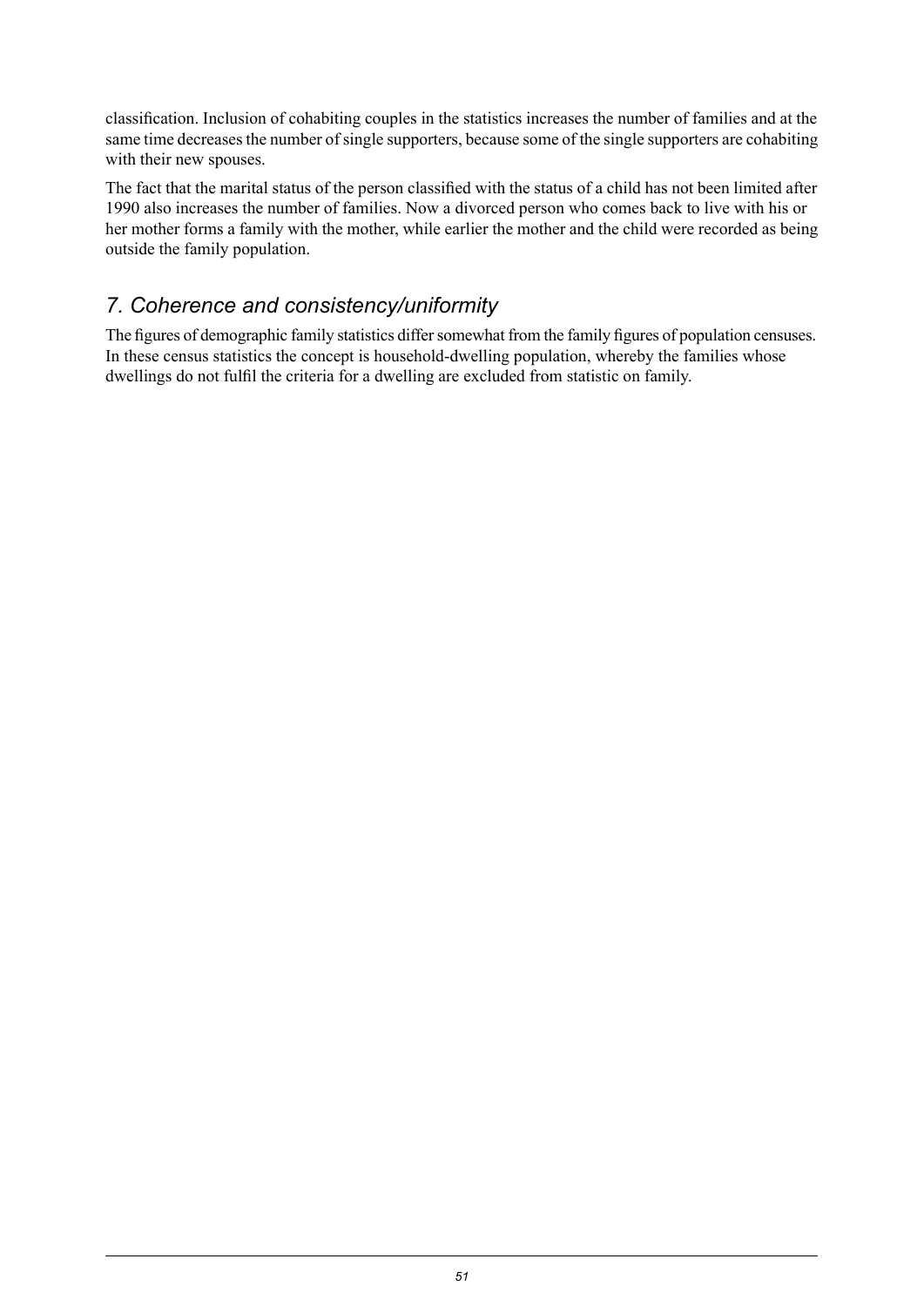classification. Inclusion of cohabiting couples in the statistics increases the number of families and at the same time decreases the number of single supporters, because some of the single supporters are cohabiting with their new spouses.

The fact that the marital status of the person classified with the status of a child has not been limited after 1990 also increases the number of families. Now a divorced person who comes back to live with his or her mother forms a family with the mother, while earlier the mother and the child were recorded as being outside the family population.

## *7. Coherence and consistency/uniformity*

The figures of demographic family statistics differ somewhat from the family figures of population censuses. In these census statistics the concept is household-dwelling population, whereby the families whose dwellings do not fulfil the criteria for a dwelling are excluded from statistic on family.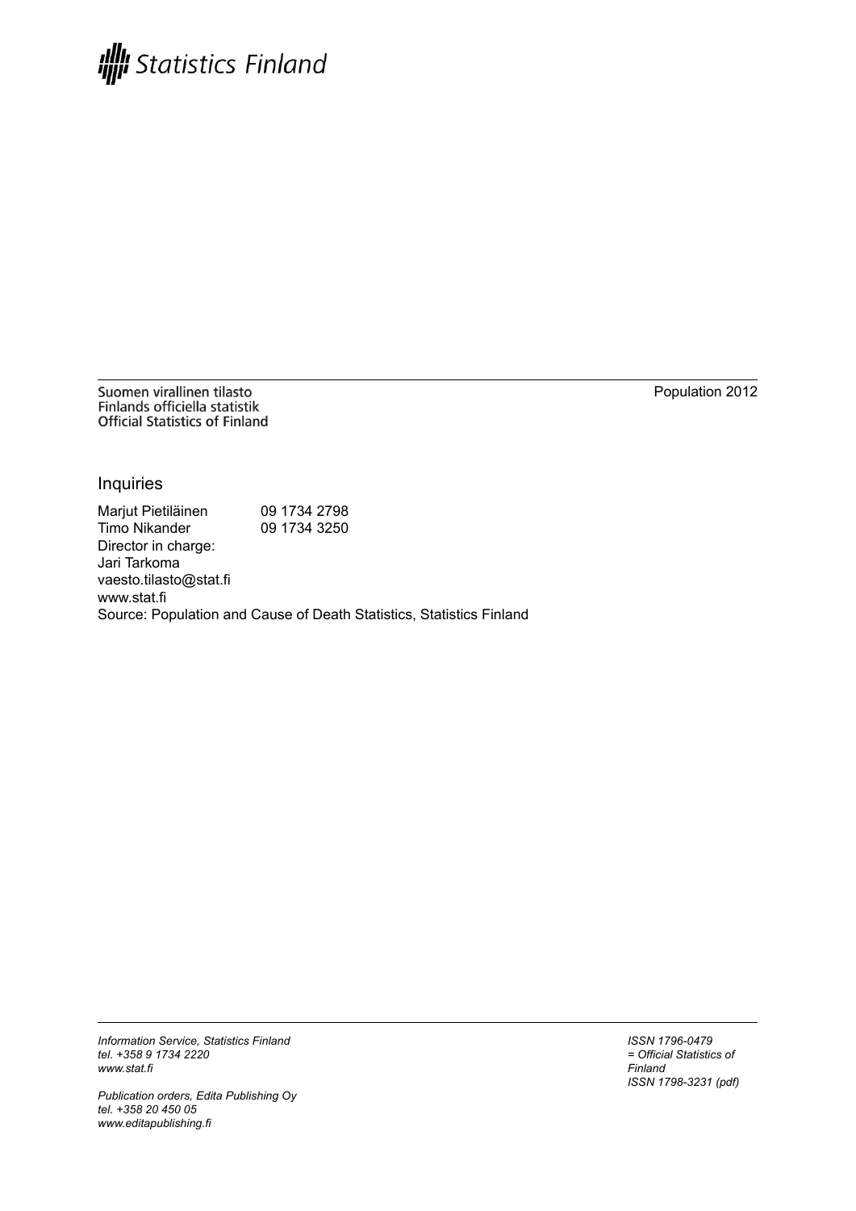Statistics Finland

Suomen virallinen tilasto
Finlands officiella statistik
**Official Statistics of Finland**

Population 2012

## Inquiries

Marjut Pietiläinen 09 1734 2798
Timo Nikander 09 1734 3250
Director in charge:
Jari Tarkoma
vaesto.tilasto@stat.fi
www.stat.fi
Source: Population and Cause of Death Statistics, Statistics Finland

*Information Service, Statistics Finland*
*tel. +358 9 1734 2220*
*www.stat.fi*

*Publication orders, Edita Publishing Oy*
*tel. +358 20 450 05*
*www.editapublishing.fi*

*ISSN 1796-0479*
*= Official Statistics of Finland*
*ISSN 1798-3231 (pdf)*